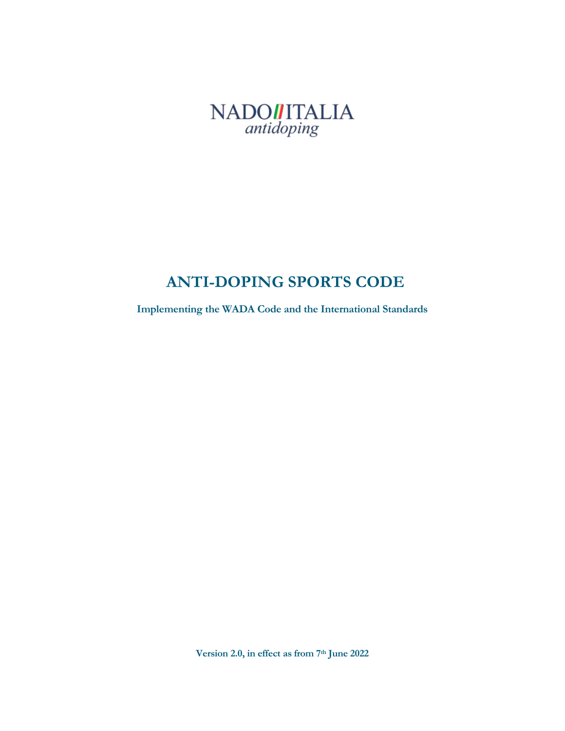NADO ITALIA

*antidoping*

# ANTI-DOPING SPORTS CODE

**Implementing the WADA Code and the International Standards**

**Version 2.0, in effect as from 7th June 2022**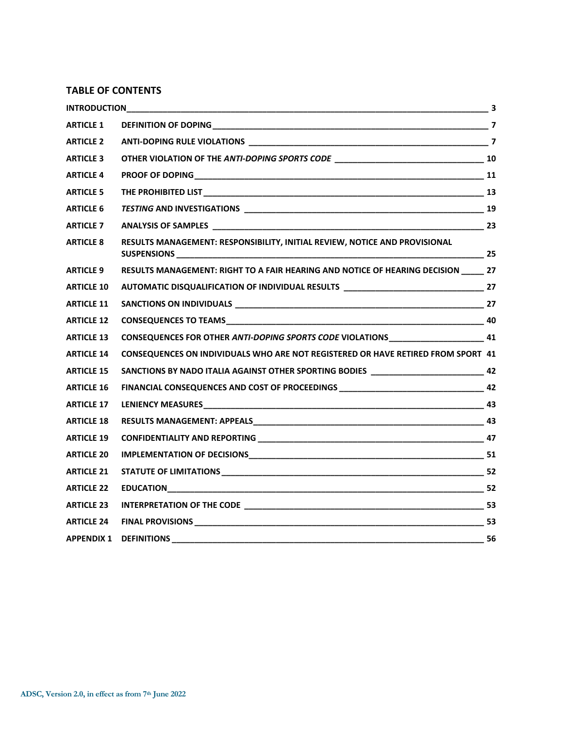## TABLE OF CONTENTS

| | | |
|---|---|---|
| **INTRODUCTION** | | **3** |
| **ARTICLE 1** | **DEFINITION OF DOPING** | **7** |
| **ARTICLE 2** | **ANTI-DOPING RULE VIOLATIONS** | **7** |
| **ARTICLE 3** | **OTHER VIOLATION OF THE *ANTI-DOPING SPORTS CODE*** | **10** |
| **ARTICLE 4** | **PROOF OF DOPING** | **11** |
| **ARTICLE 5** | **THE PROHIBITED LIST** | **13** |
| **ARTICLE 6** | ***TESTING* AND INVESTIGATIONS** | **19** |
| **ARTICLE 7** | **ANALYSIS OF SAMPLES** | **23** |
| **ARTICLE 8** | **RESULTS MANAGEMENT: RESPONSIBILITY, INITIAL REVIEW, NOTICE AND PROVISIONAL SUSPENSIONS** | **25** |
| **ARTICLE 9** | **RESULTS MANAGEMENT: RIGHT TO A FAIR HEARING AND NOTICE OF HEARING DECISION** | **27** |
| **ARTICLE 10** | **AUTOMATIC DISQUALIFICATION OF INDIVIDUAL RESULTS** | **27** |
| **ARTICLE 11** | **SANCTIONS ON INDIVIDUALS** | **27** |
| **ARTICLE 12** | **CONSEQUENCES TO TEAMS** | **40** |
| **ARTICLE 13** | **CONSEQUENCES FOR OTHER *ANTI-DOPING SPORTS CODE* VIOLATIONS** | **41** |
| **ARTICLE 14** | **CONSEQUENCES ON INDIVIDUALS WHO ARE NOT REGISTERED OR HAVE RETIRED FROM SPORT** | **41** |
| **ARTICLE 15** | **SANCTIONS BY NADO ITALIA AGAINST OTHER SPORTING BODIES** | **42** |
| **ARTICLE 16** | **FINANCIAL CONSEQUENCES AND COST OF PROCEEDINGS** | **42** |
| **ARTICLE 17** | **LENIENCY MEASURES** | **43** |
| **ARTICLE 18** | **RESULTS MANAGEMENT: APPEALS** | **43** |
| **ARTICLE 19** | **CONFIDENTIALITY AND REPORTING** | **47** |
| **ARTICLE 20** | **IMPLEMENTATION OF DECISIONS** | **51** |
| **ARTICLE 21** | **STATUTE OF LIMITATIONS** | **52** |
| **ARTICLE 22** | **EDUCATION** | **52** |
| **ARTICLE 23** | **INTERPRETATION OF THE CODE** | **53** |
| **ARTICLE 24** | **FINAL PROVISIONS** | **53** |
| **APPENDIX 1** | **DEFINITIONS** | **56** |

ADSC, Version 2.0, in effect as from 7th June 2022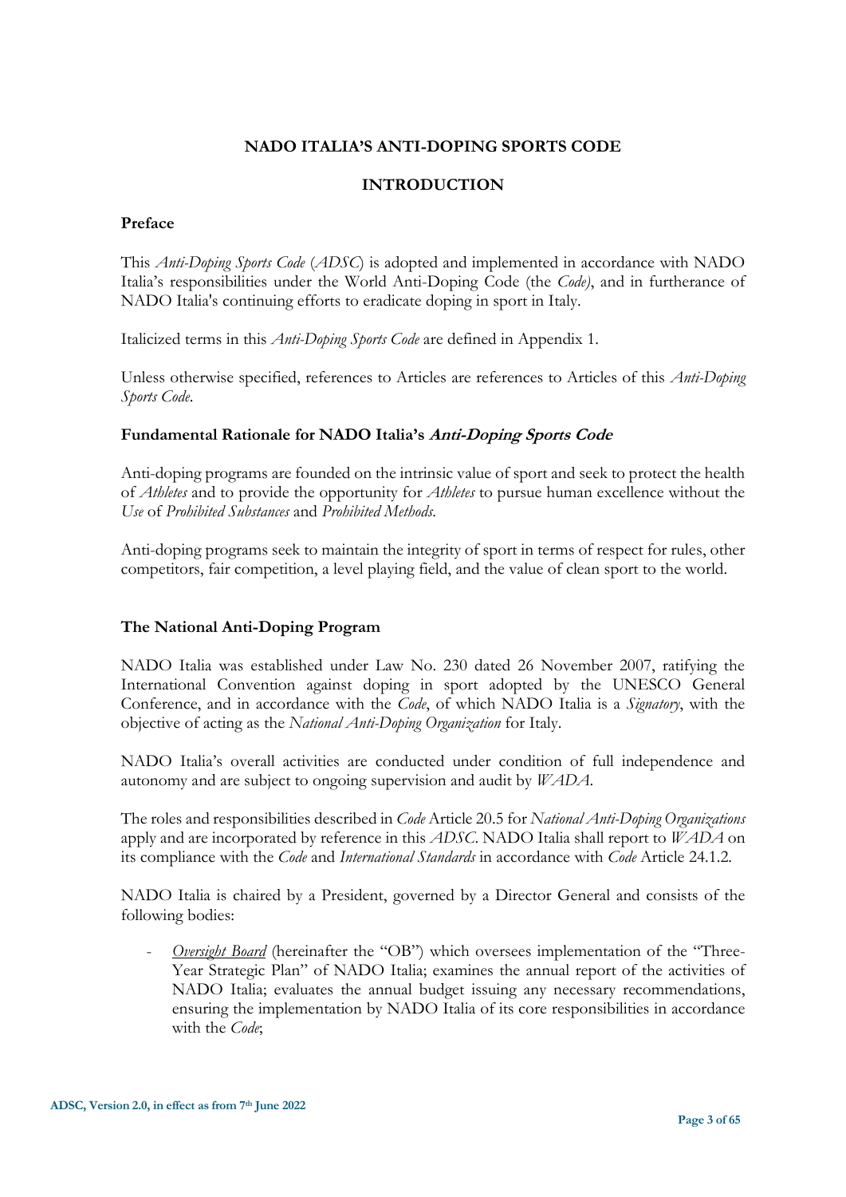# NADO ITALIA'S ANTI-DOPING SPORTS CODE

## INTRODUCTION

### Preface

This *Anti-Doping Sports Code* (*ADSC*) is adopted and implemented in accordance with NADO Italia's responsibilities under the World Anti-Doping Code (the *Code)*, and in furtherance of NADO Italia's continuing efforts to eradicate doping in sport in Italy.

Italicized terms in this *Anti-Doping Sports Code* are defined in Appendix 1.

Unless otherwise specified, references to Articles are references to Articles of this *Anti-Doping Sports Code*.

### Fundamental Rationale for NADO Italia's *Anti-Doping Sports Code*

Anti-doping programs are founded on the intrinsic value of sport and seek to protect the health of *Athletes* and to provide the opportunity for *Athletes* to pursue human excellence without the *Use* of *Prohibited Substances* and *Prohibited Methods*.

Anti-doping programs seek to maintain the integrity of sport in terms of respect for rules, other competitors, fair competition, a level playing field, and the value of clean sport to the world.

### The National Anti-Doping Program

NADO Italia was established under Law No. 230 dated 26 November 2007, ratifying the International Convention against doping in sport adopted by the UNESCO General Conference, and in accordance with the *Code*, of which NADO Italia is a *Signatory*, with the objective of acting as the *National Anti-Doping Organization* for Italy.

NADO Italia's overall activities are conducted under condition of full independence and autonomy and are subject to ongoing supervision and audit by *WADA*.

The roles and responsibilities described in *Code* Article 20.5 for *National Anti-Doping Organizations* apply and are incorporated by reference in this *ADSC*. NADO Italia shall report to *WADA* on its compliance with the *Code* and *International Standards* in accordance with *Code* Article 24.1.2.

NADO Italia is chaired by a President, governed by a Director General and consists of the following bodies:

- *Oversight Board* (hereinafter the "OB") which oversees implementation of the "Three-Year Strategic Plan" of NADO Italia; examines the annual report of the activities of NADO Italia; evaluates the annual budget issuing any necessary recommendations, ensuring the implementation by NADO Italia of its core responsibilities in accordance with the *Code*;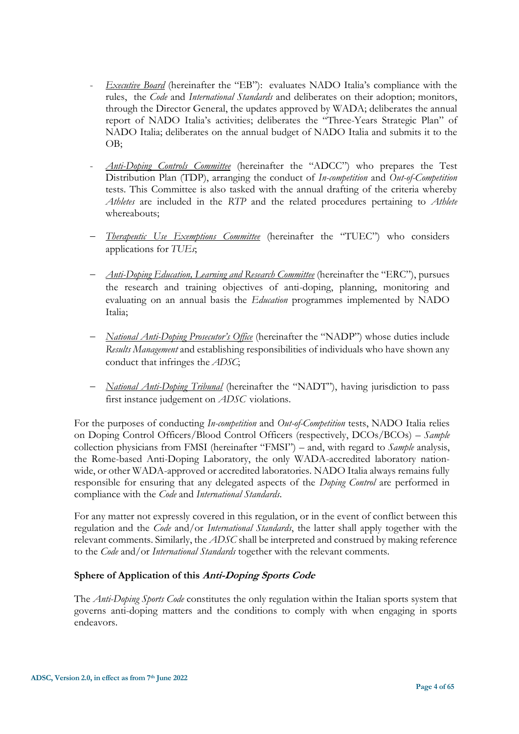- *Executive Board* (hereinafter the "EB"): evaluates NADO Italia's compliance with the rules, the *Code* and *International Standards* and deliberates on their adoption; monitors, through the Director General, the updates approved by WADA; deliberates the annual report of NADO Italia's activities; deliberates the "Three-Years Strategic Plan" of NADO Italia; deliberates on the annual budget of NADO Italia and submits it to the OB;

- *Anti-Doping Controls Committee* (hereinafter the "ADCC") who prepares the Test Distribution Plan (TDP), arranging the conduct of *In-competition* and *Out-of-Competition* tests. This Committee is also tasked with the annual drafting of the criteria whereby *Athletes* are included in the *RTP* and the related procedures pertaining to *Athlete* whereabouts;

- *Therapeutic Use Exemptions Committee* (hereinafter the "TUEC") who considers applications for *TUEs*;

- *Anti-Doping Education, Learning and Research Committee* (hereinafter the "ERC"), pursues the research and training objectives of anti-doping, planning, monitoring and evaluating on an annual basis the *Education* programmes implemented by NADO Italia;

- *National Anti-Doping Prosecutor's Office* (hereinafter the "NADP") whose duties include *Results Management* and establishing responsibilities of individuals who have shown any conduct that infringes the *ADSC*;

- *National Anti-Doping Tribunal* (hereinafter the "NADT"), having jurisdiction to pass first instance judgement on *ADSC* violations.

For the purposes of conducting *In-competition* and *Out-of-Competition* tests, NADO Italia relies on Doping Control Officers/Blood Control Officers (respectively, DCOs/BCOs) – *Sample* collection physicians from FMSI (hereinafter "FMSI") – and, with regard to *Sample* analysis, the Rome-based Anti-Doping Laboratory, the only WADA-accredited laboratory nation-wide, or other WADA-approved or accredited laboratories. NADO Italia always remains fully responsible for ensuring that any delegated aspects of the *Doping Control* are performed in compliance with the *Code* and *International Standards*.

For any matter not expressly covered in this regulation, or in the event of conflict between this regulation and the *Code* and/or *International Standards*, the latter shall apply together with the relevant comments. Similarly, the *ADSC* shall be interpreted and construed by making reference to the *Code* and/or *International Standards* together with the relevant comments.

### Sphere of Application of this ***Anti-Doping Sports Code***

The *Anti-Doping Sports Code* constitutes the only regulation within the Italian sports system that governs anti-doping matters and the conditions to comply with when engaging in sports endeavors.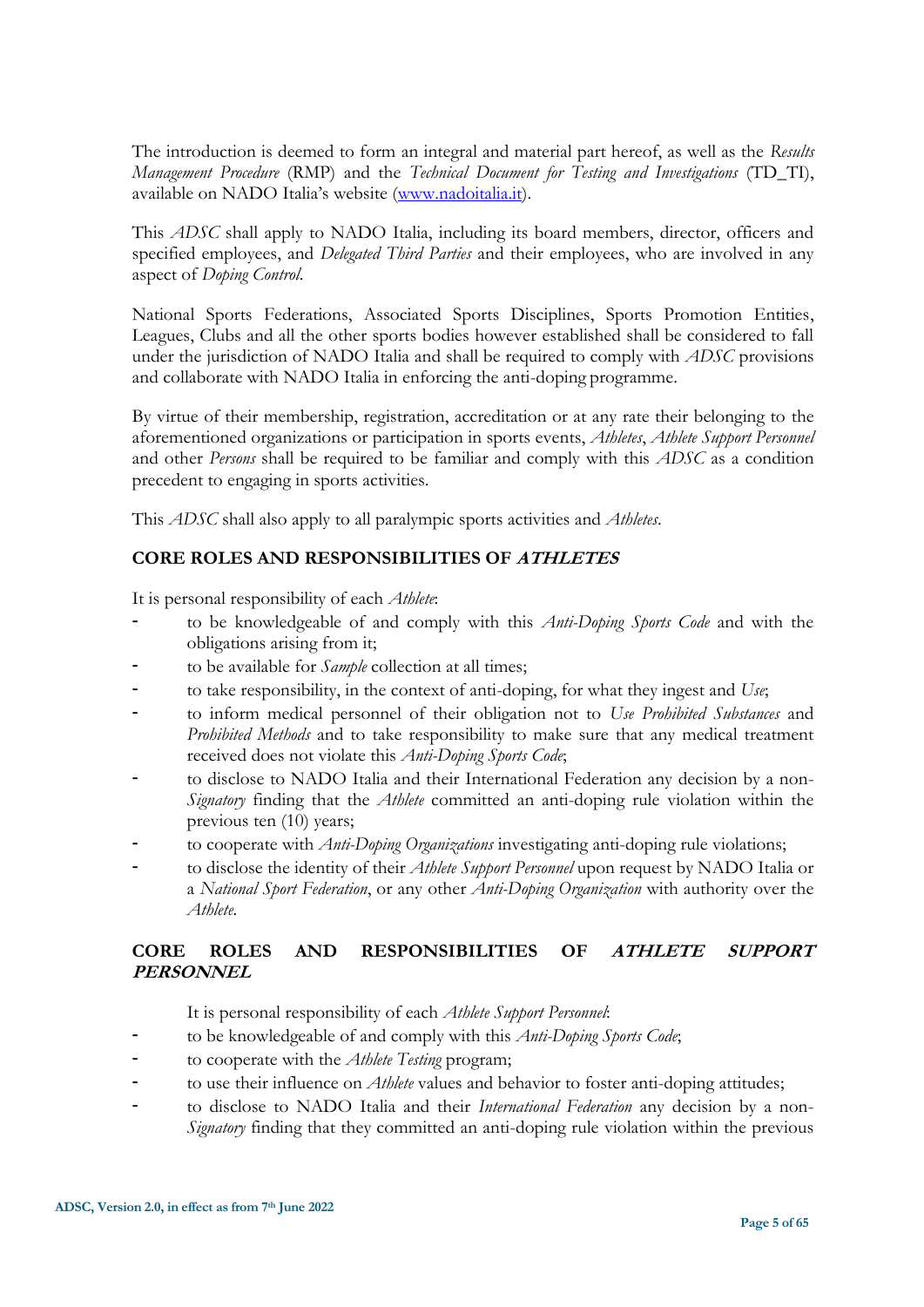The introduction is deemed to form an integral and material part hereof, as well as the *Results Management Procedure* (RMP) and the *Technical Document for Testing and Investigations* (TD_TI), available on NADO Italia's website (www.nadoitalia.it).

This *ADSC* shall apply to NADO Italia, including its board members, director, officers and specified employees, and *Delegated Third Parties* and their employees, who are involved in any aspect of *Doping Control*.

National Sports Federations, Associated Sports Disciplines, Sports Promotion Entities, Leagues, Clubs and all the other sports bodies however established shall be considered to fall under the jurisdiction of NADO Italia and shall be required to comply with *ADSC* provisions and collaborate with NADO Italia in enforcing the anti-doping programme.

By virtue of their membership, registration, accreditation or at any rate their belonging to the aforementioned organizations or participation in sports events, *Athletes*, *Athlete Support Personnel* and other *Persons* shall be required to be familiar and comply with this *ADSC* as a condition precedent to engaging in sports activities.

This *ADSC* shall also apply to all paralympic sports activities and *Athletes*.

## CORE ROLES AND RESPONSIBILITIES OF *ATHLETES*

It is personal responsibility of each *Athlete*:

- to be knowledgeable of and comply with this *Anti-Doping Sports Code* and with the obligations arising from it;
- to be available for *Sample* collection at all times;
- to take responsibility, in the context of anti-doping, for what they ingest and *Use*;
- to inform medical personnel of their obligation not to *Use Prohibited Substances* and *Prohibited Methods* and to take responsibility to make sure that any medical treatment received does not violate this *Anti-Doping Sports Code*;
- to disclose to NADO Italia and their International Federation any decision by a non-*Signatory* finding that the *Athlete* committed an anti-doping rule violation within the previous ten (10) years;
- to cooperate with *Anti-Doping Organizations* investigating anti-doping rule violations;
- to disclose the identity of their *Athlete Support Personnel* upon request by NADO Italia or a *National Sport Federation*, or any other *Anti-Doping Organization* with authority over the *Athlete*.

## CORE ROLES AND RESPONSIBILITIES OF *ATHLETE SUPPORT PERSONNEL*

It is personal responsibility of each *Athlete Support Personnel*:

- to be knowledgeable of and comply with this *Anti-Doping Sports Code*;
- to cooperate with the *Athlete Testing* program;
- to use their influence on *Athlete* values and behavior to foster anti-doping attitudes;
- to disclose to NADO Italia and their *International Federation* any decision by a non-*Signatory* finding that they committed an anti-doping rule violation within the previous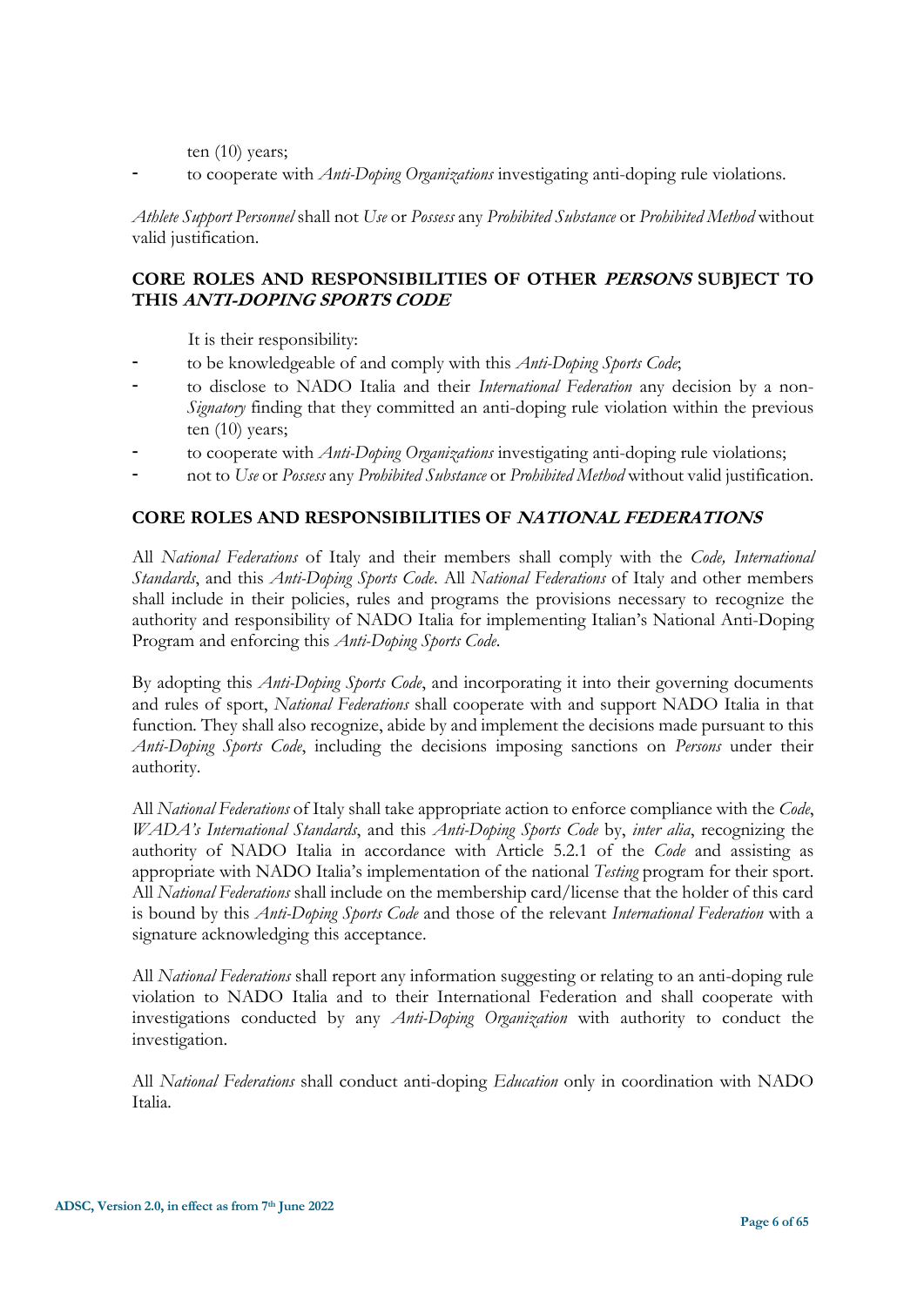ten (10) years;

- to cooperate with *Anti-Doping Organizations* investigating anti-doping rule violations.

*Athlete Support Personnel* shall not *Use* or *Possess* any *Prohibited Substance* or *Prohibited Method* without valid justification.

## CORE ROLES AND RESPONSIBILITIES OF OTHER *PERSONS* SUBJECT TO THIS *ANTI-DOPING SPORTS CODE*

It is their responsibility:

- to be knowledgeable of and comply with this *Anti-Doping Sports Code*;
- to disclose to NADO Italia and their *International Federation* any decision by a non-*Signatory* finding that they committed an anti-doping rule violation within the previous ten (10) years;
- to cooperate with *Anti-Doping Organizations* investigating anti-doping rule violations;
- not to *Use* or *Possess* any *Prohibited Substance* or *Prohibited Method* without valid justification.

## CORE ROLES AND RESPONSIBILITIES OF *NATIONAL FEDERATIONS*

All *National Federations* of Italy and their members shall comply with the *Code, International Standards*, and this *Anti-Doping Sports Code*. All *National Federations* of Italy and other members shall include in their policies, rules and programs the provisions necessary to recognize the authority and responsibility of NADO Italia for implementing Italian's National Anti-Doping Program and enforcing this *Anti-Doping Sports Code*.

By adopting this *Anti-Doping Sports Code*, and incorporating it into their governing documents and rules of sport, *National Federations* shall cooperate with and support NADO Italia in that function. They shall also recognize, abide by and implement the decisions made pursuant to this *Anti-Doping Sports Code*, including the decisions imposing sanctions on *Persons* under their authority.

All *National Federations* of Italy shall take appropriate action to enforce compliance with the *Code*, *WADA's International Standards*, and this *Anti-Doping Sports Code* by, *inter alia*, recognizing the authority of NADO Italia in accordance with Article 5.2.1 of the *Code* and assisting as appropriate with NADO Italia's implementation of the national *Testing* program for their sport. All *National Federations* shall include on the membership card/license that the holder of this card is bound by this *Anti-Doping Sports Code* and those of the relevant *International Federation* with a signature acknowledging this acceptance.

All *National Federations* shall report any information suggesting or relating to an anti-doping rule violation to NADO Italia and to their International Federation and shall cooperate with investigations conducted by any *Anti-Doping Organization* with authority to conduct the investigation.

All *National Federations* shall conduct anti-doping *Education* only in coordination with NADO Italia.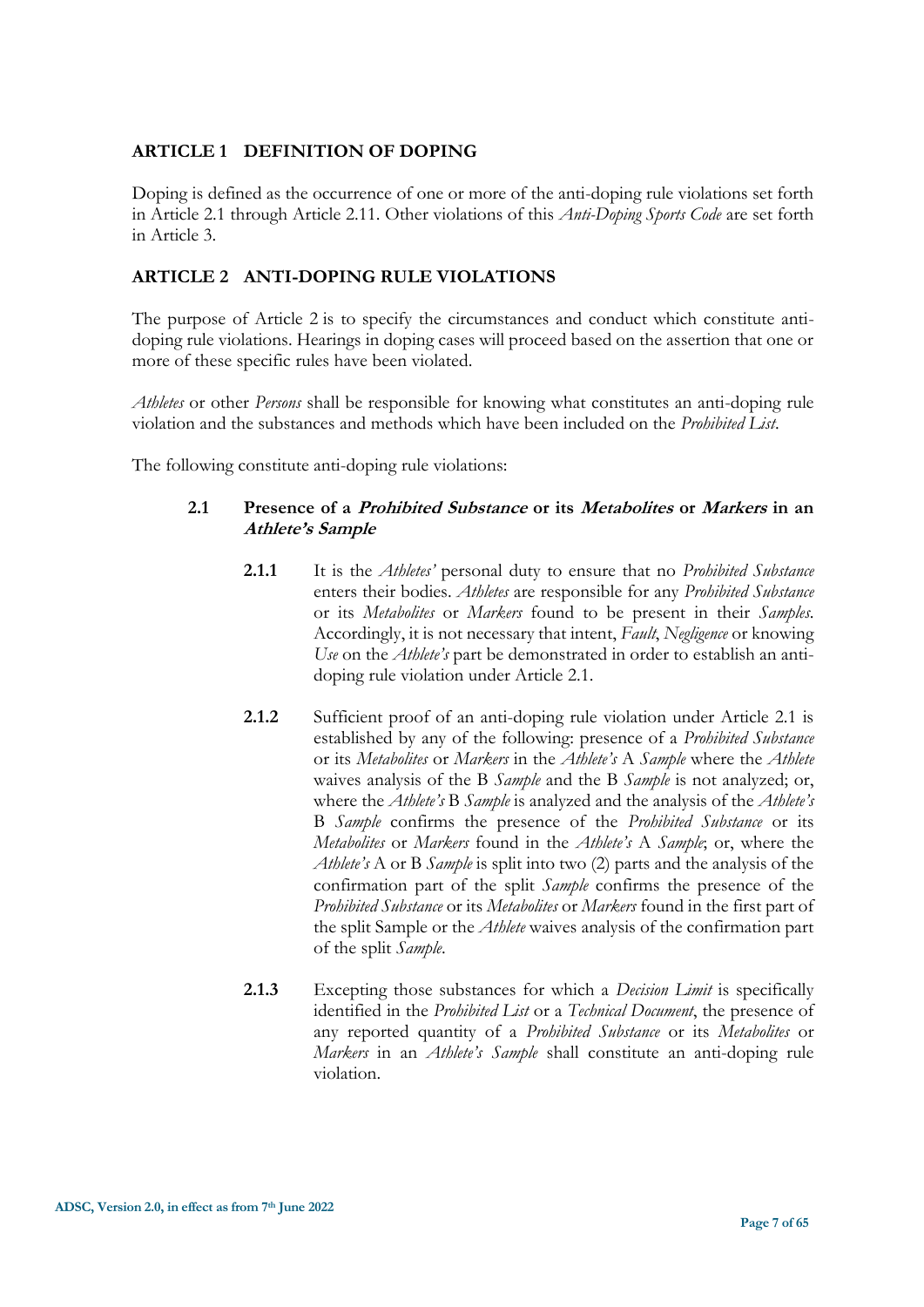## ARTICLE 1 DEFINITION OF DOPING

Doping is defined as the occurrence of one or more of the anti-doping rule violations set forth in Article 2.1 through Article 2.11. Other violations of this *Anti-Doping Sports Code* are set forth in Article 3.

## ARTICLE 2 ANTI-DOPING RULE VIOLATIONS

The purpose of Article 2 is to specify the circumstances and conduct which constitute anti-doping rule violations. Hearings in doping cases will proceed based on the assertion that one or more of these specific rules have been violated.

*Athletes* or other *Persons* shall be responsible for knowing what constitutes an anti-doping rule violation and the substances and methods which have been included on the *Prohibited List*.

The following constitute anti-doping rule violations:

### 2.1 Presence of a *Prohibited Substance* or its *Metabolites* or *Markers* in an *Athlete's Sample*

**2.1.1** It is the *Athletes'* personal duty to ensure that no *Prohibited Substance* enters their bodies. *Athletes* are responsible for any *Prohibited Substance* or its *Metabolites* or *Markers* found to be present in their *Samples*. Accordingly, it is not necessary that intent, *Fault*, *Negligence* or knowing *Use* on the *Athlete's* part be demonstrated in order to establish an anti-doping rule violation under Article 2.1.

**2.1.2** Sufficient proof of an anti-doping rule violation under Article 2.1 is established by any of the following: presence of a *Prohibited Substance* or its *Metabolites* or *Markers* in the *Athlete's* A *Sample* where the *Athlete* waives analysis of the B *Sample* and the B *Sample* is not analyzed; or, where the *Athlete's* B *Sample* is analyzed and the analysis of the *Athlete's* B *Sample* confirms the presence of the *Prohibited Substance* or its *Metabolites* or *Markers* found in the *Athlete's* A *Sample*; or, where the *Athlete's* A or B *Sample* is split into two (2) parts and the analysis of the confirmation part of the split *Sample* confirms the presence of the *Prohibited Substance* or its *Metabolites* or *Markers* found in the first part of the split Sample or the *Athlete* waives analysis of the confirmation part of the split *Sample*.

**2.1.3** Excepting those substances for which a *Decision Limit* is specifically identified in the *Prohibited List* or a *Technical Document*, the presence of any reported quantity of a *Prohibited Substance* or its *Metabolites* or *Markers* in an *Athlete's Sample* shall constitute an anti-doping rule violation.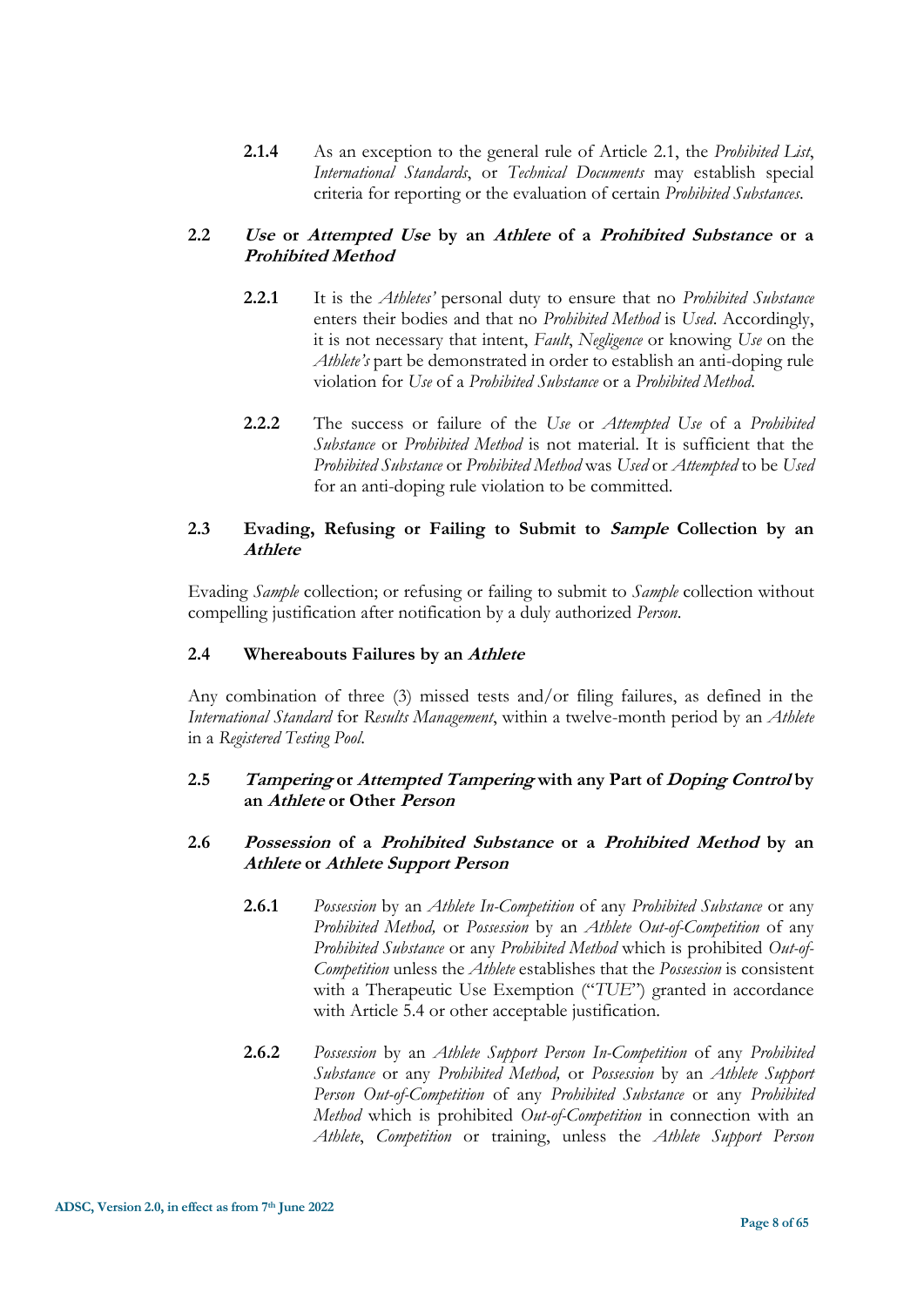**2.1.4** As an exception to the general rule of Article 2.1, the *Prohibited List*, *International Standards*, or *Technical Documents* may establish special criteria for reporting or the evaluation of certain *Prohibited Substances*.

### 2.2 *Use* or *Attempted Use* by an *Athlete* of a *Prohibited Substance* or a *Prohibited Method*

**2.2.1** It is the *Athletes'* personal duty to ensure that no *Prohibited Substance* enters their bodies and that no *Prohibited Method* is *Used*. Accordingly, it is not necessary that intent, *Fault*, *Negligence* or knowing *Use* on the *Athlete's* part be demonstrated in order to establish an anti-doping rule violation for *Use* of a *Prohibited Substance* or a *Prohibited Method*.

**2.2.2** The success or failure of the *Use* or *Attempted Use* of a *Prohibited Substance* or *Prohibited Method* is not material. It is sufficient that the *Prohibited Substance* or *Prohibited Method* was *Used* or *Attempted* to be *Used* for an anti-doping rule violation to be committed.

### 2.3 Evading, Refusing or Failing to Submit to *Sample* Collection by an *Athlete*

Evading *Sample* collection; or refusing or failing to submit to *Sample* collection without compelling justification after notification by a duly authorized *Person*.

### 2.4 Whereabouts Failures by an *Athlete*

Any combination of three (3) missed tests and/or filing failures, as defined in the *International Standard* for *Results Management*, within a twelve-month period by an *Athlete* in a *Registered Testing Pool*.

### 2.5 *Tampering* or *Attempted Tampering* with any Part of *Doping Control* by an *Athlete* or Other *Person*

### 2.6 *Possession* of a *Prohibited Substance* or a *Prohibited Method* by an *Athlete* or *Athlete Support Person*

**2.6.1** *Possession* by an *Athlete In-Competition* of any *Prohibited Substance* or any *Prohibited Method,* or *Possession* by an *Athlete Out-of-Competition* of any *Prohibited Substance* or any *Prohibited Method* which is prohibited *Out-of-Competition* unless the *Athlete* establishes that the *Possession* is consistent with a Therapeutic Use Exemption ("*TUE*") granted in accordance with Article 5.4 or other acceptable justification.

**2.6.2** *Possession* by an *Athlete Support Person In-Competition* of any *Prohibited Substance* or any *Prohibited Method,* or *Possession* by an *Athlete Support Person Out-of-Competition* of any *Prohibited Substance* or any *Prohibited Method* which is prohibited *Out-of-Competition* in connection with an *Athlete*, *Competition* or training, unless the *Athlete Support Person*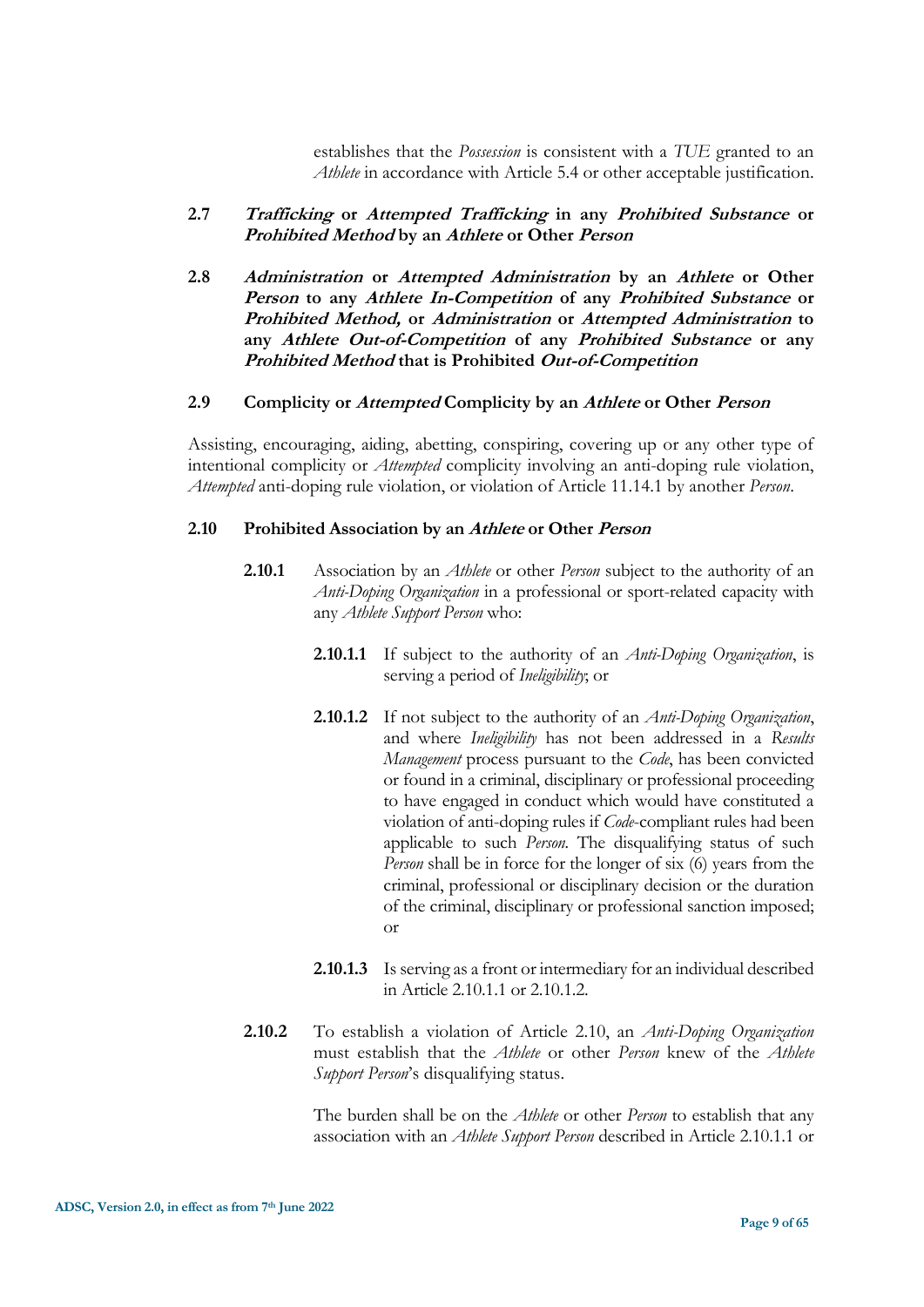establishes that the *Possession* is consistent with a *TUE* granted to an *Athlete* in accordance with Article 5.4 or other acceptable justification.

### 2.7 ***Trafficking* or *Attempted Trafficking* in any *Prohibited Substance* or *Prohibited Method* by an *Athlete* or Other *Person***

### 2.8 ***Administration* or *Attempted Administration* by an *Athlete* or Other *Person* to any *Athlete In-Competition* of any *Prohibited Substance* or *Prohibited Method,* or *Administration* or *Attempted Administration* to any *Athlete Out-of-Competition* of any *Prohibited Substance* or any *Prohibited Method* that is Prohibited *Out-of-Competition***

### 2.9 **Complicity or *Attempted* Complicity by an *Athlete* or Other *Person***

Assisting, encouraging, aiding, abetting, conspiring, covering up or any other type of intentional complicity or *Attempted* complicity involving an anti-doping rule violation, *Attempted* anti-doping rule violation, or violation of Article 11.14.1 by another *Person*.

### 2.10 **Prohibited Association by an *Athlete* or Other *Person***

**2.10.1** Association by an *Athlete* or other *Person* subject to the authority of an *Anti-Doping Organization* in a professional or sport-related capacity with any *Athlete Support Person* who:

**2.10.1.1** If subject to the authority of an *Anti-Doping Organization*, is serving a period of *Ineligibility*; or

**2.10.1.2** If not subject to the authority of an *Anti-Doping Organization*, and where *Ineligibility* has not been addressed in a *Results Management* process pursuant to the *Code*, has been convicted or found in a criminal, disciplinary or professional proceeding to have engaged in conduct which would have constituted a violation of anti-doping rules if *Code*-compliant rules had been applicable to such *Person*. The disqualifying status of such *Person* shall be in force for the longer of six (6) years from the criminal, professional or disciplinary decision or the duration of the criminal, disciplinary or professional sanction imposed; or

**2.10.1.3** Is serving as a front or intermediary for an individual described in Article 2.10.1.1 or 2.10.1.2.

**2.10.2** To establish a violation of Article 2.10, an *Anti-Doping Organization* must establish that the *Athlete* or other *Person* knew of the *Athlete Support Person*'s disqualifying status.

The burden shall be on the *Athlete* or other *Person* to establish that any association with an *Athlete Support Person* described in Article 2.10.1.1 or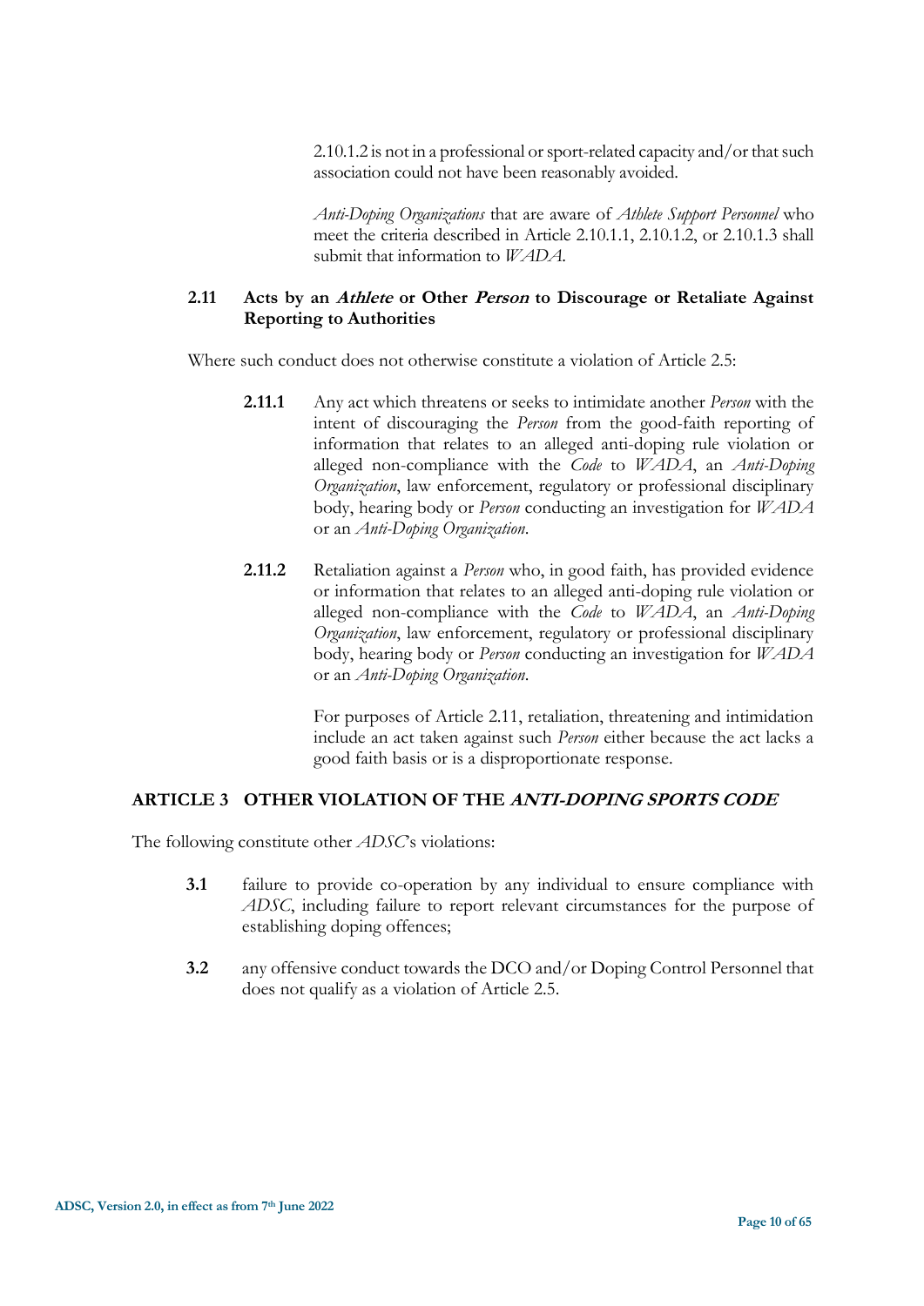2.10.1.2 is not in a professional or sport-related capacity and/or that such association could not have been reasonably avoided.

*Anti-Doping Organizations* that are aware of *Athlete Support Personnel* who meet the criteria described in Article 2.10.1.1, 2.10.1.2, or 2.10.1.3 shall submit that information to *WADA*.

### 2.11 Acts by an *Athlete* or Other *Person* to Discourage or Retaliate Against Reporting to Authorities

Where such conduct does not otherwise constitute a violation of Article 2.5:

**2.11.1** Any act which threatens or seeks to intimidate another *Person* with the intent of discouraging the *Person* from the good-faith reporting of information that relates to an alleged anti-doping rule violation or alleged non-compliance with the *Code* to *WADA*, an *Anti-Doping Organization*, law enforcement, regulatory or professional disciplinary body, hearing body or *Person* conducting an investigation for *WADA* or an *Anti-Doping Organization*.

**2.11.2** Retaliation against a *Person* who, in good faith, has provided evidence or information that relates to an alleged anti-doping rule violation or alleged non-compliance with the *Code* to *WADA*, an *Anti-Doping Organization*, law enforcement, regulatory or professional disciplinary body, hearing body or *Person* conducting an investigation for *WADA* or an *Anti-Doping Organization*.

For purposes of Article 2.11, retaliation, threatening and intimidation include an act taken against such *Person* either because the act lacks a good faith basis or is a disproportionate response.

## ARTICLE 3 OTHER VIOLATION OF THE *ANTI-DOPING SPORTS CODE*

The following constitute other *ADSC*'s violations:

**3.1** failure to provide co-operation by any individual to ensure compliance with *ADSC*, including failure to report relevant circumstances for the purpose of establishing doping offences;

**3.2** any offensive conduct towards the DCO and/or Doping Control Personnel that does not qualify as a violation of Article 2.5.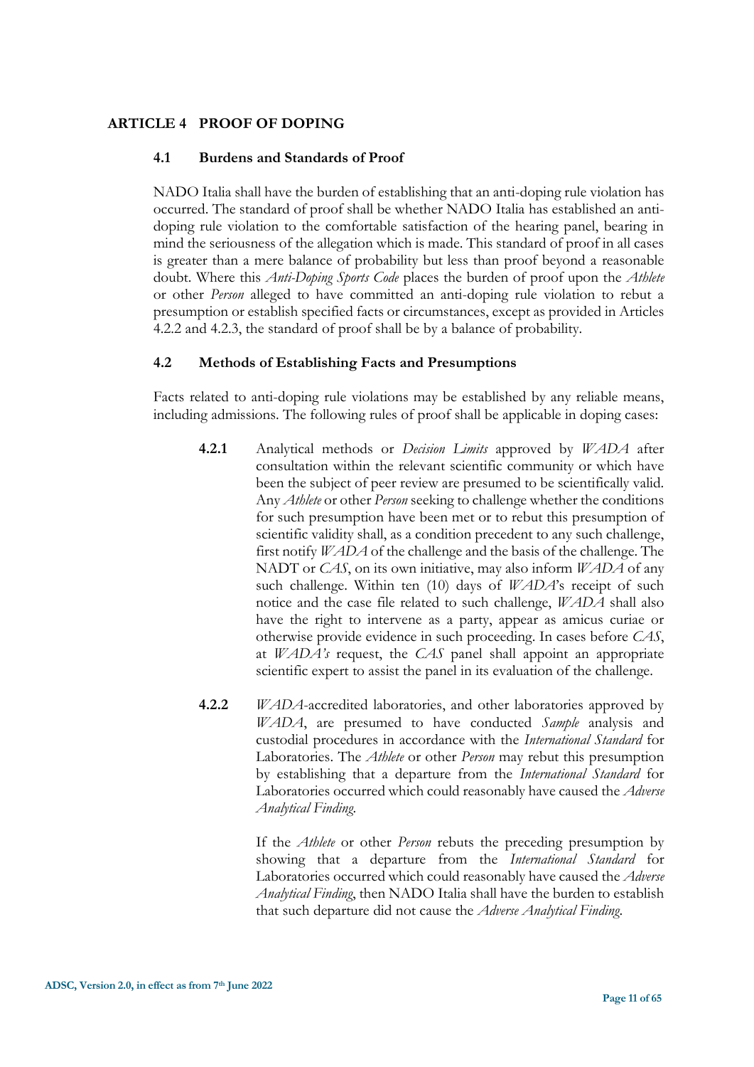## ARTICLE 4 PROOF OF DOPING

### 4.1 Burdens and Standards of Proof

NADO Italia shall have the burden of establishing that an anti-doping rule violation has occurred. The standard of proof shall be whether NADO Italia has established an anti-doping rule violation to the comfortable satisfaction of the hearing panel, bearing in mind the seriousness of the allegation which is made. This standard of proof in all cases is greater than a mere balance of probability but less than proof beyond a reasonable doubt. Where this *Anti-Doping Sports Code* places the burden of proof upon the *Athlete* or other *Person* alleged to have committed an anti-doping rule violation to rebut a presumption or establish specified facts or circumstances, except as provided in Articles 4.2.2 and 4.2.3, the standard of proof shall be by a balance of probability.

### 4.2 Methods of Establishing Facts and Presumptions

Facts related to anti-doping rule violations may be established by any reliable means, including admissions. The following rules of proof shall be applicable in doping cases:

**4.2.1** Analytical methods or *Decision Limits* approved by *WADA* after consultation within the relevant scientific community or which have been the subject of peer review are presumed to be scientifically valid. Any *Athlete* or other *Person* seeking to challenge whether the conditions for such presumption have been met or to rebut this presumption of scientific validity shall, as a condition precedent to any such challenge, first notify *WADA* of the challenge and the basis of the challenge. The NADT or *CAS*, on its own initiative, may also inform *WADA* of any such challenge. Within ten (10) days of *WADA*'s receipt of such notice and the case file related to such challenge, *WADA* shall also have the right to intervene as a party, appear as amicus curiae or otherwise provide evidence in such proceeding. In cases before *CAS*, at *WADA's* request, the *CAS* panel shall appoint an appropriate scientific expert to assist the panel in its evaluation of the challenge.

**4.2.2** *WADA*-accredited laboratories, and other laboratories approved by *WADA*, are presumed to have conducted *Sample* analysis and custodial procedures in accordance with the *International Standard* for Laboratories. The *Athlete* or other *Person* may rebut this presumption by establishing that a departure from the *International Standard* for Laboratories occurred which could reasonably have caused the *Adverse Analytical Finding*.

If the *Athlete* or other *Person* rebuts the preceding presumption by showing that a departure from the *International Standard* for Laboratories occurred which could reasonably have caused the *Adverse Analytical Finding*, then NADO Italia shall have the burden to establish that such departure did not cause the *Adverse Analytical Finding*.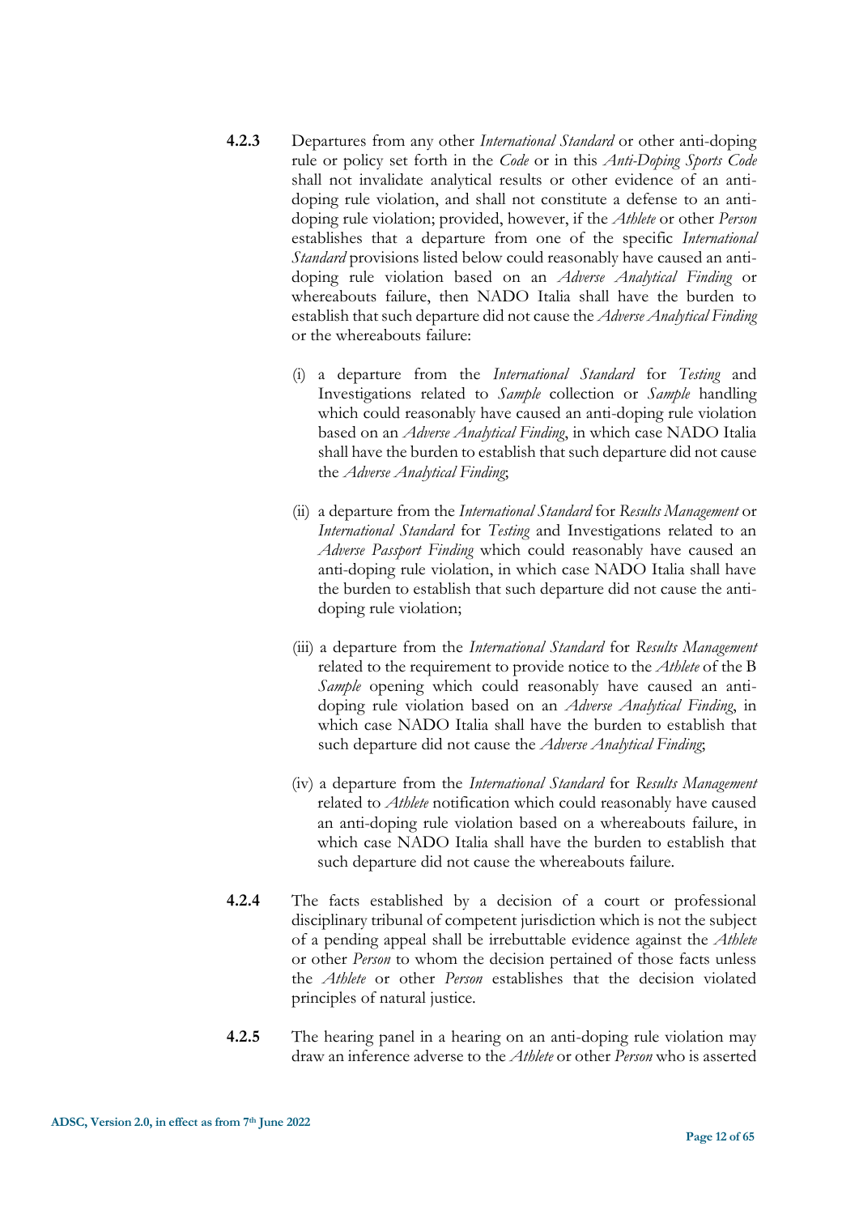**4.2.3** Departures from any other *International Standard* or other anti-doping rule or policy set forth in the *Code* or in this *Anti-Doping Sports Code* shall not invalidate analytical results or other evidence of an anti-doping rule violation, and shall not constitute a defense to an anti-doping rule violation; provided, however, if the *Athlete* or other *Person* establishes that a departure from one of the specific *International Standard* provisions listed below could reasonably have caused an anti-doping rule violation based on an *Adverse Analytical Finding* or whereabouts failure, then NADO Italia shall have the burden to establish that such departure did not cause the *Adverse Analytical Finding* or the whereabouts failure:

(i) a departure from the *International Standard* for *Testing* and Investigations related to *Sample* collection or *Sample* handling which could reasonably have caused an anti-doping rule violation based on an *Adverse Analytical Finding*, in which case NADO Italia shall have the burden to establish that such departure did not cause the *Adverse Analytical Finding*;

(ii) a departure from the *International Standard* for *Results Management* or *International Standard* for *Testing* and Investigations related to an *Adverse Passport Finding* which could reasonably have caused an anti-doping rule violation, in which case NADO Italia shall have the burden to establish that such departure did not cause the anti-doping rule violation;

(iii) a departure from the *International Standard* for *Results Management* related to the requirement to provide notice to the *Athlete* of the B *Sample* opening which could reasonably have caused an anti-doping rule violation based on an *Adverse Analytical Finding*, in which case NADO Italia shall have the burden to establish that such departure did not cause the *Adverse Analytical Finding*;

(iv) a departure from the *International Standard* for *Results Management* related to *Athlete* notification which could reasonably have caused an anti-doping rule violation based on a whereabouts failure, in which case NADO Italia shall have the burden to establish that such departure did not cause the whereabouts failure.

**4.2.4** The facts established by a decision of a court or professional disciplinary tribunal of competent jurisdiction which is not the subject of a pending appeal shall be irrebuttable evidence against the *Athlete* or other *Person* to whom the decision pertained of those facts unless the *Athlete* or other *Person* establishes that the decision violated principles of natural justice.

**4.2.5** The hearing panel in a hearing on an anti-doping rule violation may draw an inference adverse to the *Athlete* or other *Person* who is asserted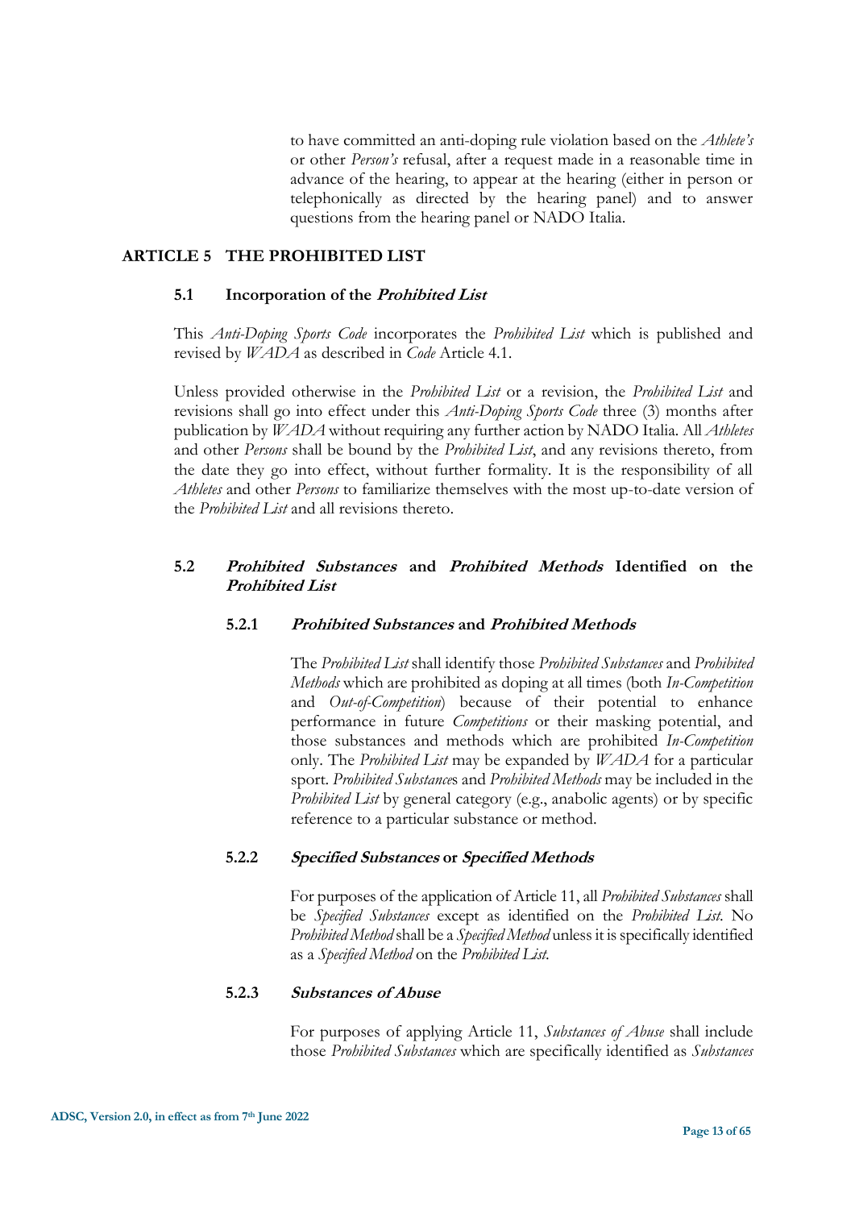to have committed an anti-doping rule violation based on the *Athlete's* or other *Person's* refusal, after a request made in a reasonable time in advance of the hearing, to appear at the hearing (either in person or telephonically as directed by the hearing panel) and to answer questions from the hearing panel or NADO Italia.

## ARTICLE 5 THE PROHIBITED LIST

### 5.1 Incorporation of the *Prohibited List*

This *Anti-Doping Sports Code* incorporates the *Prohibited List* which is published and revised by *WADA* as described in *Code* Article 4.1.

Unless provided otherwise in the *Prohibited List* or a revision, the *Prohibited List* and revisions shall go into effect under this *Anti-Doping Sports Code* three (3) months after publication by *WADA* without requiring any further action by NADO Italia. All *Athletes* and other *Persons* shall be bound by the *Prohibited List*, and any revisions thereto, from the date they go into effect, without further formality. It is the responsibility of all *Athletes* and other *Persons* to familiarize themselves with the most up-to-date version of the *Prohibited List* and all revisions thereto.

### 5.2 *Prohibited Substances* and *Prohibited Methods* Identified on the *Prohibited List*

#### 5.2.1 *Prohibited Substances* and *Prohibited Methods*

The *Prohibited List* shall identify those *Prohibited Substances* and *Prohibited Methods* which are prohibited as doping at all times (both *In-Competition* and *Out-of-Competition*) because of their potential to enhance performance in future *Competitions* or their masking potential, and those substances and methods which are prohibited *In-Competition* only. The *Prohibited List* may be expanded by *WADA* for a particular sport. *Prohibited Substance*s and *Prohibited Methods* may be included in the *Prohibited List* by general category (e.g., anabolic agents) or by specific reference to a particular substance or method.

#### 5.2.2 *Specified Substances* or *Specified Methods*

For purposes of the application of Article 11, all *Prohibited Substances* shall be *Specified Substances* except as identified on the *Prohibited List*. No *Prohibited Method* shall be a *Specified Method* unless it is specifically identified as a *Specified Method* on the *Prohibited List*.

#### 5.2.3 *Substances of Abuse*

For purposes of applying Article 11, *Substances of Abuse* shall include those *Prohibited Substances* which are specifically identified as *Substances*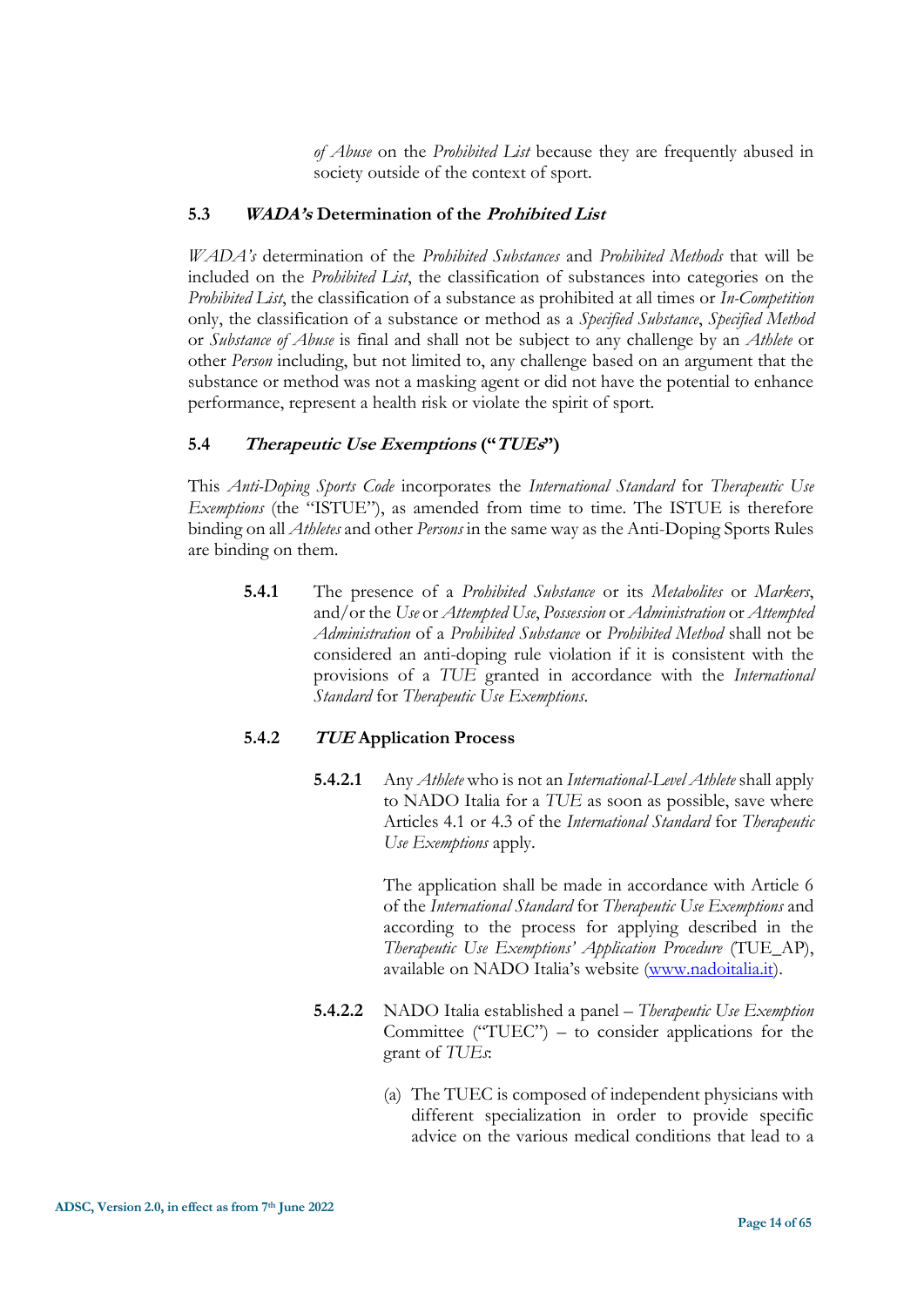*of Abuse* on the *Prohibited List* because they are frequently abused in society outside of the context of sport.

### 5.3 *WADA's* Determination of the *Prohibited List*

*WADA's* determination of the *Prohibited Substances* and *Prohibited Methods* that will be included on the *Prohibited List*, the classification of substances into categories on the *Prohibited List*, the classification of a substance as prohibited at all times or *In-Competition* only, the classification of a substance or method as a *Specified Substance*, *Specified Method* or *Substance of Abuse* is final and shall not be subject to any challenge by an *Athlete* or other *Person* including, but not limited to, any challenge based on an argument that the substance or method was not a masking agent or did not have the potential to enhance performance, represent a health risk or violate the spirit of sport.

### 5.4 *Therapeutic Use Exemptions* ("*TUEs*")

This *Anti-Doping Sports Code* incorporates the *International Standard* for *Therapeutic Use Exemptions* (the "ISTUE"), as amended from time to time. The ISTUE is therefore binding on all *Athletes* and other *Persons* in the same way as the Anti-Doping Sports Rules are binding on them.

**5.4.1** The presence of a *Prohibited Substance* or its *Metabolites* or *Markers*, and/or the *Use* or *Attempted Use*, *Possession* or *Administration* or *Attempted Administration* of a *Prohibited Substance* or *Prohibited Method* shall not be considered an anti-doping rule violation if it is consistent with the provisions of a *TUE* granted in accordance with the *International Standard* for *Therapeutic Use Exemptions*.

#### 5.4.2 *TUE* Application Process

**5.4.2.1** Any *Athlete* who is not an *International-Level Athlete* shall apply to NADO Italia for a *TUE* as soon as possible, save where Articles 4.1 or 4.3 of the *International Standard* for *Therapeutic Use Exemptions* apply.

The application shall be made in accordance with Article 6 of the *International Standard* for *Therapeutic Use Exemptions* and according to the process for applying described in the *Therapeutic Use Exemptions' Application Procedure* (TUE_AP), available on NADO Italia's website (www.nadoitalia.it).

**5.4.2.2** NADO Italia established a panel – *Therapeutic Use Exemption* Committee ("TUEC") – to consider applications for the grant of *TUEs*:

(a) The TUEC is composed of independent physicians with different specialization in order to provide specific advice on the various medical conditions that lead to a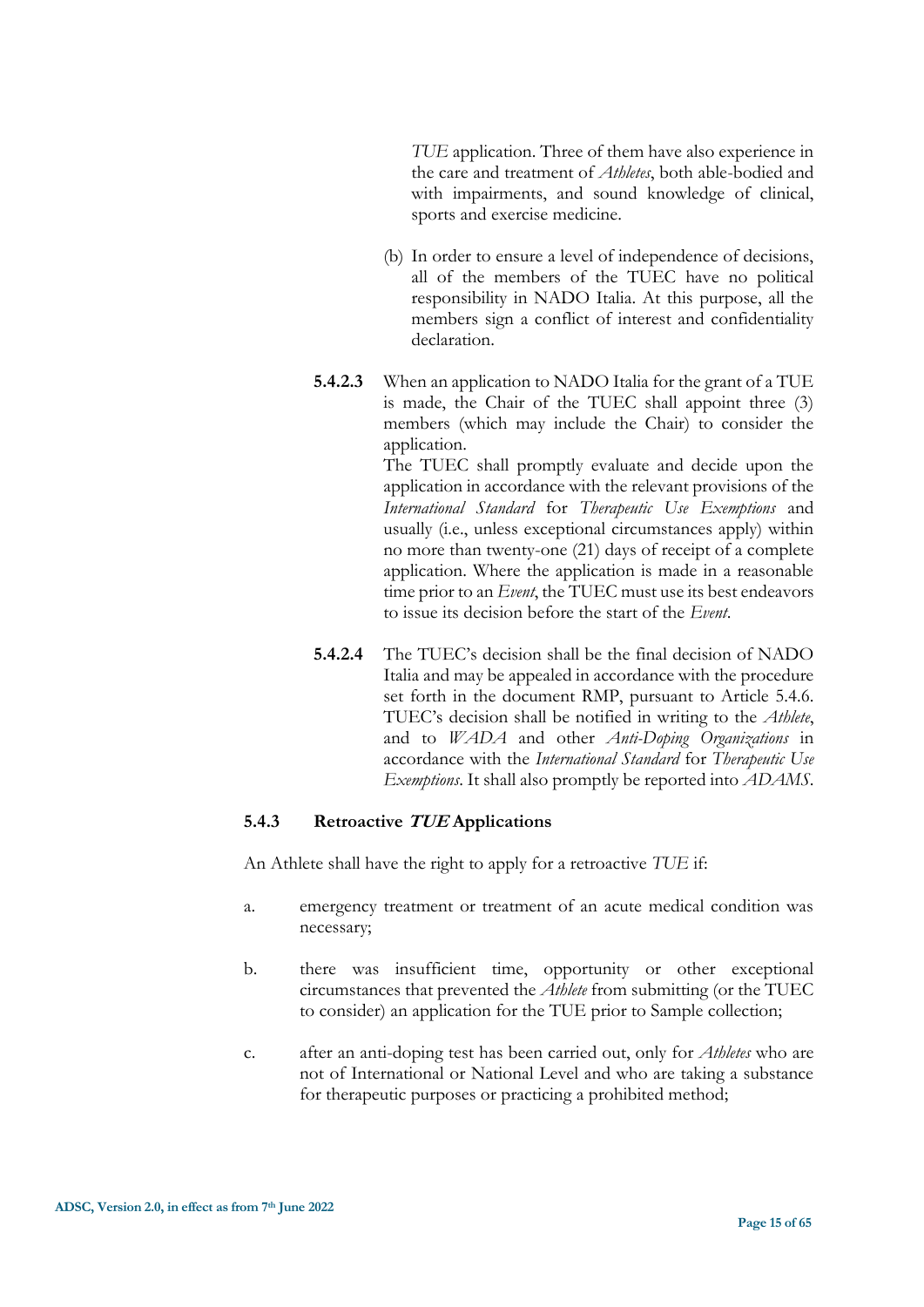*TUE* application. Three of them have also experience in the care and treatment of *Athletes*, both able-bodied and with impairments, and sound knowledge of clinical, sports and exercise medicine.

(b) In order to ensure a level of independence of decisions, all of the members of the TUEC have no political responsibility in NADO Italia. At this purpose, all the members sign a conflict of interest and confidentiality declaration.

**5.4.2.3** When an application to NADO Italia for the grant of a TUE is made, the Chair of the TUEC shall appoint three (3) members (which may include the Chair) to consider the application.
The TUEC shall promptly evaluate and decide upon the application in accordance with the relevant provisions of the *International Standard* for *Therapeutic Use Exemptions* and usually (i.e., unless exceptional circumstances apply) within no more than twenty-one (21) days of receipt of a complete application. Where the application is made in a reasonable time prior to an *Event*, the TUEC must use its best endeavors to issue its decision before the start of the *Event*.

**5.4.2.4** The TUEC's decision shall be the final decision of NADO Italia and may be appealed in accordance with the procedure set forth in the document RMP, pursuant to Article 5.4.6. TUEC's decision shall be notified in writing to the *Athlete*, and to *WADA* and other *Anti-Doping Organizations* in accordance with the *International Standard* for *Therapeutic Use Exemptions*. It shall also promptly be reported into *ADAMS*.

### 5.4.3 Retroactive *TUE* Applications

An Athlete shall have the right to apply for a retroactive *TUE* if:

a. emergency treatment or treatment of an acute medical condition was necessary;

b. there was insufficient time, opportunity or other exceptional circumstances that prevented the *Athlete* from submitting (or the TUEC to consider) an application for the TUE prior to Sample collection;

c. after an anti-doping test has been carried out, only for *Athletes* who are not of International or National Level and who are taking a substance for therapeutic purposes or practicing a prohibited method;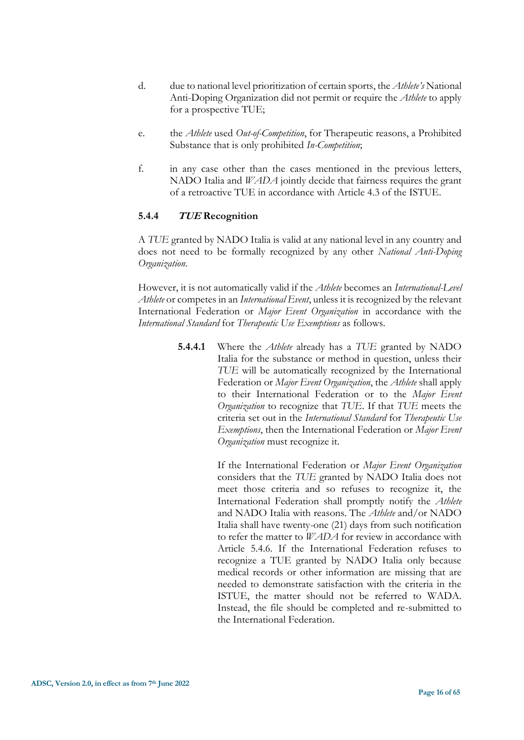d. due to national level prioritization of certain sports, the *Athlete's* National Anti-Doping Organization did not permit or require the *Athlete* to apply for a prospective TUE;

e. the *Athlete* used *Out-of-Competition*, for Therapeutic reasons, a Prohibited Substance that is only prohibited *In-Competition*;

f. in any case other than the cases mentioned in the previous letters, NADO Italia and *WADA* jointly decide that fairness requires the grant of a retroactive TUE in accordance with Article 4.3 of the ISTUE.

#### 5.4.4 *TUE* Recognition

A *TUE* granted by NADO Italia is valid at any national level in any country and does not need to be formally recognized by any other *National Anti-Doping Organization*.

However, it is not automatically valid if the *Athlete* becomes an *International-Level Athlete* or competes in an *International Event*, unless it is recognized by the relevant International Federation or *Major Event Organization* in accordance with the *International Standard* for *Therapeutic Use Exemptions* as follows.

**5.4.4.1** Where the *Athlete* already has a *TUE* granted by NADO Italia for the substance or method in question, unless their *TUE* will be automatically recognized by the International Federation or *Major Event Organization*, the *Athlete* shall apply to their International Federation or to the *Major Event Organization* to recognize that *TUE*. If that *TUE* meets the criteria set out in the *International Standard* for *Therapeutic Use Exemptions*, then the International Federation or *Major Event Organization* must recognize it.

If the International Federation or *Major Event Organization* considers that the *TUE* granted by NADO Italia does not meet those criteria and so refuses to recognize it, the International Federation shall promptly notify the *Athlete* and NADO Italia with reasons. The *Athlete* and/or NADO Italia shall have twenty-one (21) days from such notification to refer the matter to *WADA* for review in accordance with Article 5.4.6. If the International Federation refuses to recognize a TUE granted by NADO Italia only because medical records or other information are missing that are needed to demonstrate satisfaction with the criteria in the ISTUE, the matter should not be referred to WADA. Instead, the file should be completed and re-submitted to the International Federation.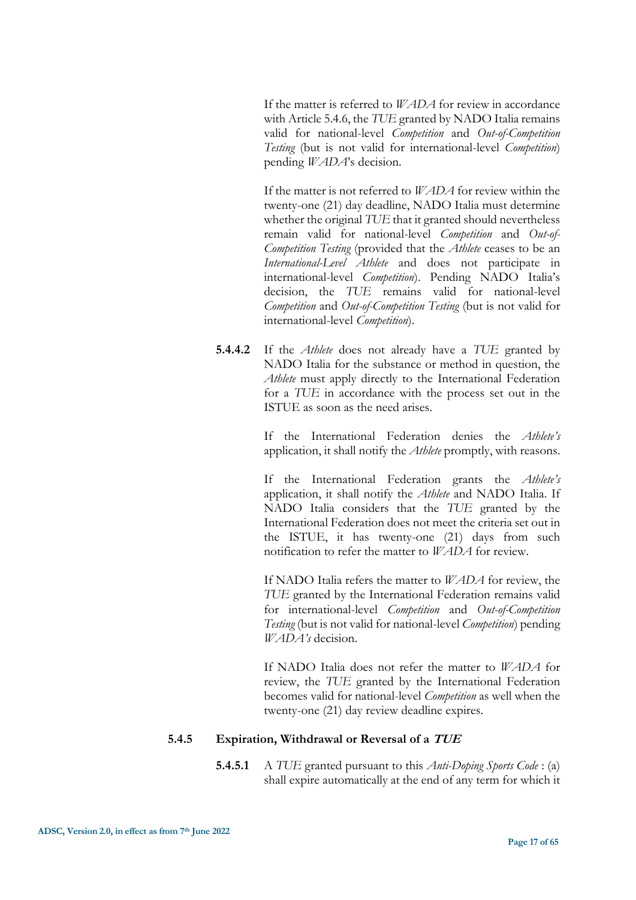If the matter is referred to *WADA* for review in accordance with Article 5.4.6, the *TUE* granted by NADO Italia remains valid for national-level *Competition* and *Out-of-Competition Testing* (but is not valid for international-level *Competition*) pending *WADA*'s decision.

If the matter is not referred to *WADA* for review within the twenty-one (21) day deadline, NADO Italia must determine whether the original *TUE* that it granted should nevertheless remain valid for national-level *Competition* and *Out-of-Competition Testing* (provided that the *Athlete* ceases to be an *International-Level Athlete* and does not participate in international-level *Competition*). Pending NADO Italia's decision, the *TUE* remains valid for national-level *Competition* and *Out-of-Competition Testing* (but is not valid for international-level *Competition*).

**5.4.4.2** If the *Athlete* does not already have a *TUE* granted by NADO Italia for the substance or method in question, the *Athlete* must apply directly to the International Federation for a *TUE* in accordance with the process set out in the ISTUE as soon as the need arises.

If the International Federation denies the *Athlete's* application, it shall notify the *Athlete* promptly, with reasons.

If the International Federation grants the *Athlete's* application, it shall notify the *Athlete* and NADO Italia. If NADO Italia considers that the *TUE* granted by the International Federation does not meet the criteria set out in the ISTUE, it has twenty-one (21) days from such notification to refer the matter to *WADA* for review.

If NADO Italia refers the matter to *WADA* for review, the *TUE* granted by the International Federation remains valid for international-level *Competition* and *Out-of-Competition Testing* (but is not valid for national-level *Competition*) pending *WADA's* decision.

If NADO Italia does not refer the matter to *WADA* for review, the *TUE* granted by the International Federation becomes valid for national-level *Competition* as well when the twenty-one (21) day review deadline expires.

### 5.4.5 Expiration, Withdrawal or Reversal of a *TUE*

**5.4.5.1** A *TUE* granted pursuant to this *Anti-Doping Sports Code* : (a) shall expire automatically at the end of any term for which it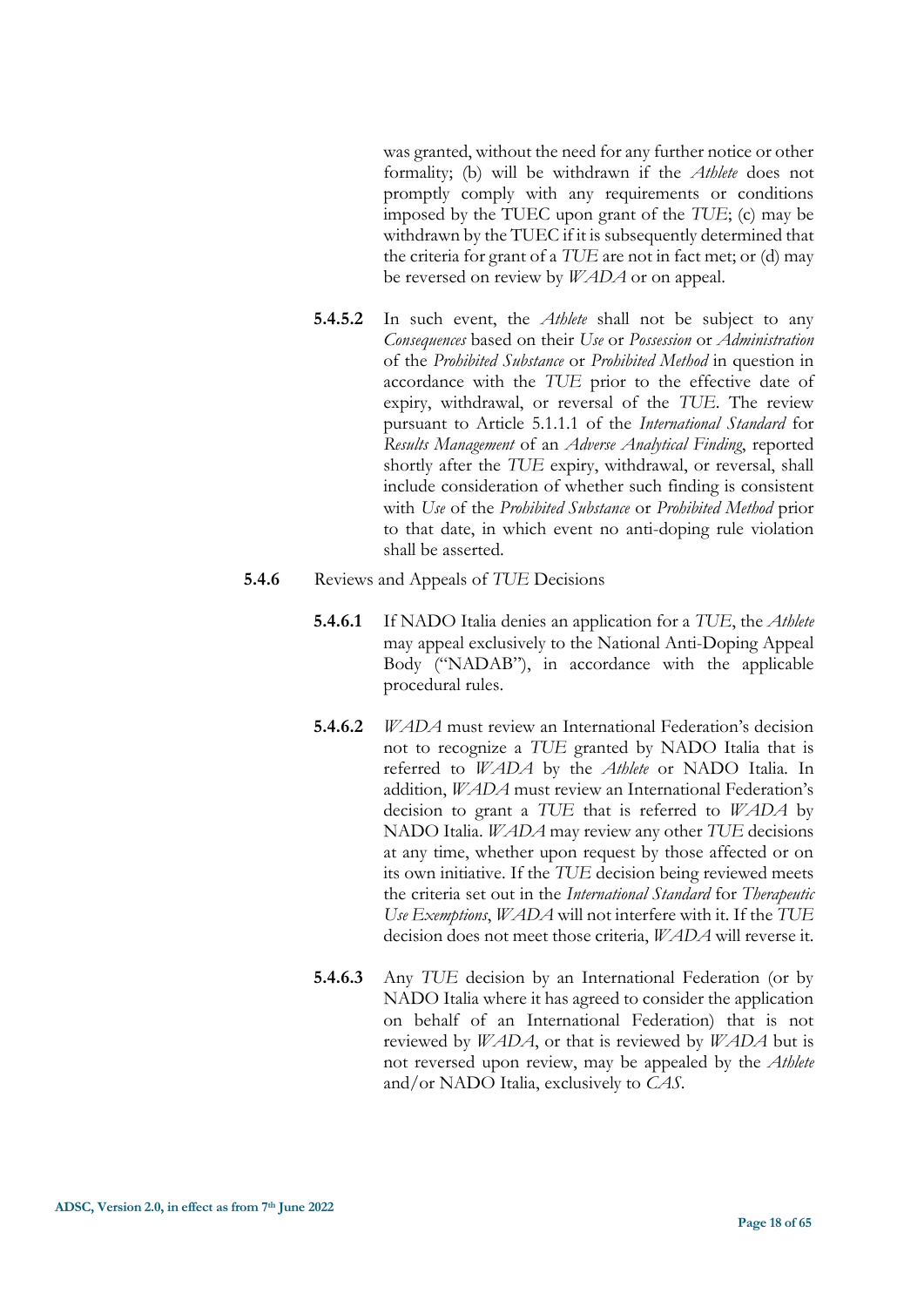was granted, without the need for any further notice or other formality; (b) will be withdrawn if the *Athlete* does not promptly comply with any requirements or conditions imposed by the TUEC upon grant of the *TUE*; (c) may be withdrawn by the TUEC if it is subsequently determined that the criteria for grant of a *TUE* are not in fact met; or (d) may be reversed on review by *WADA* or on appeal.

**5.4.5.2** In such event, the *Athlete* shall not be subject to any *Consequences* based on their *Use* or *Possession* or *Administration* of the *Prohibited Substance* or *Prohibited Method* in question in accordance with the *TUE* prior to the effective date of expiry, withdrawal, or reversal of the *TUE*. The review pursuant to Article 5.1.1.1 of the *International Standard* for *Results Management* of an *Adverse Analytical Finding*, reported shortly after the *TUE* expiry, withdrawal, or reversal, shall include consideration of whether such finding is consistent with *Use* of the *Prohibited Substance* or *Prohibited Method* prior to that date, in which event no anti-doping rule violation shall be asserted.

**5.4.6** Reviews and Appeals of *TUE* Decisions

**5.4.6.1** If NADO Italia denies an application for a *TUE*, the *Athlete* may appeal exclusively to the National Anti-Doping Appeal Body ("NADAB"), in accordance with the applicable procedural rules.

**5.4.6.2** *WADA* must review an International Federation's decision not to recognize a *TUE* granted by NADO Italia that is referred to *WADA* by the *Athlete* or NADO Italia. In addition, *WADA* must review an International Federation's decision to grant a *TUE* that is referred to *WADA* by NADO Italia. *WADA* may review any other *TUE* decisions at any time, whether upon request by those affected or on its own initiative. If the *TUE* decision being reviewed meets the criteria set out in the *International Standard* for *Therapeutic Use Exemptions*, *WADA* will not interfere with it. If the *TUE* decision does not meet those criteria, *WADA* will reverse it.

**5.4.6.3** Any *TUE* decision by an International Federation (or by NADO Italia where it has agreed to consider the application on behalf of an International Federation) that is not reviewed by *WADA*, or that is reviewed by *WADA* but is not reversed upon review, may be appealed by the *Athlete* and/or NADO Italia, exclusively to *CAS*.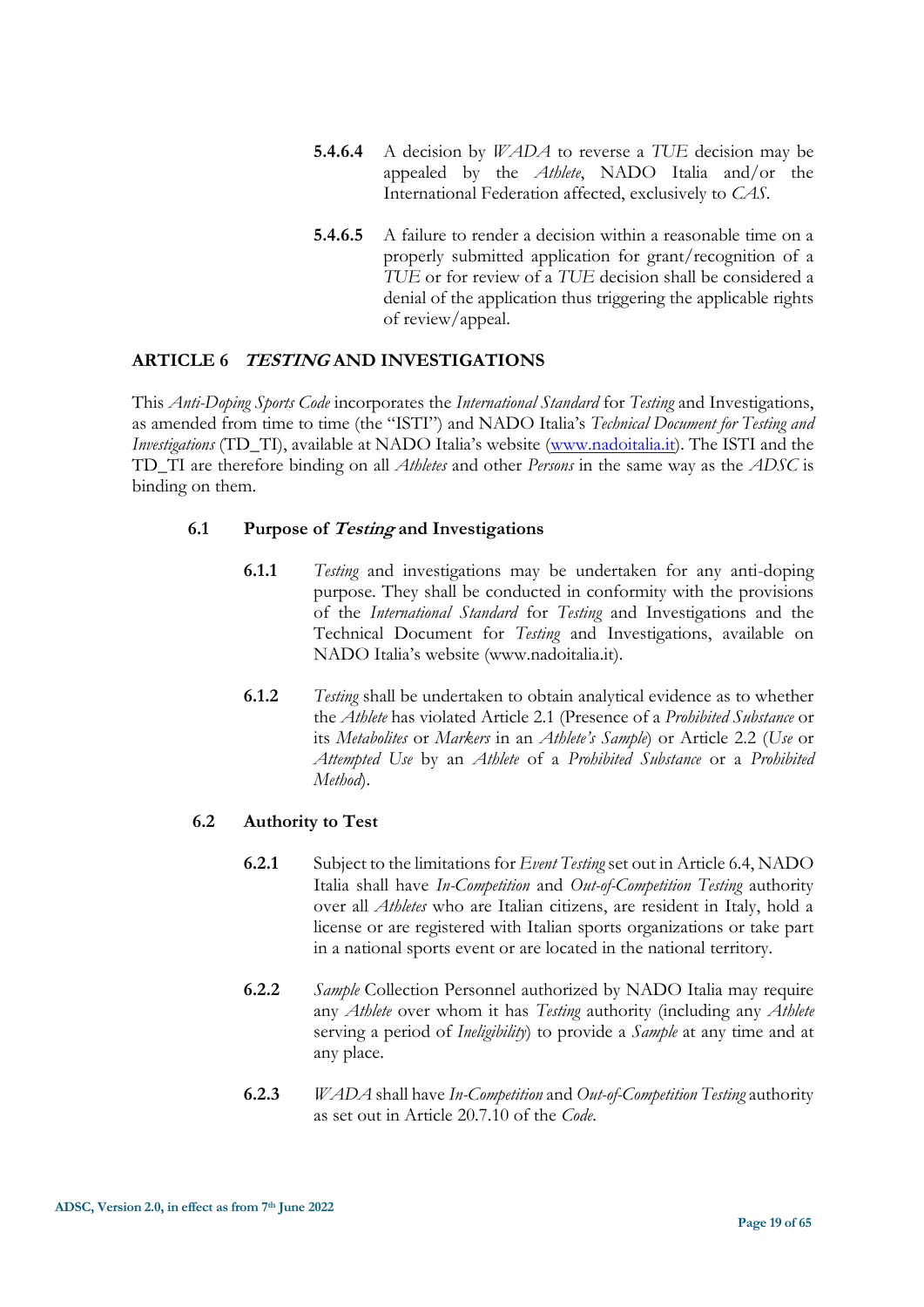**5.4.6.4** A decision by *WADA* to reverse a *TUE* decision may be appealed by the *Athlete*, NADO Italia and/or the International Federation affected, exclusively to *CAS*.

**5.4.6.5** A failure to render a decision within a reasonable time on a properly submitted application for grant/recognition of a *TUE* or for review of a *TUE* decision shall be considered a denial of the application thus triggering the applicable rights of review/appeal.

## ARTICLE 6 *TESTING* AND INVESTIGATIONS

This *Anti-Doping Sports Code* incorporates the *International Standard* for *Testing* and Investigations, as amended from time to time (the "ISTI") and NADO Italia's *Technical Document for Testing and Investigations* (TD_TI), available at NADO Italia's website (www.nadoitalia.it). The ISTI and the TD_TI are therefore binding on all *Athletes* and other *Persons* in the same way as the *ADSC* is binding on them.

### 6.1 Purpose of *Testing* and Investigations

**6.1.1** *Testing* and investigations may be undertaken for any anti-doping purpose. They shall be conducted in conformity with the provisions of the *International Standard* for *Testing* and Investigations and the Technical Document for *Testing* and Investigations, available on NADO Italia's website (www.nadoitalia.it).

**6.1.2** *Testing* shall be undertaken to obtain analytical evidence as to whether the *Athlete* has violated Article 2.1 (Presence of a *Prohibited Substance* or its *Metabolites* or *Markers* in an *Athlete's Sample*) or Article 2.2 (*Use* or *Attempted Use* by an *Athlete* of a *Prohibited Substance* or a *Prohibited Method*).

### 6.2 Authority to Test

**6.2.1** Subject to the limitations for *Event Testing* set out in Article 6.4, NADO Italia shall have *In-Competition* and *Out-of-Competition Testing* authority over all *Athletes* who are Italian citizens, are resident in Italy, hold a license or are registered with Italian sports organizations or take part in a national sports event or are located in the national territory.

**6.2.2** *Sample* Collection Personnel authorized by NADO Italia may require any *Athlete* over whom it has *Testing* authority (including any *Athlete* serving a period of *Ineligibility*) to provide a *Sample* at any time and at any place.

**6.2.3** *WADA* shall have *In-Competition* and *Out-of-Competition Testing* authority as set out in Article 20.7.10 of the *Code*.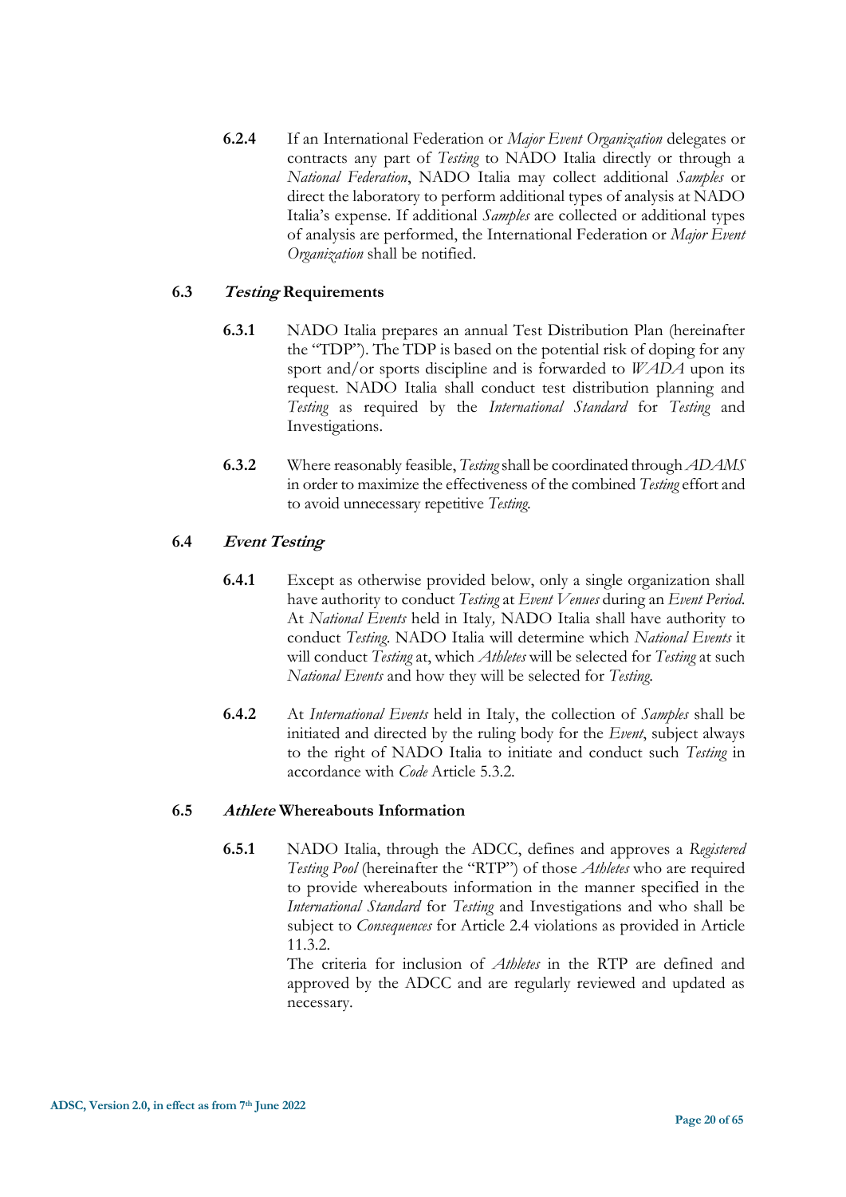**6.2.4** If an International Federation or *Major Event Organization* delegates or contracts any part of *Testing* to NADO Italia directly or through a *National Federation*, NADO Italia may collect additional *Samples* or direct the laboratory to perform additional types of analysis at NADO Italia's expense. If additional *Samples* are collected or additional types of analysis are performed, the International Federation or *Major Event Organization* shall be notified.

### 6.3 *Testing* Requirements

**6.3.1** NADO Italia prepares an annual Test Distribution Plan (hereinafter the "TDP"). The TDP is based on the potential risk of doping for any sport and/or sports discipline and is forwarded to *WADA* upon its request. NADO Italia shall conduct test distribution planning and *Testing* as required by the *International Standard* for *Testing* and Investigations.

**6.3.2** Where reasonably feasible, *Testing* shall be coordinated through *ADAMS* in order to maximize the effectiveness of the combined *Testing* effort and to avoid unnecessary repetitive *Testing*.

### 6.4 *Event Testing*

**6.4.1** Except as otherwise provided below, only a single organization shall have authority to conduct *Testing* at *Event Venues* during an *Event Period*. At *National Events* held in Italy*,* NADO Italia shall have authority to conduct *Testing*. NADO Italia will determine which *National Events* it will conduct *Testing* at, which *Athletes* will be selected for *Testing* at such *National Events* and how they will be selected for *Testing*.

**6.4.2** At *International Events* held in Italy, the collection of *Samples* shall be initiated and directed by the ruling body for the *Event*, subject always to the right of NADO Italia to initiate and conduct such *Testing* in accordance with *Code* Article 5.3.2.

### 6.5 *Athlete* Whereabouts Information

**6.5.1** NADO Italia, through the ADCC, defines and approves a *Registered Testing Pool* (hereinafter the "RTP") of those *Athletes* who are required to provide whereabouts information in the manner specified in the *International Standard* for *Testing* and Investigations and who shall be subject to *Consequences* for Article 2.4 violations as provided in Article 11.3.2.
The criteria for inclusion of *Athletes* in the RTP are defined and approved by the ADCC and are regularly reviewed and updated as necessary.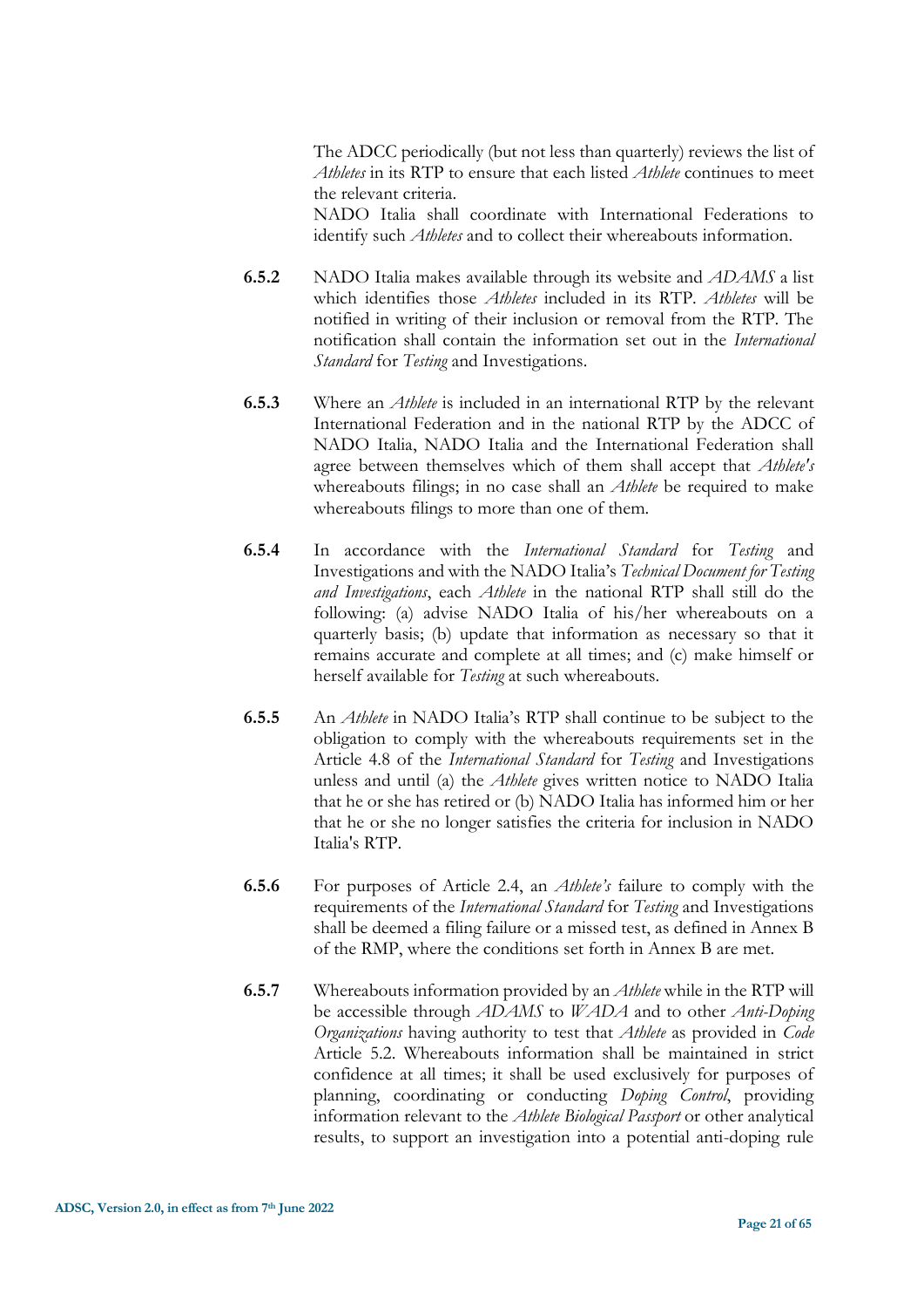The ADCC periodically (but not less than quarterly) reviews the list of *Athletes* in its RTP to ensure that each listed *Athlete* continues to meet the relevant criteria.
NADO Italia shall coordinate with International Federations to identify such *Athletes* and to collect their whereabouts information.

**6.5.2** NADO Italia makes available through its website and *ADAMS* a list which identifies those *Athletes* included in its RTP. *Athletes* will be notified in writing of their inclusion or removal from the RTP. The notification shall contain the information set out in the *International Standard* for *Testing* and Investigations.

**6.5.3** Where an *Athlete* is included in an international RTP by the relevant International Federation and in the national RTP by the ADCC of NADO Italia, NADO Italia and the International Federation shall agree between themselves which of them shall accept that *Athlete's* whereabouts filings; in no case shall an *Athlete* be required to make whereabouts filings to more than one of them.

**6.5.4** In accordance with the *International Standard* for *Testing* and Investigations and with the NADO Italia's *Technical Document for Testing and Investigations*, each *Athlete* in the national RTP shall still do the following: (a) advise NADO Italia of his/her whereabouts on a quarterly basis; (b) update that information as necessary so that it remains accurate and complete at all times; and (c) make himself or herself available for *Testing* at such whereabouts.

**6.5.5** An *Athlete* in NADO Italia's RTP shall continue to be subject to the obligation to comply with the whereabouts requirements set in the Article 4.8 of the *International Standard* for *Testing* and Investigations unless and until (a) the *Athlete* gives written notice to NADO Italia that he or she has retired or (b) NADO Italia has informed him or her that he or she no longer satisfies the criteria for inclusion in NADO Italia's RTP.

**6.5.6** For purposes of Article 2.4, an *Athlete's* failure to comply with the requirements of the *International Standard* for *Testing* and Investigations shall be deemed a filing failure or a missed test, as defined in Annex B of the RMP, where the conditions set forth in Annex B are met.

**6.5.7** Whereabouts information provided by an *Athlete* while in the RTP will be accessible through *ADAMS* to *WADA* and to other *Anti-Doping Organizations* having authority to test that *Athlete* as provided in *Code* Article 5.2. Whereabouts information shall be maintained in strict confidence at all times; it shall be used exclusively for purposes of planning, coordinating or conducting *Doping Control*, providing information relevant to the *Athlete Biological Passport* or other analytical results, to support an investigation into a potential anti-doping rule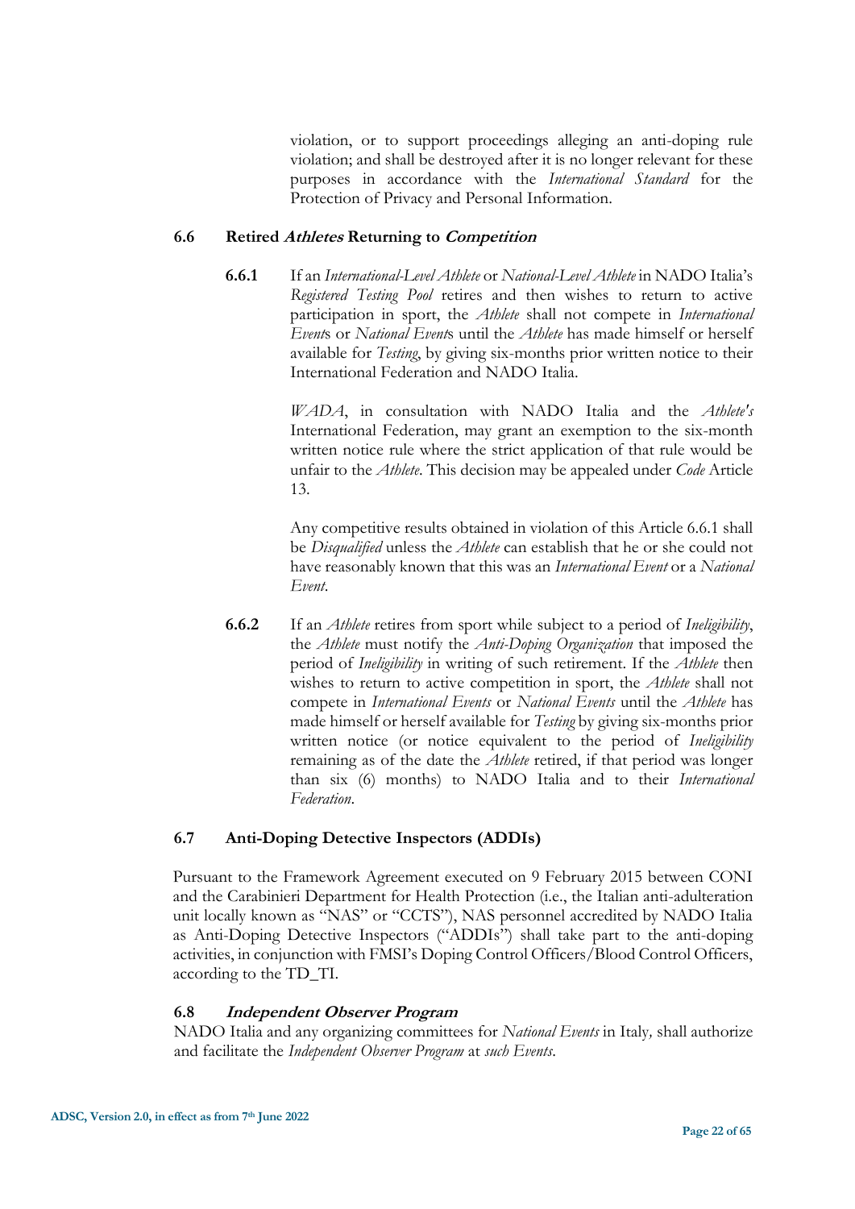violation, or to support proceedings alleging an anti-doping rule violation; and shall be destroyed after it is no longer relevant for these purposes in accordance with the *International Standard* for the Protection of Privacy and Personal Information.

### 6.6 Retired *Athletes* Returning to *Competition*

**6.6.1** If an *International-Level Athlete* or *National-Level Athlete* in NADO Italia's *Registered Testing Pool* retires and then wishes to return to active participation in sport, the *Athlete* shall not compete in *International Event*s or *National Event*s until the *Athlete* has made himself or herself available for *Testing*, by giving six-months prior written notice to their International Federation and NADO Italia.

*WADA*, in consultation with NADO Italia and the *Athlete's* International Federation, may grant an exemption to the six-month written notice rule where the strict application of that rule would be unfair to the *Athlete*. This decision may be appealed under *Code* Article 13.

Any competitive results obtained in violation of this Article 6.6.1 shall be *Disqualified* unless the *Athlete* can establish that he or she could not have reasonably known that this was an *International Event* or a *National Event*.

**6.6.2** If an *Athlete* retires from sport while subject to a period of *Ineligibility*, the *Athlete* must notify the *Anti-Doping Organization* that imposed the period of *Ineligibility* in writing of such retirement. If the *Athlete* then wishes to return to active competition in sport, the *Athlete* shall not compete in *International Events* or *National Events* until the *Athlete* has made himself or herself available for *Testing* by giving six-months prior written notice (or notice equivalent to the period of *Ineligibility* remaining as of the date the *Athlete* retired, if that period was longer than six (6) months) to NADO Italia and to their *International Federation*.

### 6.7 Anti-Doping Detective Inspectors (ADDIs)

Pursuant to the Framework Agreement executed on 9 February 2015 between CONI and the Carabinieri Department for Health Protection (i.e., the Italian anti-adulteration unit locally known as "NAS" or "CCTS"), NAS personnel accredited by NADO Italia as Anti-Doping Detective Inspectors ("ADDIs") shall take part to the anti-doping activities, in conjunction with FMSI's Doping Control Officers/Blood Control Officers, according to the TD_TI.

### 6.8 *Independent Observer Program*

NADO Italia and any organizing committees for *National Events* in Italy*,* shall authorize and facilitate the *Independent Observer Program* at *such Events*.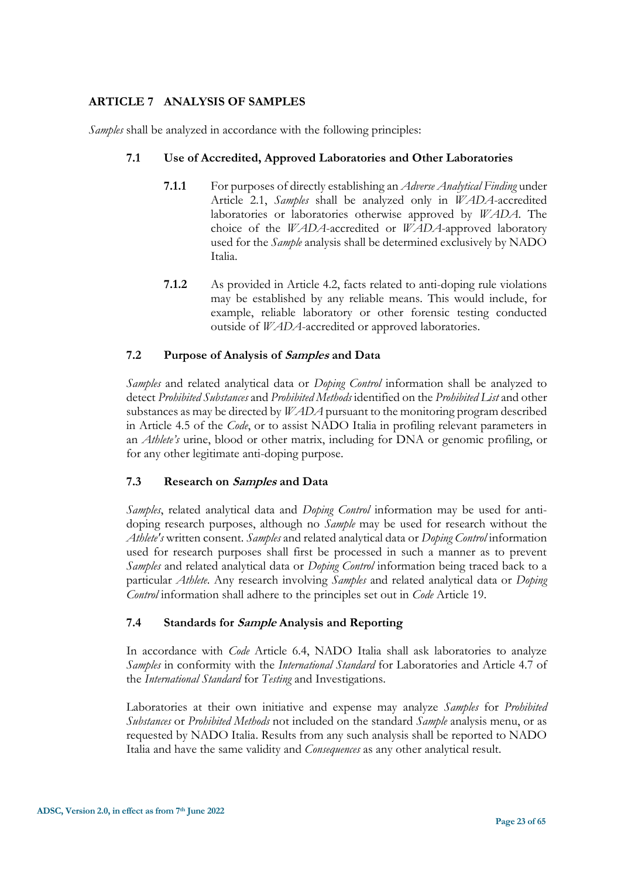## ARTICLE 7 ANALYSIS OF SAMPLES

*Samples* shall be analyzed in accordance with the following principles:

### 7.1 Use of Accredited, Approved Laboratories and Other Laboratories

**7.1.1** For purposes of directly establishing an *Adverse Analytical Finding* under Article 2.1, *Samples* shall be analyzed only in *WADA*-accredited laboratories or laboratories otherwise approved by *WADA*. The choice of the *WADA*-accredited or *WADA*-approved laboratory used for the *Sample* analysis shall be determined exclusively by NADO Italia.

**7.1.2** As provided in Article 4.2, facts related to anti-doping rule violations may be established by any reliable means. This would include, for example, reliable laboratory or other forensic testing conducted outside of *WADA*-accredited or approved laboratories.

### 7.2 Purpose of Analysis of *Samples* and Data

*Samples* and related analytical data or *Doping Control* information shall be analyzed to detect *Prohibited Substances* and *Prohibited Methods* identified on the *Prohibited List* and other substances as may be directed by *WADA* pursuant to the monitoring program described in Article 4.5 of the *Code*, or to assist NADO Italia in profiling relevant parameters in an *Athlete's* urine, blood or other matrix, including for DNA or genomic profiling, or for any other legitimate anti-doping purpose.

### 7.3 Research on *Samples* and Data

*Samples*, related analytical data and *Doping Control* information may be used for anti-doping research purposes, although no *Sample* may be used for research without the *Athlete's* written consent. *Samples* and related analytical data or *Doping Control* information used for research purposes shall first be processed in such a manner as to prevent *Samples* and related analytical data or *Doping Control* information being traced back to a particular *Athlete*. Any research involving *Samples* and related analytical data or *Doping Control* information shall adhere to the principles set out in *Code* Article 19.

### 7.4 Standards for *Sample* Analysis and Reporting

In accordance with *Code* Article 6.4, NADO Italia shall ask laboratories to analyze *Samples* in conformity with the *International Standard* for Laboratories and Article 4.7 of the *International Standard* for *Testing* and Investigations.

Laboratories at their own initiative and expense may analyze *Samples* for *Prohibited Substances* or *Prohibited Methods* not included on the standard *Sample* analysis menu, or as requested by NADO Italia. Results from any such analysis shall be reported to NADO Italia and have the same validity and *Consequences* as any other analytical result.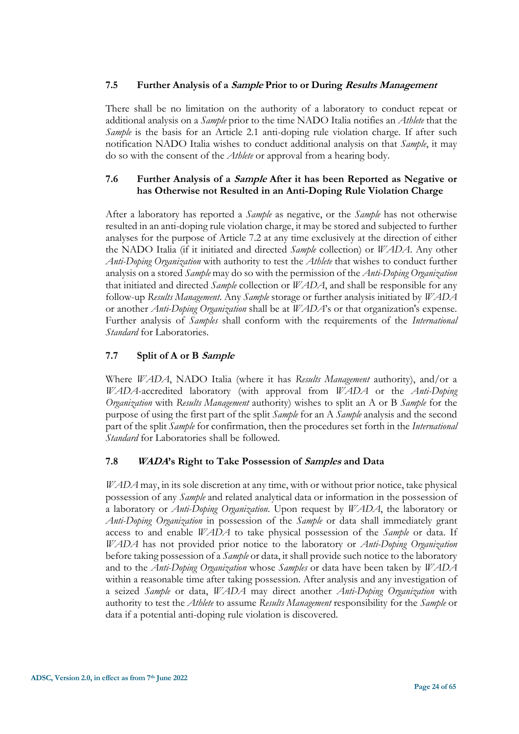### 7.5 Further Analysis of a *Sample* Prior to or During *Results Management*

There shall be no limitation on the authority of a laboratory to conduct repeat or additional analysis on a *Sample* prior to the time NADO Italia notifies an *Athlete* that the *Sample* is the basis for an Article 2.1 anti-doping rule violation charge. If after such notification NADO Italia wishes to conduct additional analysis on that *Sample*, it may do so with the consent of the *Athlete* or approval from a hearing body.

### 7.6 Further Analysis of a *Sample* After it has been Reported as Negative or has Otherwise not Resulted in an Anti-Doping Rule Violation Charge

After a laboratory has reported a *Sample* as negative, or the *Sample* has not otherwise resulted in an anti-doping rule violation charge, it may be stored and subjected to further analyses for the purpose of Article 7.2 at any time exclusively at the direction of either the NADO Italia (if it initiated and directed *Sample* collection) or *WADA*. Any other *Anti-Doping Organization* with authority to test the *Athlete* that wishes to conduct further analysis on a stored *Sample* may do so with the permission of the *Anti-Doping Organization* that initiated and directed *Sample* collection or *WADA*, and shall be responsible for any follow-up *Results Management*. Any *Sample* storage or further analysis initiated by *WADA* or another *Anti-Doping Organization* shall be at *WADA*'s or that organization's expense. Further analysis of *Samples* shall conform with the requirements of the *International Standard* for Laboratories.

### 7.7 Split of A or B *Sample*

Where *WADA*, NADO Italia (where it has *Results Management* authority), and/or a *WADA*-accredited laboratory (with approval from *WADA* or the *Anti-Doping Organization* with *Results Management* authority) wishes to split an A or B *Sample* for the purpose of using the first part of the split *Sample* for an A *Sample* analysis and the second part of the split *Sample* for confirmation, then the procedures set forth in the *International Standard* for Laboratories shall be followed.

### 7.8 *WADA*'s Right to Take Possession of *Samples* and Data

*WADA* may, in its sole discretion at any time, with or without prior notice, take physical possession of any *Sample* and related analytical data or information in the possession of a laboratory or *Anti-Doping Organization*. Upon request by *WADA*, the laboratory or *Anti-Doping Organization* in possession of the *Sample* or data shall immediately grant access to and enable *WADA* to take physical possession of the *Sample* or data. If *WADA* has not provided prior notice to the laboratory or *Anti-Doping Organization* before taking possession of a *Sample* or data, it shall provide such notice to the laboratory and to the *Anti-Doping Organization* whose *Samples* or data have been taken by *WADA* within a reasonable time after taking possession. After analysis and any investigation of a seized *Sample* or data, *WADA* may direct another *Anti-Doping Organization* with authority to test the *Athlete* to assume *Results Management* responsibility for the *Sample* or data if a potential anti-doping rule violation is discovered.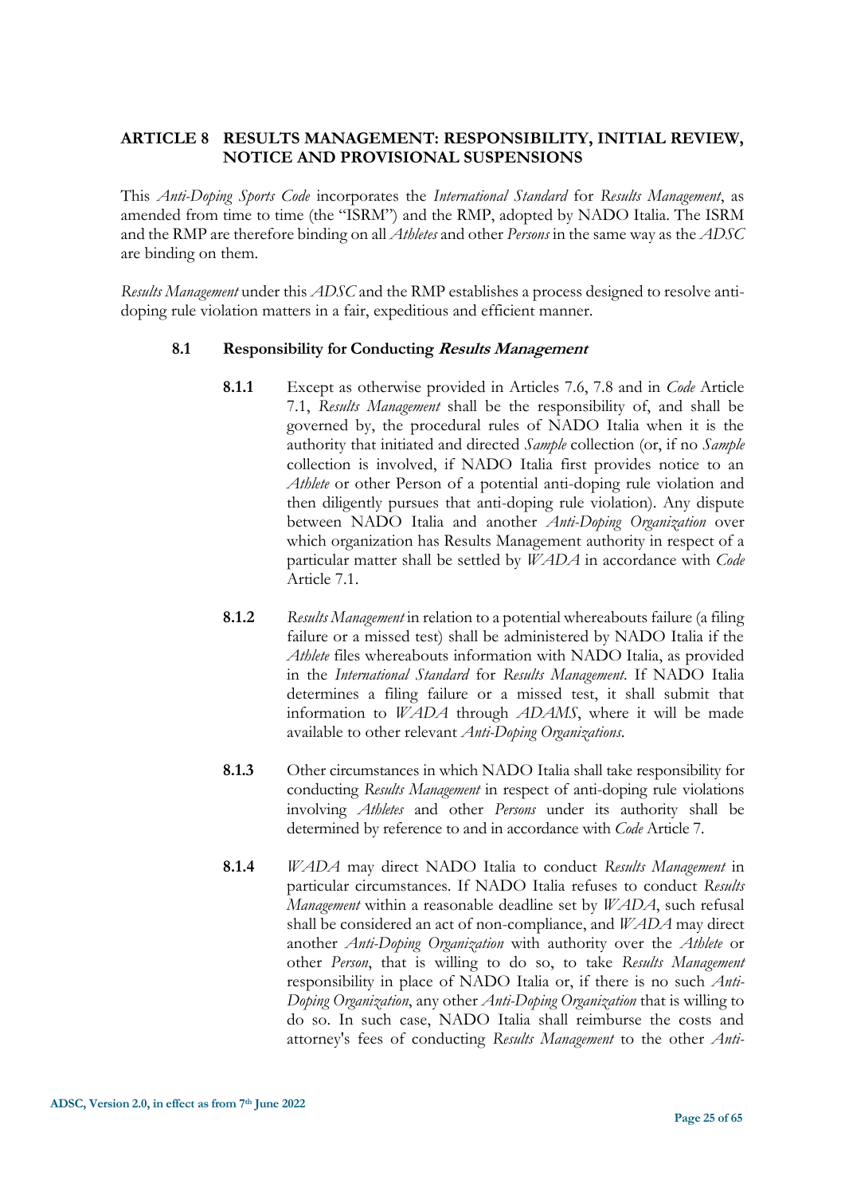## ARTICLE 8 RESULTS MANAGEMENT: RESPONSIBILITY, INITIAL REVIEW, NOTICE AND PROVISIONAL SUSPENSIONS

This *Anti-Doping Sports Code* incorporates the *International Standard* for *Results Management*, as amended from time to time (the "ISRM") and the RMP, adopted by NADO Italia. The ISRM and the RMP are therefore binding on all *Athletes* and other *Persons* in the same way as the *ADSC* are binding on them.

*Results Management* under this *ADSC* and the RMP establishes a process designed to resolve anti-doping rule violation matters in a fair, expeditious and efficient manner.

### 8.1 Responsibility for Conducting *Results Management*

**8.1.1** Except as otherwise provided in Articles 7.6, 7.8 and in *Code* Article 7.1, *Results Management* shall be the responsibility of, and shall be governed by, the procedural rules of NADO Italia when it is the authority that initiated and directed *Sample* collection (or, if no *Sample* collection is involved, if NADO Italia first provides notice to an *Athlete* or other Person of a potential anti-doping rule violation and then diligently pursues that anti-doping rule violation). Any dispute between NADO Italia and another *Anti-Doping Organization* over which organization has Results Management authority in respect of a particular matter shall be settled by *WADA* in accordance with *Code* Article 7.1.

**8.1.2** *Results Management* in relation to a potential whereabouts failure (a filing failure or a missed test) shall be administered by NADO Italia if the *Athlete* files whereabouts information with NADO Italia, as provided in the *International Standard* for *Results Management*. If NADO Italia determines a filing failure or a missed test, it shall submit that information to *WADA* through *ADAMS*, where it will be made available to other relevant *Anti-Doping Organizations*.

**8.1.3** Other circumstances in which NADO Italia shall take responsibility for conducting *Results Management* in respect of anti-doping rule violations involving *Athletes* and other *Persons* under its authority shall be determined by reference to and in accordance with *Code* Article 7.

**8.1.4** *WADA* may direct NADO Italia to conduct *Results Management* in particular circumstances. If NADO Italia refuses to conduct *Results Management* within a reasonable deadline set by *WADA*, such refusal shall be considered an act of non-compliance, and *WADA* may direct another *Anti-Doping Organization* with authority over the *Athlete* or other *Person*, that is willing to do so, to take *Results Management* responsibility in place of NADO Italia or, if there is no such *Anti-Doping Organization*, any other *Anti-Doping Organization* that is willing to do so. In such case, NADO Italia shall reimburse the costs and attorney's fees of conducting *Results Management* to the other *Anti-*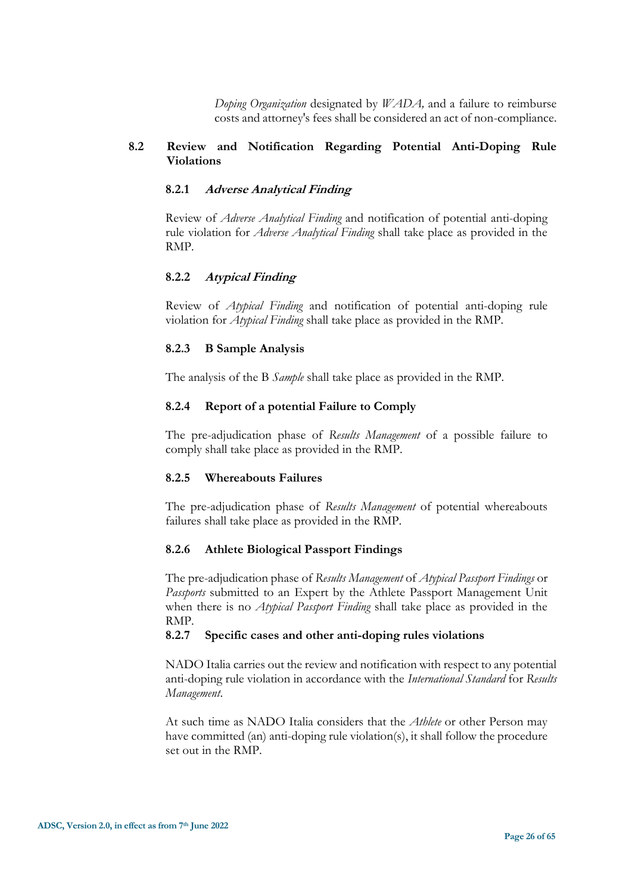*Doping Organization* designated by *WADA,* and a failure to reimburse costs and attorney's fees shall be considered an act of non-compliance.

## 8.2 Review and Notification Regarding Potential Anti-Doping Rule Violations

### 8.2.1 *Adverse Analytical Finding*

Review of *Adverse Analytical Finding* and notification of potential anti-doping rule violation for *Adverse Analytical Finding* shall take place as provided in the RMP.

### 8.2.2 *Atypical Finding*

Review of *Atypical Finding* and notification of potential anti-doping rule violation for *Atypical Finding* shall take place as provided in the RMP.

### 8.2.3 B Sample Analysis

The analysis of the B *Sample* shall take place as provided in the RMP.

### 8.2.4 Report of a potential Failure to Comply

The pre-adjudication phase of *Results Management* of a possible failure to comply shall take place as provided in the RMP.

### 8.2.5 Whereabouts Failures

The pre-adjudication phase of *Results Management* of potential whereabouts failures shall take place as provided in the RMP.

### 8.2.6 Athlete Biological Passport Findings

The pre-adjudication phase of *Results Management* of *Atypical Passport Findings* or *Passports* submitted to an Expert by the Athlete Passport Management Unit when there is no *Atypical Passport Finding* shall take place as provided in the RMP.

### 8.2.7 Specific cases and other anti-doping rules violations

NADO Italia carries out the review and notification with respect to any potential anti-doping rule violation in accordance with the *International Standard* for *Results Management*.

At such time as NADO Italia considers that the *Athlete* or other Person may have committed (an) anti-doping rule violation(s), it shall follow the procedure set out in the RMP.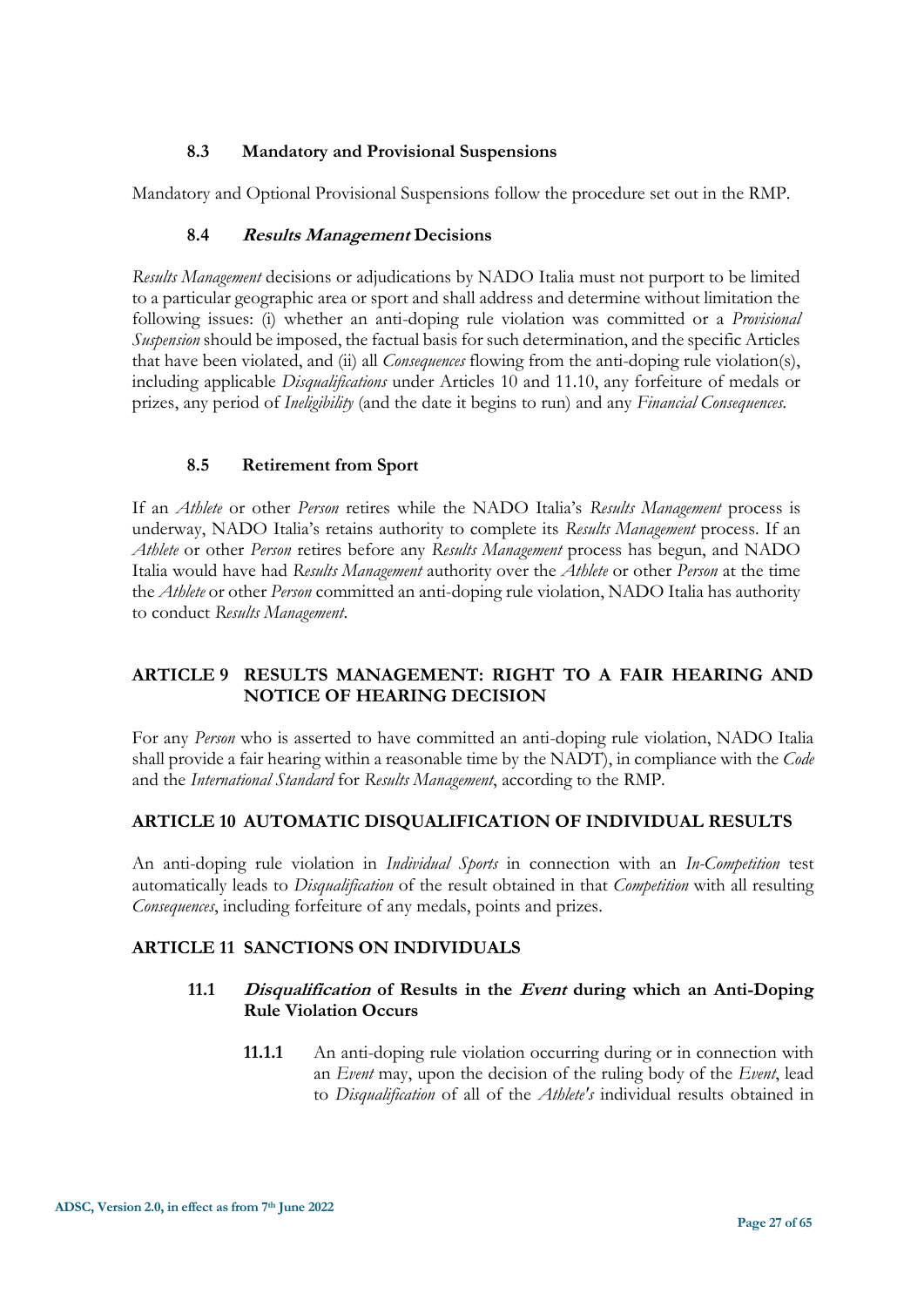### 8.3 Mandatory and Provisional Suspensions

Mandatory and Optional Provisional Suspensions follow the procedure set out in the RMP.

### 8.4 *Results Management* Decisions

*Results Management* decisions or adjudications by NADO Italia must not purport to be limited to a particular geographic area or sport and shall address and determine without limitation the following issues: (i) whether an anti-doping rule violation was committed or a *Provisional Suspension* should be imposed, the factual basis for such determination, and the specific Articles that have been violated, and (ii) all *Consequences* flowing from the anti-doping rule violation(s), including applicable *Disqualifications* under Articles 10 and 11.10, any forfeiture of medals or prizes, any period of *Ineligibility* (and the date it begins to run) and any *Financial Consequences*.

### 8.5 Retirement from Sport

If an *Athlete* or other *Person* retires while the NADO Italia's *Results Management* process is underway, NADO Italia's retains authority to complete its *Results Management* process. If an *Athlete* or other *Person* retires before any *Results Management* process has begun, and NADO Italia would have had *Results Management* authority over the *Athlete* or other *Person* at the time the *Athlete* or other *Person* committed an anti-doping rule violation, NADO Italia has authority to conduct *Results Management*.

## ARTICLE 9 RESULTS MANAGEMENT: RIGHT TO A FAIR HEARING AND NOTICE OF HEARING DECISION

For any *Person* who is asserted to have committed an anti-doping rule violation, NADO Italia shall provide a fair hearing within a reasonable time by the NADT), in compliance with the *Code* and the *International Standard* for *Results Management*, according to the RMP.

## ARTICLE 10 AUTOMATIC DISQUALIFICATION OF INDIVIDUAL RESULTS

An anti-doping rule violation in *Individual Sports* in connection with an *In-Competition* test automatically leads to *Disqualification* of the result obtained in that *Competition* with all resulting *Consequences*, including forfeiture of any medals, points and prizes.

## ARTICLE 11 SANCTIONS ON INDIVIDUALS

### 11.1 *Disqualification* of Results in the *Event* during which an Anti-Doping Rule Violation Occurs

**11.1.1** An anti-doping rule violation occurring during or in connection with an *Event* may, upon the decision of the ruling body of the *Event*, lead to *Disqualification* of all of the *Athlete's* individual results obtained in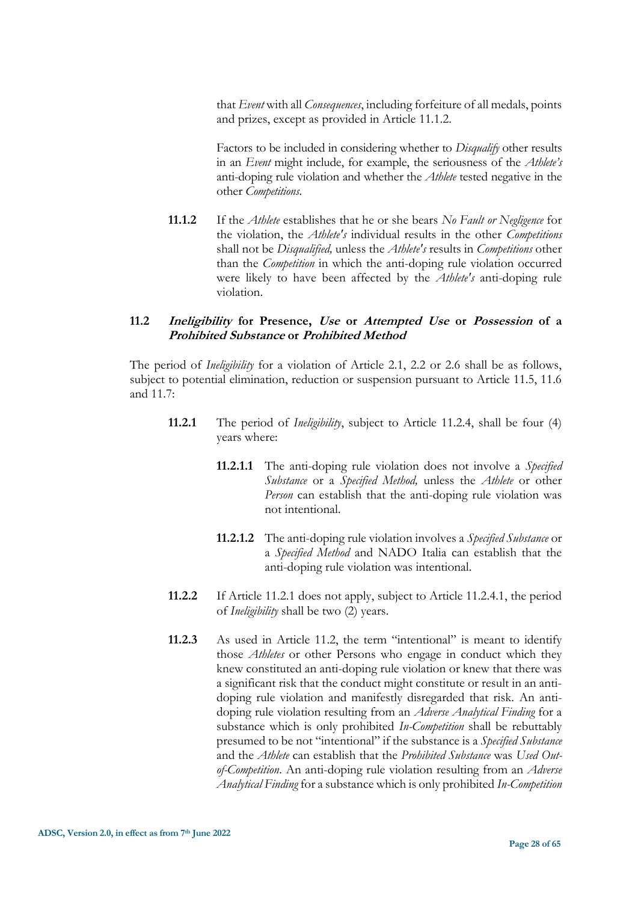that *Event* with all *Consequences*, including forfeiture of all medals, points and prizes, except as provided in Article 11.1.2.

Factors to be included in considering whether to *Disqualify* other results in an *Event* might include, for example, the seriousness of the *Athlete's* anti-doping rule violation and whether the *Athlete* tested negative in the other *Competitions*.

**11.1.2** If the *Athlete* establishes that he or she bears *No Fault or Negligence* for the violation, the *Athlete's* individual results in the other *Competitions* shall not be *Disqualified,* unless the *Athlete's* results in *Competitions* other than the *Competition* in which the anti-doping rule violation occurred were likely to have been affected by the *Athlete's* anti-doping rule violation.

### 11.2 *Ineligibility* for Presence, *Use* or *Attempted Use* or *Possession* of a *Prohibited Substance* or *Prohibited Method*

The period of *Ineligibility* for a violation of Article 2.1, 2.2 or 2.6 shall be as follows, subject to potential elimination, reduction or suspension pursuant to Article 11.5, 11.6 and 11.7:

**11.2.1** The period of *Ineligibility*, subject to Article 11.2.4, shall be four (4) years where:

**11.2.1.1** The anti-doping rule violation does not involve a *Specified Substance* or a *Specified Method,* unless the *Athlete* or other *Person* can establish that the anti-doping rule violation was not intentional.

**11.2.1.2** The anti-doping rule violation involves a *Specified Substance* or a *Specified Method* and NADO Italia can establish that the anti-doping rule violation was intentional.

**11.2.2** If Article 11.2.1 does not apply, subject to Article 11.2.4.1, the period of *Ineligibility* shall be two (2) years.

**11.2.3** As used in Article 11.2, the term "intentional" is meant to identify those *Athletes* or other Persons who engage in conduct which they knew constituted an anti-doping rule violation or knew that there was a significant risk that the conduct might constitute or result in an anti-doping rule violation and manifestly disregarded that risk. An anti-doping rule violation resulting from an *Adverse Analytical Finding* for a substance which is only prohibited *In-Competition* shall be rebuttably presumed to be not "intentional" if the substance is a *Specified Substance* and the *Athlete* can establish that the *Prohibited Substance* was *Used Out-of-Competition*. An anti-doping rule violation resulting from an *Adverse Analytical Finding* for a substance which is only prohibited *In-Competition*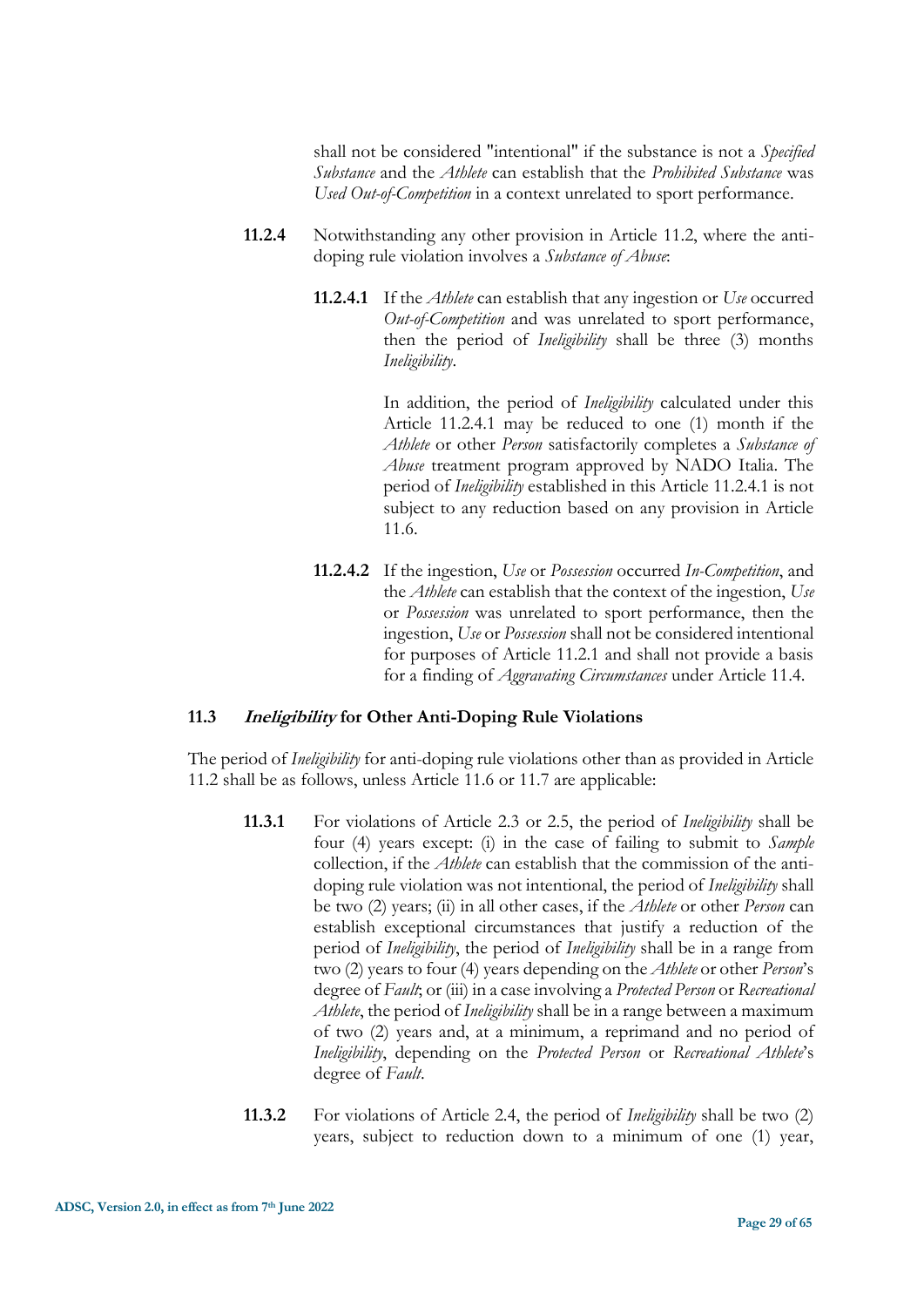shall not be considered "intentional" if the substance is not a *Specified Substance* and the *Athlete* can establish that the *Prohibited Substance* was *Used Out-of-Competition* in a context unrelated to sport performance.

**11.2.4** Notwithstanding any other provision in Article 11.2, where the anti-doping rule violation involves a *Substance of Abuse*:

**11.2.4.1** If the *Athlete* can establish that any ingestion or *Use* occurred *Out-of-Competition* and was unrelated to sport performance, then the period of *Ineligibility* shall be three (3) months *Ineligibility*.

In addition, the period of *Ineligibility* calculated under this Article 11.2.4.1 may be reduced to one (1) month if the *Athlete* or other *Person* satisfactorily completes a *Substance of Abuse* treatment program approved by NADO Italia. The period of *Ineligibility* established in this Article 11.2.4.1 is not subject to any reduction based on any provision in Article 11.6.

**11.2.4.2** If the ingestion, *Use* or *Possession* occurred *In-Competition*, and the *Athlete* can establish that the context of the ingestion, *Use* or *Possession* was unrelated to sport performance, then the ingestion, *Use* or *Possession* shall not be considered intentional for purposes of Article 11.2.1 and shall not provide a basis for a finding of *Aggravating Circumstances* under Article 11.4.

### 11.3 *Ineligibility* for Other Anti-Doping Rule Violations

The period of *Ineligibility* for anti-doping rule violations other than as provided in Article 11.2 shall be as follows, unless Article 11.6 or 11.7 are applicable:

**11.3.1** For violations of Article 2.3 or 2.5, the period of *Ineligibility* shall be four (4) years except: (i) in the case of failing to submit to *Sample* collection, if the *Athlete* can establish that the commission of the anti-doping rule violation was not intentional, the period of *Ineligibility* shall be two (2) years; (ii) in all other cases, if the *Athlete* or other *Person* can establish exceptional circumstances that justify a reduction of the period of *Ineligibility*, the period of *Ineligibility* shall be in a range from two (2) years to four (4) years depending on the *Athlete* or other *Person*'s degree of *Fault*; or (iii) in a case involving a *Protected Person* or *Recreational Athlete*, the period of *Ineligibility* shall be in a range between a maximum of two (2) years and, at a minimum, a reprimand and no period of *Ineligibility*, depending on the *Protected Person* or *Recreational Athlete*'s degree of *Fault*.

**11.3.2** For violations of Article 2.4, the period of *Ineligibility* shall be two (2) years, subject to reduction down to a minimum of one (1) year,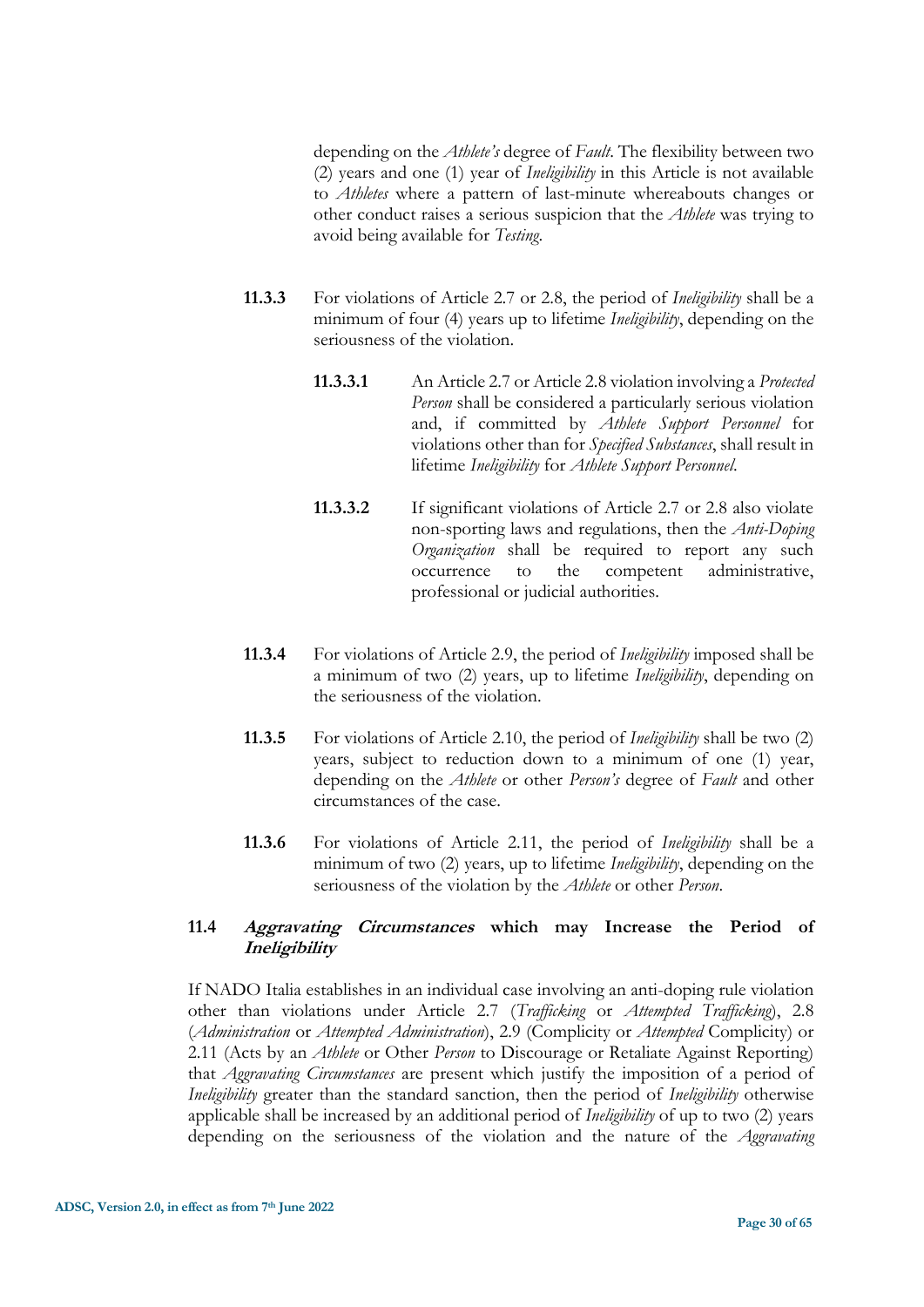depending on the *Athlete's* degree of *Fault*. The flexibility between two (2) years and one (1) year of *Ineligibility* in this Article is not available to *Athletes* where a pattern of last-minute whereabouts changes or other conduct raises a serious suspicion that the *Athlete* was trying to avoid being available for *Testing*.

**11.3.3** For violations of Article 2.7 or 2.8, the period of *Ineligibility* shall be a minimum of four (4) years up to lifetime *Ineligibility*, depending on the seriousness of the violation.

**11.3.3.1** An Article 2.7 or Article 2.8 violation involving a *Protected Person* shall be considered a particularly serious violation and, if committed by *Athlete Support Personnel* for violations other than for *Specified Substances*, shall result in lifetime *Ineligibility* for *Athlete Support Personnel*.

**11.3.3.2** If significant violations of Article 2.7 or 2.8 also violate non-sporting laws and regulations, then the *Anti-Doping Organization* shall be required to report any such occurrence to the competent administrative, professional or judicial authorities.

**11.3.4** For violations of Article 2.9, the period of *Ineligibility* imposed shall be a minimum of two (2) years, up to lifetime *Ineligibility*, depending on the seriousness of the violation.

**11.3.5** For violations of Article 2.10, the period of *Ineligibility* shall be two (2) years, subject to reduction down to a minimum of one (1) year, depending on the *Athlete* or other *Person's* degree of *Fault* and other circumstances of the case.

**11.3.6** For violations of Article 2.11, the period of *Ineligibility* shall be a minimum of two (2) years, up to lifetime *Ineligibility*, depending on the seriousness of the violation by the *Athlete* or other *Person*.

### 11.4 *Aggravating Circumstances* which may Increase the Period of *Ineligibility*

If NADO Italia establishes in an individual case involving an anti-doping rule violation other than violations under Article 2.7 (*Trafficking* or *Attempted Trafficking*), 2.8 (*Administration* or *Attempted Administration*), 2.9 (Complicity or *Attempted* Complicity) or 2.11 (Acts by an *Athlete* or Other *Person* to Discourage or Retaliate Against Reporting) that *Aggravating Circumstances* are present which justify the imposition of a period of *Ineligibility* greater than the standard sanction, then the period of *Ineligibility* otherwise applicable shall be increased by an additional period of *Ineligibility* of up to two (2) years depending on the seriousness of the violation and the nature of the *Aggravating*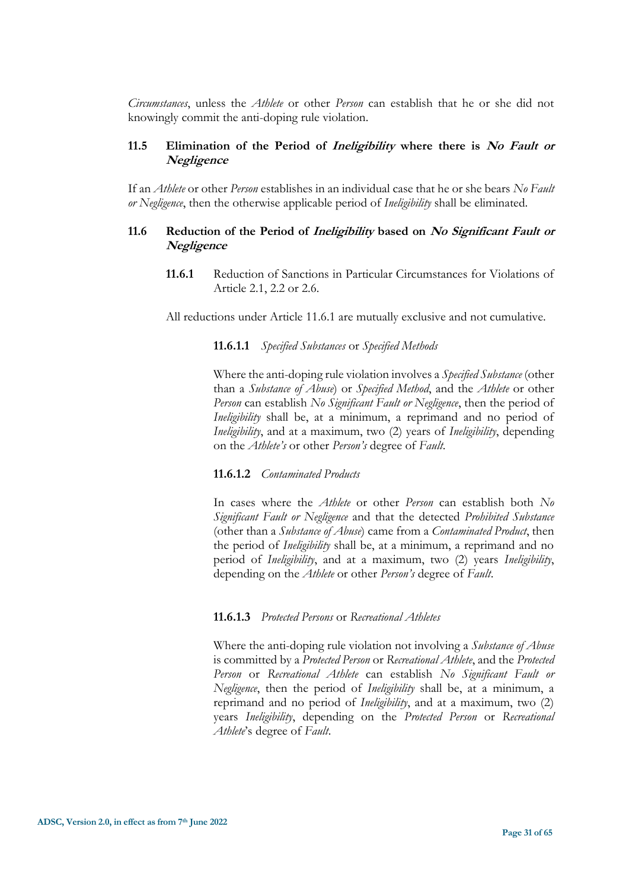*Circumstances*, unless the *Athlete* or other *Person* can establish that he or she did not knowingly commit the anti-doping rule violation.

### 11.5 Elimination of the Period of *Ineligibility* where there is *No Fault or Negligence*

If an *Athlete* or other *Person* establishes in an individual case that he or she bears *No Fault or Negligence*, then the otherwise applicable period of *Ineligibility* shall be eliminated.

### 11.6 Reduction of the Period of *Ineligibility* based on *No Significant Fault or Negligence*

**11.6.1** Reduction of Sanctions in Particular Circumstances for Violations of Article 2.1, 2.2 or 2.6.

All reductions under Article 11.6.1 are mutually exclusive and not cumulative.

**11.6.1.1** *Specified Substances* or *Specified Methods*

Where the anti-doping rule violation involves a *Specified Substance* (other than a *Substance of Abuse*) or *Specified Method*, and the *Athlete* or other *Person* can establish *No Significant Fault or Negligence*, then the period of *Ineligibility* shall be, at a minimum, a reprimand and no period of *Ineligibility*, and at a maximum, two (2) years of *Ineligibility*, depending on the *Athlete's* or other *Person's* degree of *Fault*.

**11.6.1.2** *Contaminated Products*

In cases where the *Athlete* or other *Person* can establish both *No Significant Fault or Negligence* and that the detected *Prohibited Substance* (other than a *Substance of Abuse*) came from a *Contaminated Product*, then the period of *Ineligibility* shall be, at a minimum, a reprimand and no period of *Ineligibility*, and at a maximum, two (2) years *Ineligibility*, depending on the *Athlete* or other *Person's* degree of *Fault*.

**11.6.1.3** *Protected Persons* or *Recreational Athletes*

Where the anti-doping rule violation not involving a *Substance of Abuse* is committed by a *Protected Person* or *Recreational Athlete*, and the *Protected Person* or *Recreational Athlete* can establish *No Significant Fault or Negligence*, then the period of *Ineligibility* shall be, at a minimum, a reprimand and no period of *Ineligibility*, and at a maximum, two (2) years *Ineligibility*, depending on the *Protected Person* or *Recreational Athlete*'s degree of *Fault*.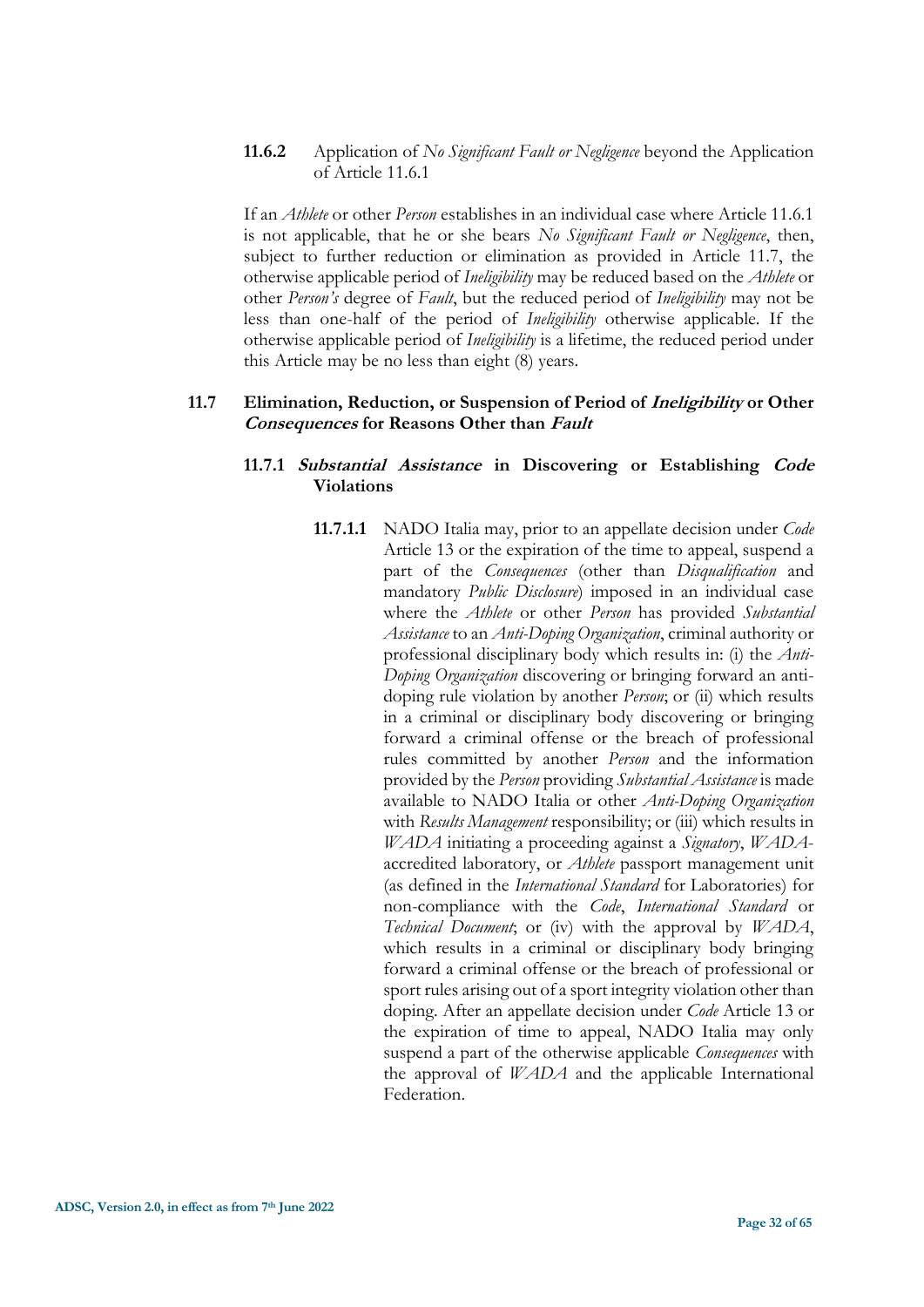#### **11.6.2** Application of *No Significant Fault or Negligence* beyond the Application of Article 11.6.1

If an *Athlete* or other *Person* establishes in an individual case where Article 11.6.1 is not applicable, that he or she bears *No Significant Fault or Negligence*, then, subject to further reduction or elimination as provided in Article 11.7, the otherwise applicable period of *Ineligibility* may be reduced based on the *Athlete* or other *Person's* degree of *Fault*, but the reduced period of *Ineligibility* may not be less than one-half of the period of *Ineligibility* otherwise applicable. If the otherwise applicable period of *Ineligibility* is a lifetime, the reduced period under this Article may be no less than eight (8) years.

### **11.7 Elimination, Reduction, or Suspension of Period of *Ineligibility* or Other *Consequences* for Reasons Other than *Fault***

#### **11.7.1 *Substantial Assistance* in Discovering or Establishing *Code* Violations**

**11.7.1.1** NADO Italia may, prior to an appellate decision under *Code* Article 13 or the expiration of the time to appeal, suspend a part of the *Consequences* (other than *Disqualification* and mandatory *Public Disclosure*) imposed in an individual case where the *Athlete* or other *Person* has provided *Substantial Assistance* to an *Anti-Doping Organization*, criminal authority or professional disciplinary body which results in: (i) the *Anti-Doping Organization* discovering or bringing forward an anti-doping rule violation by another *Person*; or (ii) which results in a criminal or disciplinary body discovering or bringing forward a criminal offense or the breach of professional rules committed by another *Person* and the information provided by the *Person* providing *Substantial Assistance* is made available to NADO Italia or other *Anti-Doping Organization* with *Results Management* responsibility; or (iii) which results in *WADA* initiating a proceeding against a *Signatory*, *WADA*-accredited laboratory, or *Athlete* passport management unit (as defined in the *International Standard* for Laboratories) for non-compliance with the *Code*, *International Standard* or *Technical Document*; or (iv) with the approval by *WADA*, which results in a criminal or disciplinary body bringing forward a criminal offense or the breach of professional or sport rules arising out of a sport integrity violation other than doping. After an appellate decision under *Code* Article 13 or the expiration of time to appeal, NADO Italia may only suspend a part of the otherwise applicable *Consequences* with the approval of *WADA* and the applicable International Federation.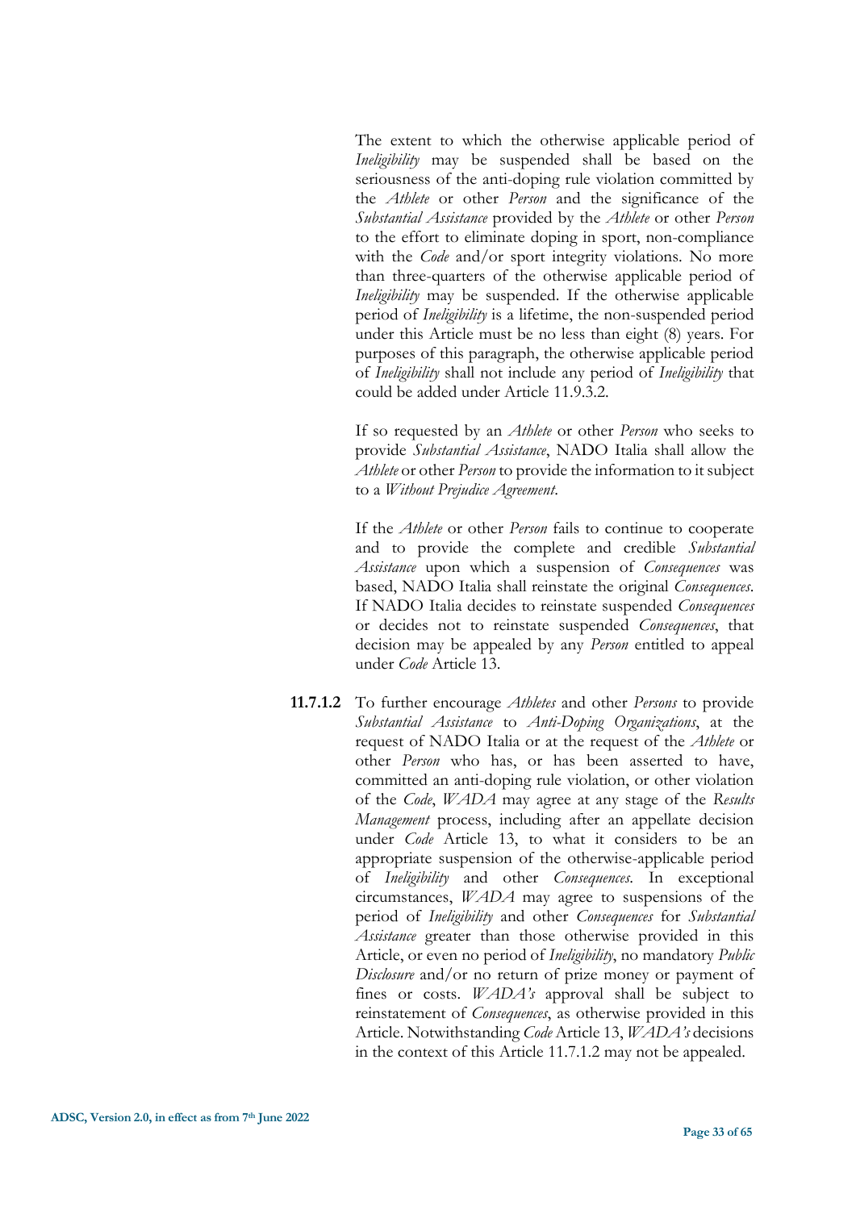The extent to which the otherwise applicable period of *Ineligibility* may be suspended shall be based on the seriousness of the anti-doping rule violation committed by the *Athlete* or other *Person* and the significance of the *Substantial Assistance* provided by the *Athlete* or other *Person* to the effort to eliminate doping in sport, non-compliance with the *Code* and/or sport integrity violations. No more than three-quarters of the otherwise applicable period of *Ineligibility* may be suspended. If the otherwise applicable period of *Ineligibility* is a lifetime, the non-suspended period under this Article must be no less than eight (8) years. For purposes of this paragraph, the otherwise applicable period of *Ineligibility* shall not include any period of *Ineligibility* that could be added under Article 11.9.3.2.

If so requested by an *Athlete* or other *Person* who seeks to provide *Substantial Assistance*, NADO Italia shall allow the *Athlete* or other *Person* to provide the information to it subject to a *Without Prejudice Agreement*.

If the *Athlete* or other *Person* fails to continue to cooperate and to provide the complete and credible *Substantial Assistance* upon which a suspension of *Consequences* was based, NADO Italia shall reinstate the original *Consequences*. If NADO Italia decides to reinstate suspended *Consequences* or decides not to reinstate suspended *Consequences*, that decision may be appealed by any *Person* entitled to appeal under *Code* Article 13.

**11.7.1.2** To further encourage *Athletes* and other *Persons* to provide *Substantial Assistance* to *Anti-Doping Organizations*, at the request of NADO Italia or at the request of the *Athlete* or other *Person* who has, or has been asserted to have, committed an anti-doping rule violation, or other violation of the *Code*, *WADA* may agree at any stage of the *Results Management* process, including after an appellate decision under *Code* Article 13, to what it considers to be an appropriate suspension of the otherwise-applicable period of *Ineligibility* and other *Consequences*. In exceptional circumstances, *WADA* may agree to suspensions of the period of *Ineligibility* and other *Consequences* for *Substantial Assistance* greater than those otherwise provided in this Article, or even no period of *Ineligibility*, no mandatory *Public Disclosure* and/or no return of prize money or payment of fines or costs. *WADA's* approval shall be subject to reinstatement of *Consequences*, as otherwise provided in this Article. Notwithstanding *Code* Article 13, *WADA's* decisions in the context of this Article 11.7.1.2 may not be appealed.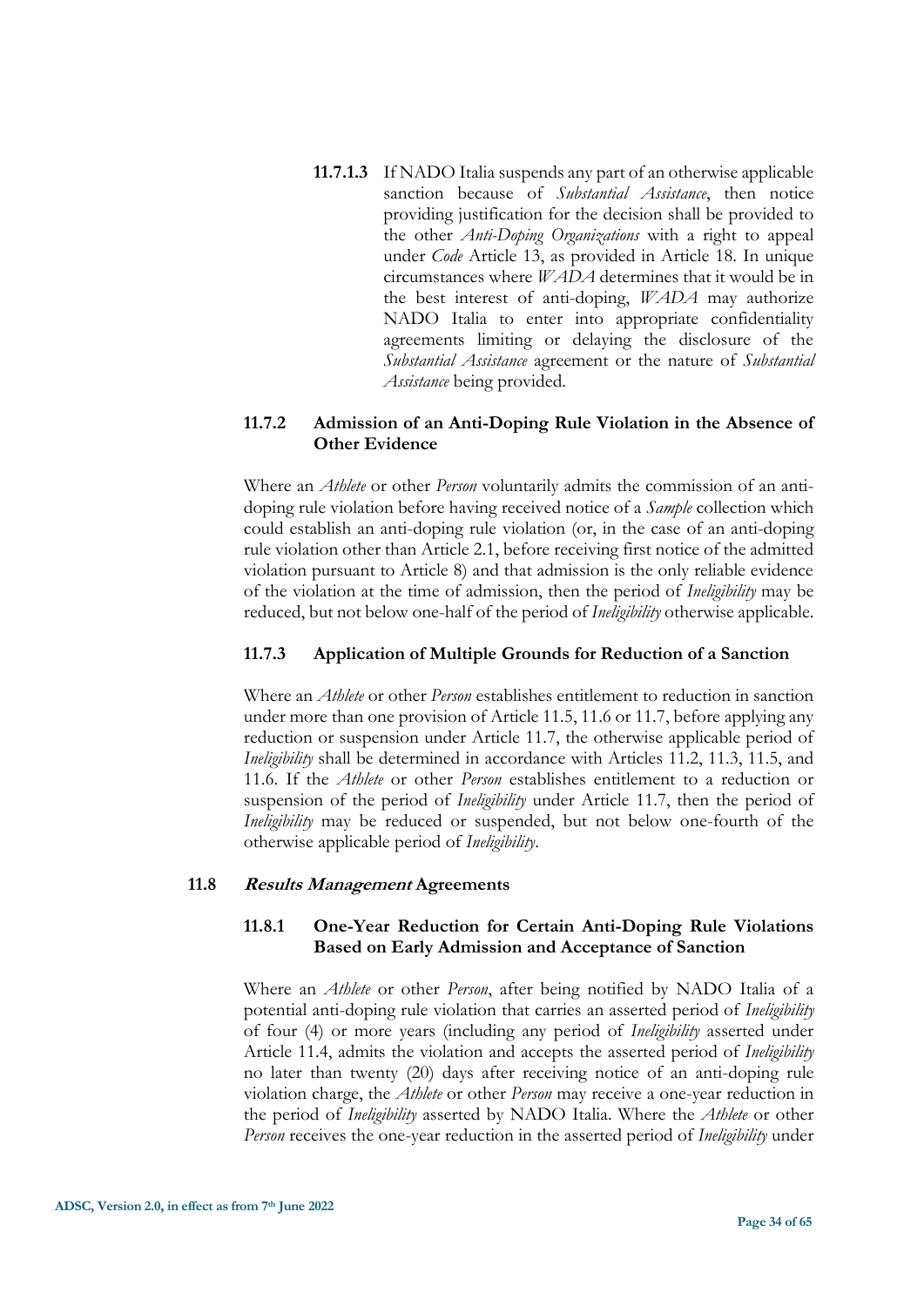**11.7.1.3** If NADO Italia suspends any part of an otherwise applicable sanction because of *Substantial Assistance*, then notice providing justification for the decision shall be provided to the other *Anti-Doping Organizations* with a right to appeal under *Code* Article 13, as provided in Article 18. In unique circumstances where *WADA* determines that it would be in the best interest of anti-doping, *WADA* may authorize NADO Italia to enter into appropriate confidentiality agreements limiting or delaying the disclosure of the *Substantial Assistance* agreement or the nature of *Substantial Assistance* being provided.

#### 11.7.2 Admission of an Anti-Doping Rule Violation in the Absence of Other Evidence

Where an *Athlete* or other *Person* voluntarily admits the commission of an anti-doping rule violation before having received notice of a *Sample* collection which could establish an anti-doping rule violation (or, in the case of an anti-doping rule violation other than Article 2.1, before receiving first notice of the admitted violation pursuant to Article 8) and that admission is the only reliable evidence of the violation at the time of admission, then the period of *Ineligibility* may be reduced, but not below one-half of the period of *Ineligibility* otherwise applicable.

#### 11.7.3 Application of Multiple Grounds for Reduction of a Sanction

Where an *Athlete* or other *Person* establishes entitlement to reduction in sanction under more than one provision of Article 11.5, 11.6 or 11.7, before applying any reduction or suspension under Article 11.7, the otherwise applicable period of *Ineligibility* shall be determined in accordance with Articles 11.2, 11.3, 11.5, and 11.6. If the *Athlete* or other *Person* establishes entitlement to a reduction or suspension of the period of *Ineligibility* under Article 11.7, then the period of *Ineligibility* may be reduced or suspended, but not below one-fourth of the otherwise applicable period of *Ineligibility*.

### 11.8 *Results Management* Agreements

#### 11.8.1 One-Year Reduction for Certain Anti-Doping Rule Violations Based on Early Admission and Acceptance of Sanction

Where an *Athlete* or other *Person*, after being notified by NADO Italia of a potential anti-doping rule violation that carries an asserted period of *Ineligibility* of four (4) or more years (including any period of *Ineligibility* asserted under Article 11.4, admits the violation and accepts the asserted period of *Ineligibility* no later than twenty (20) days after receiving notice of an anti-doping rule violation charge, the *Athlete* or other *Person* may receive a one-year reduction in the period of *Ineligibility* asserted by NADO Italia. Where the *Athlete* or other *Person* receives the one-year reduction in the asserted period of *Ineligibility* under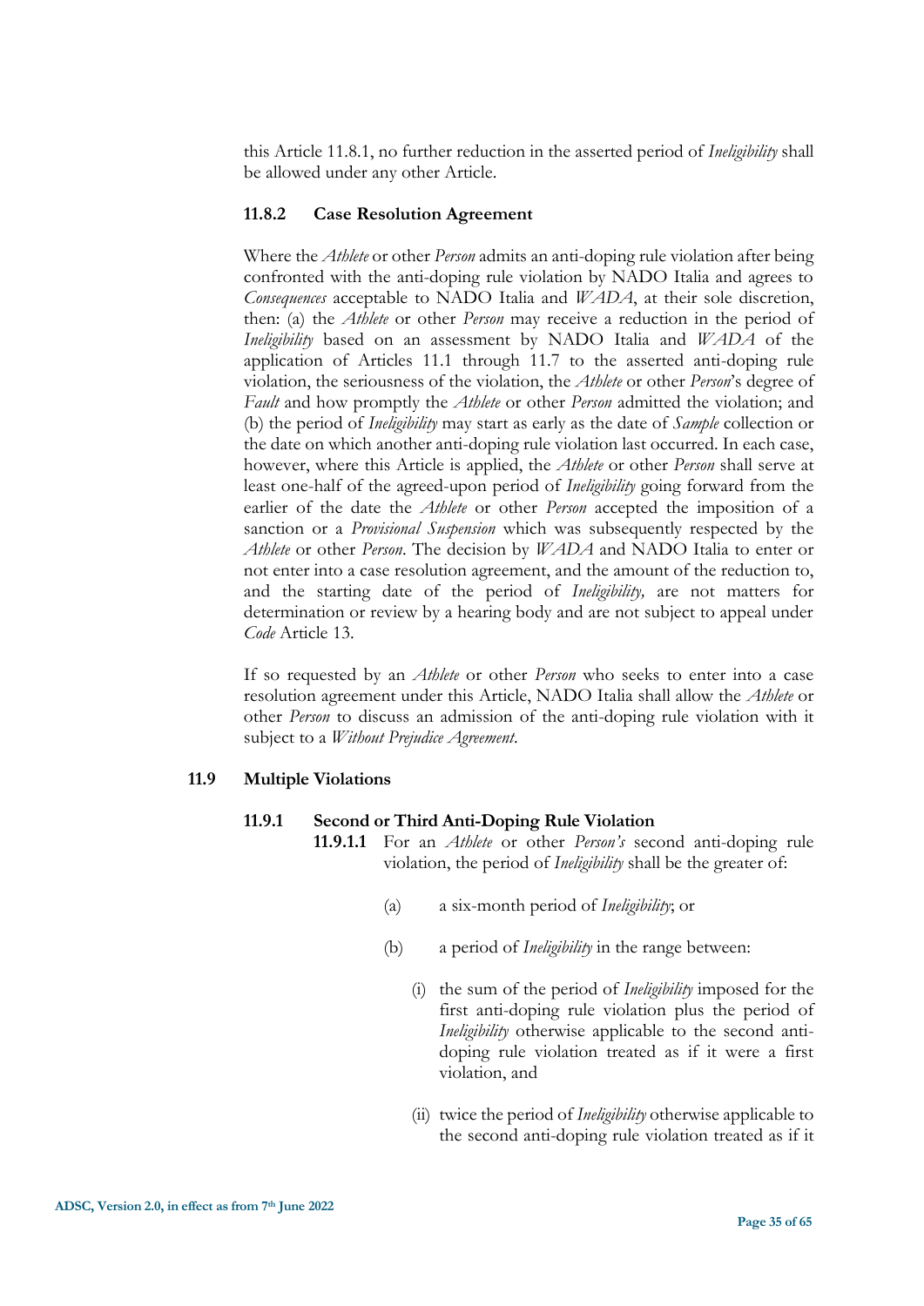this Article 11.8.1, no further reduction in the asserted period of *Ineligibility* shall be allowed under any other Article.

#### 11.8.2 Case Resolution Agreement

Where the *Athlete* or other *Person* admits an anti-doping rule violation after being confronted with the anti-doping rule violation by NADO Italia and agrees to *Consequences* acceptable to NADO Italia and *WADA*, at their sole discretion, then: (a) the *Athlete* or other *Person* may receive a reduction in the period of *Ineligibility* based on an assessment by NADO Italia and *WADA* of the application of Articles 11.1 through 11.7 to the asserted anti-doping rule violation, the seriousness of the violation, the *Athlete* or other *Person*'s degree of *Fault* and how promptly the *Athlete* or other *Person* admitted the violation; and (b) the period of *Ineligibility* may start as early as the date of *Sample* collection or the date on which another anti-doping rule violation last occurred. In each case, however, where this Article is applied, the *Athlete* or other *Person* shall serve at least one-half of the agreed-upon period of *Ineligibility* going forward from the earlier of the date the *Athlete* or other *Person* accepted the imposition of a sanction or a *Provisional Suspension* which was subsequently respected by the *Athlete* or other *Person*. The decision by *WADA* and NADO Italia to enter or not enter into a case resolution agreement, and the amount of the reduction to, and the starting date of the period of *Ineligibility,* are not matters for determination or review by a hearing body and are not subject to appeal under *Code* Article 13.

If so requested by an *Athlete* or other *Person* who seeks to enter into a case resolution agreement under this Article, NADO Italia shall allow the *Athlete* or other *Person* to discuss an admission of the anti-doping rule violation with it subject to a *Without Prejudice Agreement*.

### 11.9 Multiple Violations

#### 11.9.1 Second or Third Anti-Doping Rule Violation

**11.9.1.1** For an *Athlete* or other *Person's* second anti-doping rule violation, the period of *Ineligibility* shall be the greater of:

(a) a six-month period of *Ineligibility*; or

(b) a period of *Ineligibility* in the range between:

(i) the sum of the period of *Ineligibility* imposed for the first anti-doping rule violation plus the period of *Ineligibility* otherwise applicable to the second anti-doping rule violation treated as if it were a first violation, and

(ii) twice the period of *Ineligibility* otherwise applicable to the second anti-doping rule violation treated as if it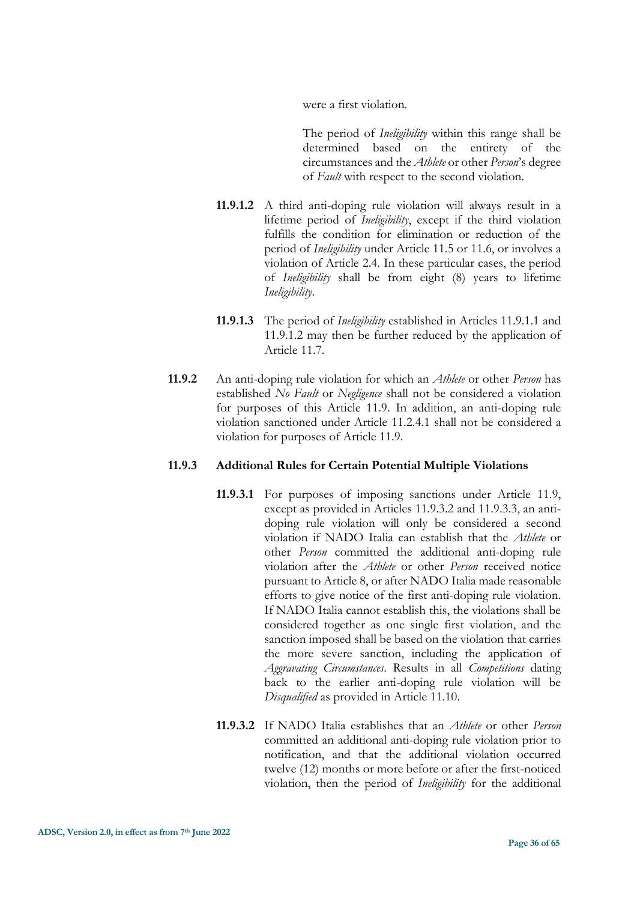were a first violation.

The period of *Ineligibility* within this range shall be determined based on the entirety of the circumstances and the *Athlete* or other *Person*'s degree of *Fault* with respect to the second violation.

**11.9.1.2** A third anti-doping rule violation will always result in a lifetime period of *Ineligibility*, except if the third violation fulfills the condition for elimination or reduction of the period of *Ineligibility* under Article 11.5 or 11.6, or involves a violation of Article 2.4. In these particular cases, the period of *Ineligibility* shall be from eight (8) years to lifetime *Ineligibility*.

**11.9.1.3** The period of *Ineligibility* established in Articles 11.9.1.1 and 11.9.1.2 may then be further reduced by the application of Article 11.7.

**11.9.2** An anti-doping rule violation for which an *Athlete* or other *Person* has established *No Fault* or *Negligence* shall not be considered a violation for purposes of this Article 11.9. In addition, an anti-doping rule violation sanctioned under Article 11.2.4.1 shall not be considered a violation for purposes of Article 11.9.

**11.9.3 Additional Rules for Certain Potential Multiple Violations**

**11.9.3.1** For purposes of imposing sanctions under Article 11.9, except as provided in Articles 11.9.3.2 and 11.9.3.3, an anti-doping rule violation will only be considered a second violation if NADO Italia can establish that the *Athlete* or other *Person* committed the additional anti-doping rule violation after the *Athlete* or other *Person* received notice pursuant to Article 8, or after NADO Italia made reasonable efforts to give notice of the first anti-doping rule violation. If NADO Italia cannot establish this, the violations shall be considered together as one single first violation, and the sanction imposed shall be based on the violation that carries the more severe sanction, including the application of *Aggravating Circumstances*. Results in all *Competitions* dating back to the earlier anti-doping rule violation will be *Disqualified* as provided in Article 11.10.

**11.9.3.2** If NADO Italia establishes that an *Athlete* or other *Person* committed an additional anti-doping rule violation prior to notification, and that the additional violation occurred twelve (12) months or more before or after the first-noticed violation, then the period of *Ineligibility* for the additional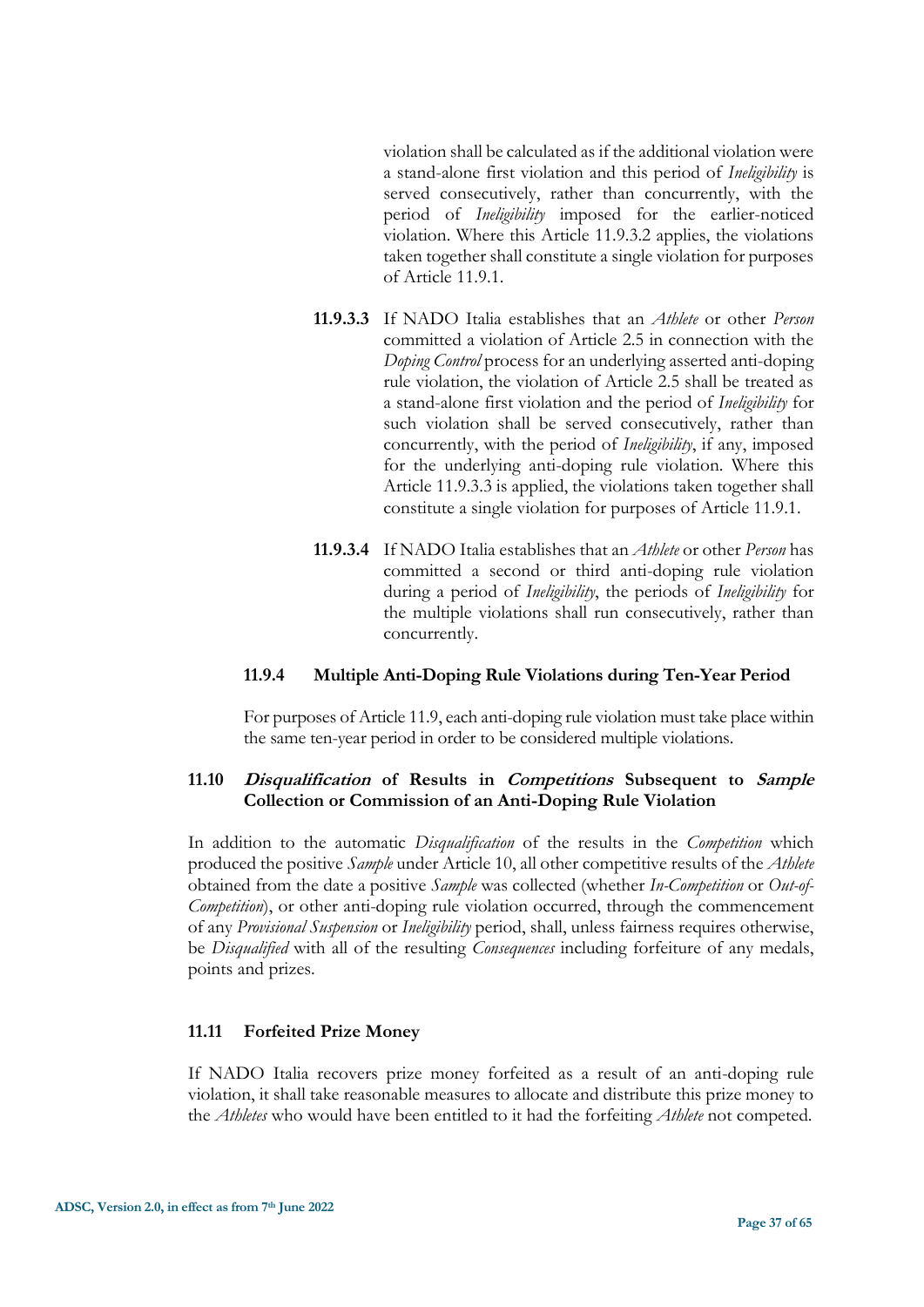violation shall be calculated as if the additional violation were a stand-alone first violation and this period of *Ineligibility* is served consecutively, rather than concurrently, with the period of *Ineligibility* imposed for the earlier-noticed violation. Where this Article 11.9.3.2 applies, the violations taken together shall constitute a single violation for purposes of Article 11.9.1.

**11.9.3.3** If NADO Italia establishes that an *Athlete* or other *Person* committed a violation of Article 2.5 in connection with the *Doping Control* process for an underlying asserted anti-doping rule violation, the violation of Article 2.5 shall be treated as a stand-alone first violation and the period of *Ineligibility* for such violation shall be served consecutively, rather than concurrently, with the period of *Ineligibility*, if any, imposed for the underlying anti-doping rule violation. Where this Article 11.9.3.3 is applied, the violations taken together shall constitute a single violation for purposes of Article 11.9.1.

**11.9.3.4** If NADO Italia establishes that an *Athlete* or other *Person* has committed a second or third anti-doping rule violation during a period of *Ineligibility*, the periods of *Ineligibility* for the multiple violations shall run consecutively, rather than concurrently.

#### 11.9.4 Multiple Anti-Doping Rule Violations during Ten-Year Period

For purposes of Article 11.9, each anti-doping rule violation must take place within the same ten-year period in order to be considered multiple violations.

### 11.10 *Disqualification* of Results in *Competitions* Subsequent to *Sample* Collection or Commission of an Anti-Doping Rule Violation

In addition to the automatic *Disqualification* of the results in the *Competition* which produced the positive *Sample* under Article 10, all other competitive results of the *Athlete* obtained from the date a positive *Sample* was collected (whether *In-Competition* or *Out-of-Competition*), or other anti-doping rule violation occurred, through the commencement of any *Provisional Suspension* or *Ineligibility* period, shall, unless fairness requires otherwise, be *Disqualified* with all of the resulting *Consequences* including forfeiture of any medals, points and prizes.

### 11.11 Forfeited Prize Money

If NADO Italia recovers prize money forfeited as a result of an anti-doping rule violation, it shall take reasonable measures to allocate and distribute this prize money to the *Athletes* who would have been entitled to it had the forfeiting *Athlete* not competed.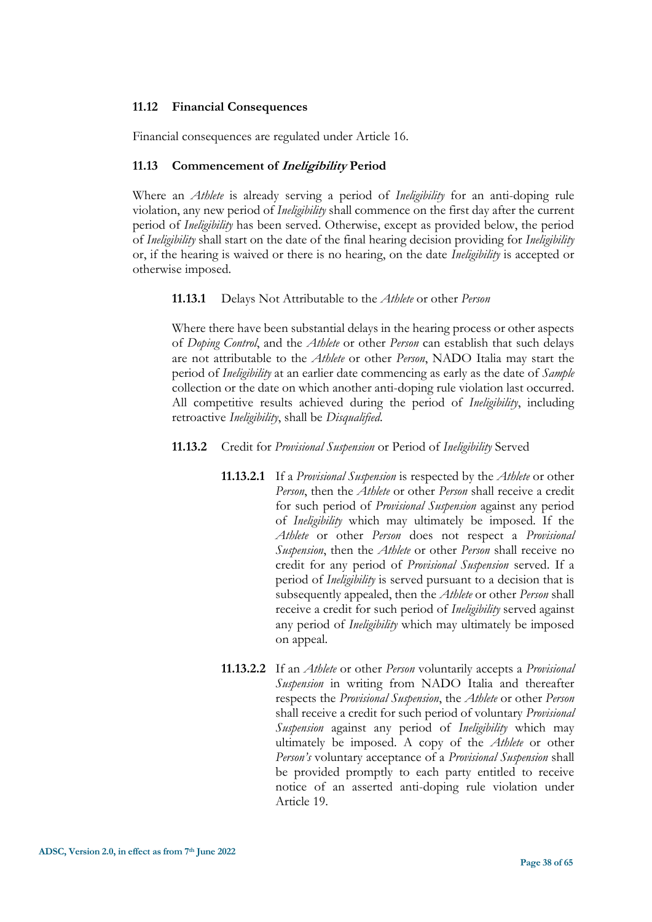### 11.12 Financial Consequences

Financial consequences are regulated under Article 16.

### 11.13 Commencement of *Ineligibility* Period

Where an *Athlete* is already serving a period of *Ineligibility* for an anti-doping rule violation, any new period of *Ineligibility* shall commence on the first day after the current period of *Ineligibility* has been served. Otherwise, except as provided below, the period of *Ineligibility* shall start on the date of the final hearing decision providing for *Ineligibility* or, if the hearing is waived or there is no hearing, on the date *Ineligibility* is accepted or otherwise imposed.

**11.13.1** Delays Not Attributable to the *Athlete* or other *Person*

Where there have been substantial delays in the hearing process or other aspects of *Doping Control*, and the *Athlete* or other *Person* can establish that such delays are not attributable to the *Athlete* or other *Person*, NADO Italia may start the period of *Ineligibility* at an earlier date commencing as early as the date of *Sample* collection or the date on which another anti-doping rule violation last occurred. All competitive results achieved during the period of *Ineligibility*, including retroactive *Ineligibility*, shall be *Disqualified*.

**11.13.2** Credit for *Provisional Suspension* or Period of *Ineligibility* Served

**11.13.2.1** If a *Provisional Suspension* is respected by the *Athlete* or other *Person*, then the *Athlete* or other *Person* shall receive a credit for such period of *Provisional Suspension* against any period of *Ineligibility* which may ultimately be imposed. If the *Athlete* or other *Person* does not respect a *Provisional Suspension*, then the *Athlete* or other *Person* shall receive no credit for any period of *Provisional Suspension* served. If a period of *Ineligibility* is served pursuant to a decision that is subsequently appealed, then the *Athlete* or other *Person* shall receive a credit for such period of *Ineligibility* served against any period of *Ineligibility* which may ultimately be imposed on appeal.

**11.13.2.2** If an *Athlete* or other *Person* voluntarily accepts a *Provisional Suspension* in writing from NADO Italia and thereafter respects the *Provisional Suspension*, the *Athlete* or other *Person* shall receive a credit for such period of voluntary *Provisional Suspension* against any period of *Ineligibility* which may ultimately be imposed. A copy of the *Athlete* or other *Person's* voluntary acceptance of a *Provisional Suspension* shall be provided promptly to each party entitled to receive notice of an asserted anti-doping rule violation under Article 19.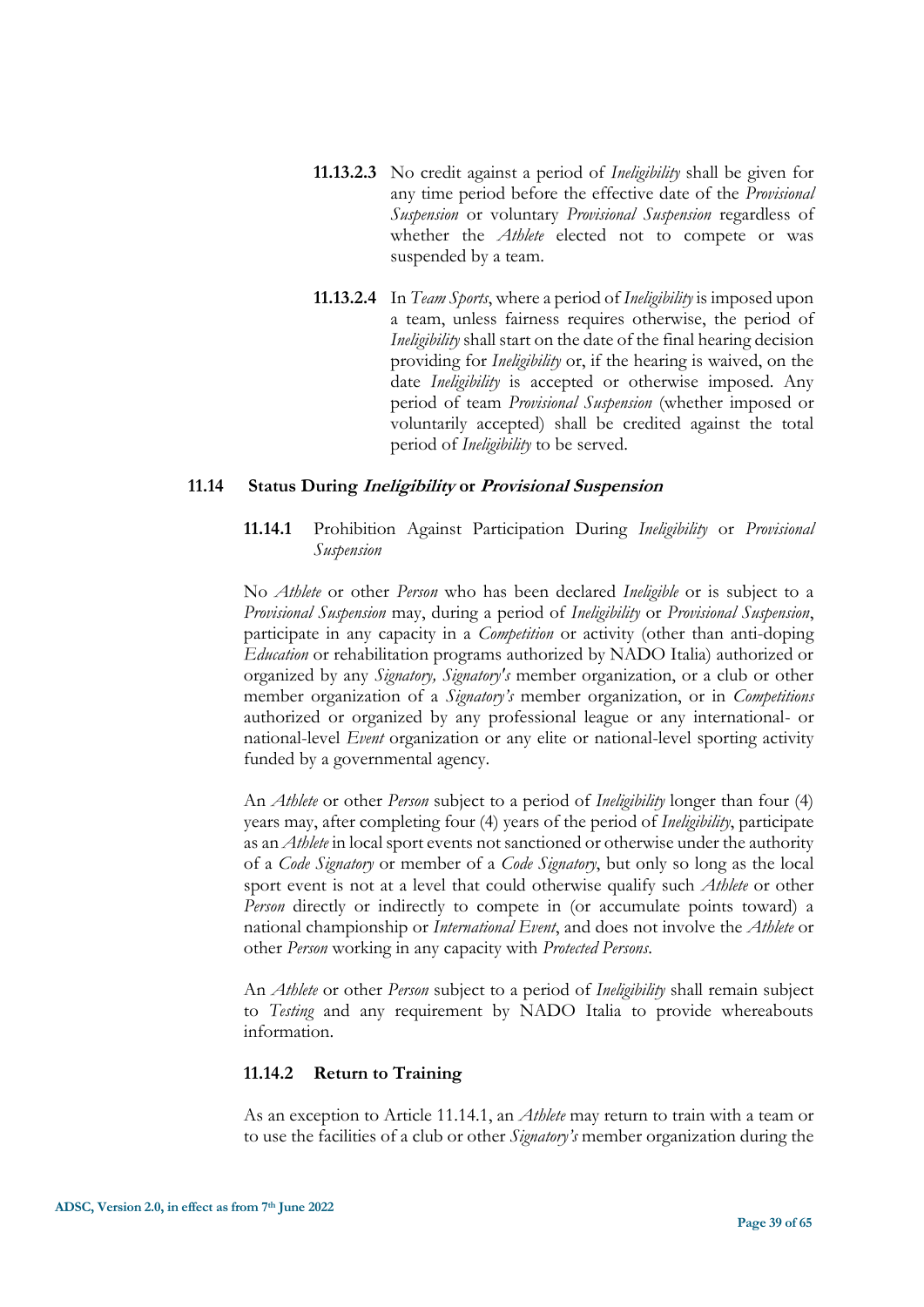**11.13.2.3** No credit against a period of *Ineligibility* shall be given for any time period before the effective date of the *Provisional Suspension* or voluntary *Provisional Suspension* regardless of whether the *Athlete* elected not to compete or was suspended by a team.

**11.13.2.4** In *Team Sports*, where a period of *Ineligibility* is imposed upon a team, unless fairness requires otherwise, the period of *Ineligibility* shall start on the date of the final hearing decision providing for *Ineligibility* or, if the hearing is waived, on the date *Ineligibility* is accepted or otherwise imposed. Any period of team *Provisional Suspension* (whether imposed or voluntarily accepted) shall be credited against the total period of *Ineligibility* to be served.

### 11.14 Status During *Ineligibility* or *Provisional Suspension*

**11.14.1** Prohibition Against Participation During *Ineligibility* or *Provisional Suspension*

No *Athlete* or other *Person* who has been declared *Ineligible* or is subject to a *Provisional Suspension* may, during a period of *Ineligibility* or *Provisional Suspension*, participate in any capacity in a *Competition* or activity (other than anti-doping *Education* or rehabilitation programs authorized by NADO Italia) authorized or organized by any *Signatory, Signatory's* member organization, or a club or other member organization of a *Signatory's* member organization, or in *Competitions* authorized or organized by any professional league or any international- or national-level *Event* organization or any elite or national-level sporting activity funded by a governmental agency.

An *Athlete* or other *Person* subject to a period of *Ineligibility* longer than four (4) years may, after completing four (4) years of the period of *Ineligibility*, participate as an *Athlete* in local sport events not sanctioned or otherwise under the authority of a *Code Signatory* or member of a *Code Signatory*, but only so long as the local sport event is not at a level that could otherwise qualify such *Athlete* or other *Person* directly or indirectly to compete in (or accumulate points toward) a national championship or *International Event*, and does not involve the *Athlete* or other *Person* working in any capacity with *Protected Persons*.

An *Athlete* or other *Person* subject to a period of *Ineligibility* shall remain subject to *Testing* and any requirement by NADO Italia to provide whereabouts information.

**11.14.2 Return to Training**

As an exception to Article 11.14.1, an *Athlete* may return to train with a team or to use the facilities of a club or other *Signatory's* member organization during the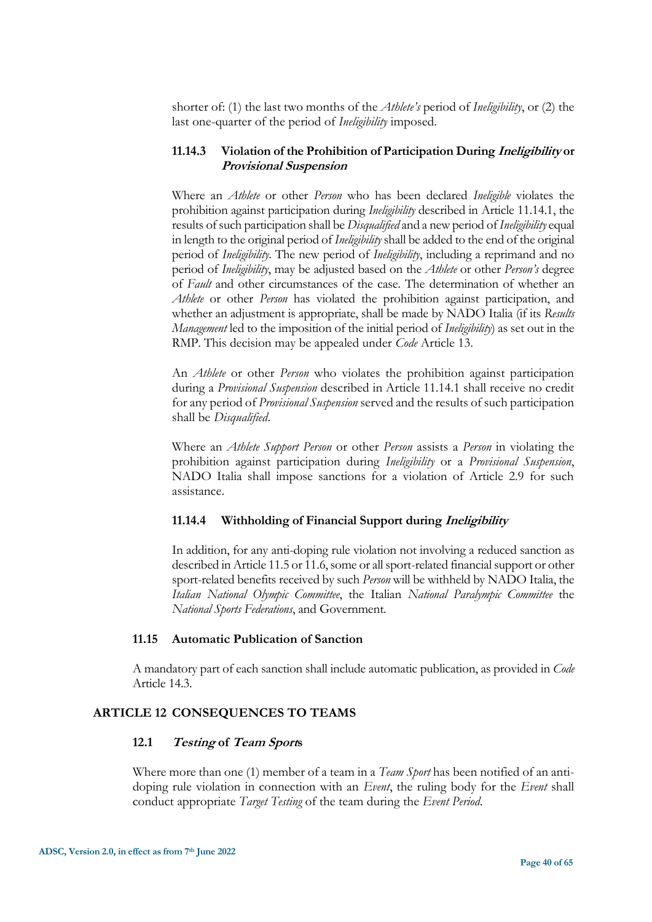shorter of: (1) the last two months of the *Athlete's* period of *Ineligibility*, or (2) the last one-quarter of the period of *Ineligibility* imposed.

#### 11.14.3 Violation of the Prohibition of Participation During *Ineligibility* or *Provisional Suspension*

Where an *Athlete* or other *Person* who has been declared *Ineligible* violates the prohibition against participation during *Ineligibility* described in Article 11.14.1, the results of such participation shall be *Disqualified* and a new period of *Ineligibility* equal in length to the original period of *Ineligibility* shall be added to the end of the original period of *Ineligibility*. The new period of *Ineligibility*, including a reprimand and no period of *Ineligibility*, may be adjusted based on the *Athlete* or other *Person's* degree of *Fault* and other circumstances of the case. The determination of whether an *Athlete* or other *Person* has violated the prohibition against participation, and whether an adjustment is appropriate, shall be made by NADO Italia (if its *Results Management* led to the imposition of the initial period of *Ineligibility*) as set out in the RMP. This decision may be appealed under *Code* Article 13.

An *Athlete* or other *Person* who violates the prohibition against participation during a *Provisional Suspension* described in Article 11.14.1 shall receive no credit for any period of *Provisional Suspension* served and the results of such participation shall be *Disqualified*.

Where an *Athlete Support Person* or other *Person* assists a *Person* in violating the prohibition against participation during *Ineligibility* or a *Provisional Suspension*, NADO Italia shall impose sanctions for a violation of Article 2.9 for such assistance.

#### 11.14.4 Withholding of Financial Support during *Ineligibility*

In addition, for any anti-doping rule violation not involving a reduced sanction as described in Article 11.5 or 11.6, some or all sport-related financial support or other sport-related benefits received by such *Person* will be withheld by NADO Italia, the *Italian National Olympic Committee*, the Italian *National Paralympic Committee* the *National Sports Federations*, and Government.

### 11.15 Automatic Publication of Sanction

A mandatory part of each sanction shall include automatic publication, as provided in *Code* Article 14.3.

## ARTICLE 12 CONSEQUENCES TO TEAMS

### 12.1 *Testing* of *Team Sports*

Where more than one (1) member of a team in a *Team Sport* has been notified of an anti-doping rule violation in connection with an *Event*, the ruling body for the *Event* shall conduct appropriate *Target Testing* of the team during the *Event Period*.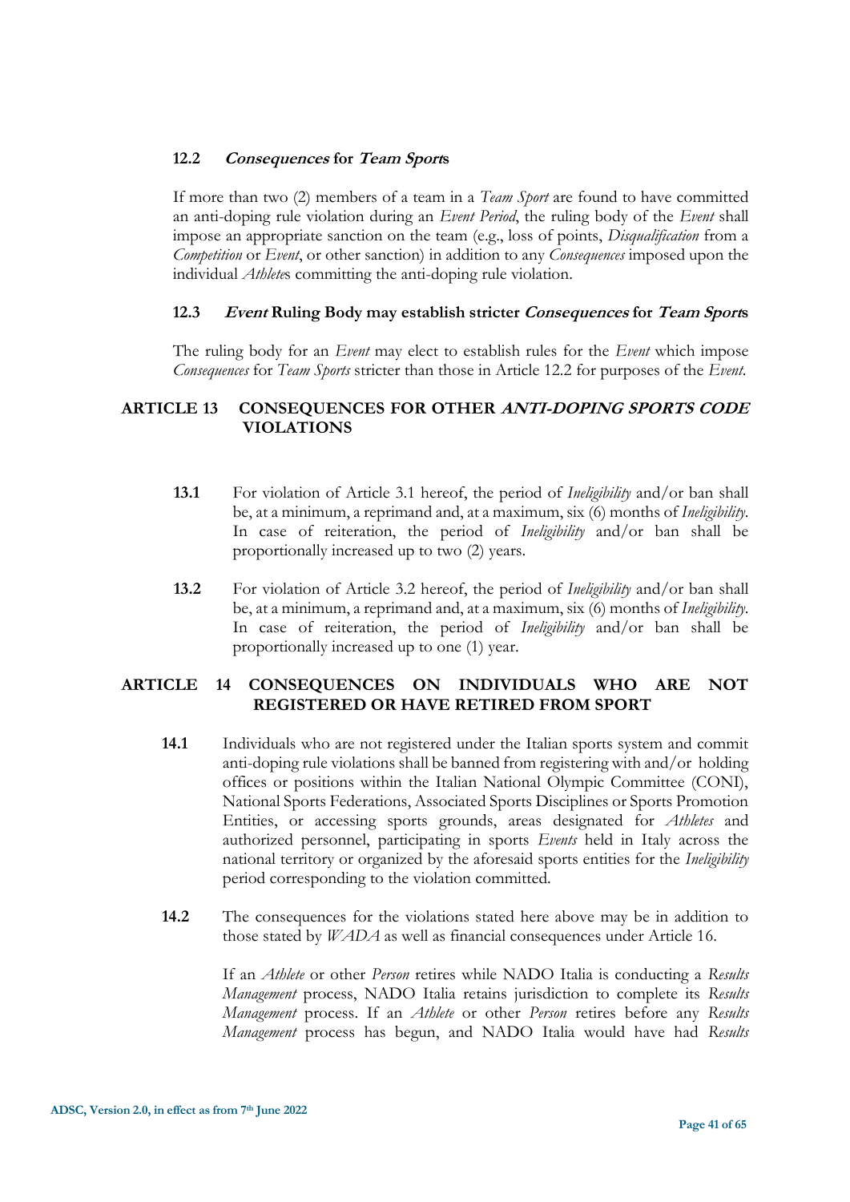### 12.2 *Consequences* for *Team Sports*

If more than two (2) members of a team in a *Team Sport* are found to have committed an anti-doping rule violation during an *Event Period*, the ruling body of the *Event* shall impose an appropriate sanction on the team (e.g., loss of points, *Disqualification* from a *Competition* or *Event*, or other sanction) in addition to any *Consequences* imposed upon the individual *Athletes* committing the anti-doping rule violation.

### 12.3 *Event* Ruling Body may establish stricter *Consequences* for *Team Sports*

The ruling body for an *Event* may elect to establish rules for the *Event* which impose *Consequences* for *Team Sports* stricter than those in Article 12.2 for purposes of the *Event*.

## ARTICLE 13 CONSEQUENCES FOR OTHER *ANTI-DOPING SPORTS CODE* VIOLATIONS

**13.1** For violation of Article 3.1 hereof, the period of *Ineligibility* and/or ban shall be, at a minimum, a reprimand and, at a maximum, six (6) months of *Ineligibility*. In case of reiteration, the period of *Ineligibility* and/or ban shall be proportionally increased up to two (2) years.

**13.2** For violation of Article 3.2 hereof, the period of *Ineligibility* and/or ban shall be, at a minimum, a reprimand and, at a maximum, six (6) months of *Ineligibility*. In case of reiteration, the period of *Ineligibility* and/or ban shall be proportionally increased up to one (1) year.

## ARTICLE 14 CONSEQUENCES ON INDIVIDUALS WHO ARE NOT REGISTERED OR HAVE RETIRED FROM SPORT

**14.1** Individuals who are not registered under the Italian sports system and commit anti-doping rule violations shall be banned from registering with and/or holding offices or positions within the Italian National Olympic Committee (CONI), National Sports Federations, Associated Sports Disciplines or Sports Promotion Entities, or accessing sports grounds, areas designated for *Athletes* and authorized personnel, participating in sports *Events* held in Italy across the national territory or organized by the aforesaid sports entities for the *Ineligibility* period corresponding to the violation committed.

**14.2** The consequences for the violations stated here above may be in addition to those stated by *WADA* as well as financial consequences under Article 16.

If an *Athlete* or other *Person* retires while NADO Italia is conducting a *Results Management* process, NADO Italia retains jurisdiction to complete its *Results Management* process. If an *Athlete* or other *Person* retires before any *Results Management* process has begun, and NADO Italia would have had *Results*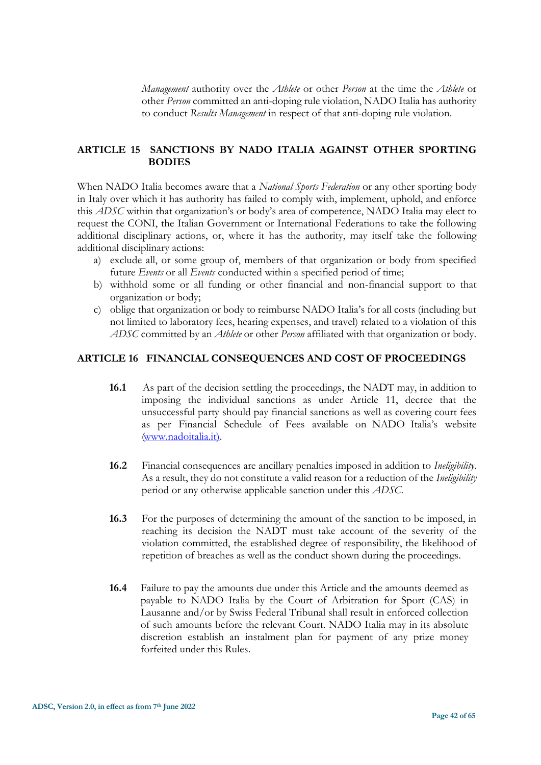*Management* authority over the *Athlete* or other *Person* at the time the *Athlete* or other *Person* committed an anti-doping rule violation, NADO Italia has authority to conduct *Results Management* in respect of that anti-doping rule violation.

## ARTICLE 15 SANCTIONS BY NADO ITALIA AGAINST OTHER SPORTING BODIES

When NADO Italia becomes aware that a *National Sports Federation* or any other sporting body in Italy over which it has authority has failed to comply with, implement, uphold, and enforce this *ADSC* within that organization's or body's area of competence, NADO Italia may elect to request the CONI, the Italian Government or International Federations to take the following additional disciplinary actions, or, where it has the authority, may itself take the following additional disciplinary actions:

a) exclude all, or some group of, members of that organization or body from specified future *Events* or all *Events* conducted within a specified period of time;
b) withhold some or all funding or other financial and non-financial support to that organization or body;
c) oblige that organization or body to reimburse NADO Italia's for all costs (including but not limited to laboratory fees, hearing expenses, and travel) related to a violation of this *ADSC* committed by an *Athlete* or other *Person* affiliated with that organization or body.

## ARTICLE 16 FINANCIAL CONSEQUENCES AND COST OF PROCEEDINGS

**16.1** As part of the decision settling the proceedings, the NADT may, in addition to imposing the individual sanctions as under Article 11, decree that the unsuccessful party should pay financial sanctions as well as covering court fees as per Financial Schedule of Fees available on NADO Italia's website (www.nadoitalia.it).

**16.2** Financial consequences are ancillary penalties imposed in addition to *Ineligibility*. As a result, they do not constitute a valid reason for a reduction of the *Ineligibility* period or any otherwise applicable sanction under this *ADSC*.

**16.3** For the purposes of determining the amount of the sanction to be imposed, in reaching its decision the NADT must take account of the severity of the violation committed, the established degree of responsibility, the likelihood of repetition of breaches as well as the conduct shown during the proceedings.

**16.4** Failure to pay the amounts due under this Article and the amounts deemed as payable to NADO Italia by the Court of Arbitration for Sport (CAS) in Lausanne and/or by Swiss Federal Tribunal shall result in enforced collection of such amounts before the relevant Court. NADO Italia may in its absolute discretion establish an instalment plan for payment of any prize money forfeited under this Rules.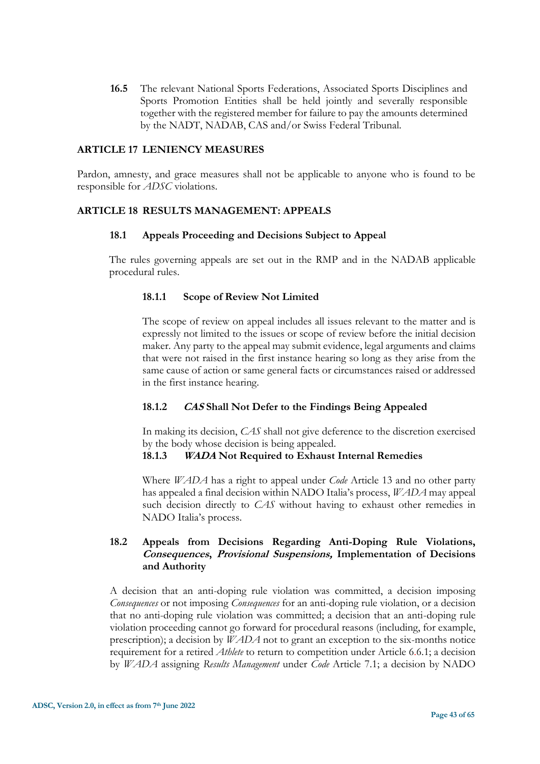**16.5** The relevant National Sports Federations, Associated Sports Disciplines and Sports Promotion Entities shall be held jointly and severally responsible together with the registered member for failure to pay the amounts determined by the NADT, NADAB, CAS and/or Swiss Federal Tribunal.

## ARTICLE 17 LENIENCY MEASURES

Pardon, amnesty, and grace measures shall not be applicable to anyone who is found to be responsible for *ADSC* violations.

## ARTICLE 18 RESULTS MANAGEMENT: APPEALS

### 18.1 Appeals Proceeding and Decisions Subject to Appeal

The rules governing appeals are set out in the RMP and in the NADAB applicable procedural rules.

#### 18.1.1 Scope of Review Not Limited

The scope of review on appeal includes all issues relevant to the matter and is expressly not limited to the issues or scope of review before the initial decision maker. Any party to the appeal may submit evidence, legal arguments and claims that were not raised in the first instance hearing so long as they arise from the same cause of action or same general facts or circumstances raised or addressed in the first instance hearing.

#### 18.1.2 *CAS* Shall Not Defer to the Findings Being Appealed

In making its decision, *CAS* shall not give deference to the discretion exercised by the body whose decision is being appealed.

#### 18.1.3 *WADA* Not Required to Exhaust Internal Remedies

Where *WADA* has a right to appeal under *Code* Article 13 and no other party has appealed a final decision within NADO Italia's process, *WADA* may appeal such decision directly to *CAS* without having to exhaust other remedies in NADO Italia's process.

### 18.2 Appeals from Decisions Regarding Anti-Doping Rule Violations, *Consequences*, *Provisional Suspensions,* Implementation of Decisions and Authority

A decision that an anti-doping rule violation was committed, a decision imposing *Consequences* or not imposing *Consequences* for an anti-doping rule violation, or a decision that no anti-doping rule violation was committed; a decision that an anti-doping rule violation proceeding cannot go forward for procedural reasons (including, for example, prescription); a decision by *WADA* not to grant an exception to the six-months notice requirement for a retired *Athlete* to return to competition under Article 6.6.1; a decision by *WADA* assigning *Results Management* under *Code* Article 7.1; a decision by NADO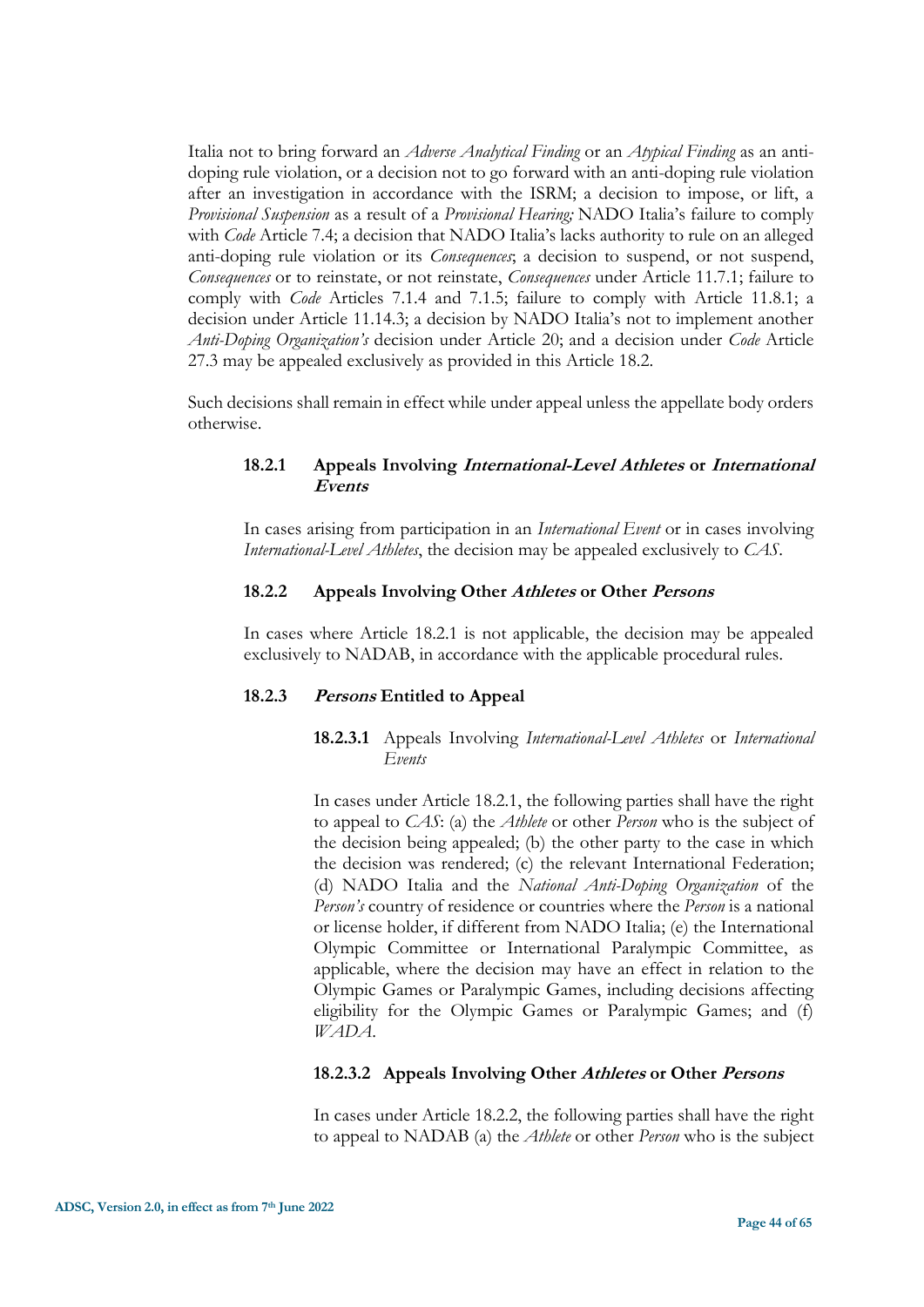Italia not to bring forward an *Adverse Analytical Finding* or an *Atypical Finding* as an anti-doping rule violation, or a decision not to go forward with an anti-doping rule violation after an investigation in accordance with the ISRM; a decision to impose, or lift, a *Provisional Suspension* as a result of a *Provisional Hearing;* NADO Italia's failure to comply with *Code* Article 7.4; a decision that NADO Italia's lacks authority to rule on an alleged anti-doping rule violation or its *Consequences*; a decision to suspend, or not suspend, *Consequences* or to reinstate, or not reinstate, *Consequences* under Article 11.7.1; failure to comply with *Code* Articles 7.1.4 and 7.1.5; failure to comply with Article 11.8.1; a decision under Article 11.14.3; a decision by NADO Italia's not to implement another *Anti-Doping Organization's* decision under Article 20; and a decision under *Code* Article 27.3 may be appealed exclusively as provided in this Article 18.2.

Such decisions shall remain in effect while under appeal unless the appellate body orders otherwise.

#### 18.2.1 Appeals Involving *International-Level Athletes* or *International Events*

In cases arising from participation in an *International Event* or in cases involving *International-Level Athletes*, the decision may be appealed exclusively to *CAS*.

#### 18.2.2 Appeals Involving Other *Athletes* or Other *Persons*

In cases where Article 18.2.1 is not applicable, the decision may be appealed exclusively to NADAB, in accordance with the applicable procedural rules.

#### 18.2.3 *Persons* Entitled to Appeal

**18.2.3.1** Appeals Involving *International-Level Athletes* or *International Events*

In cases under Article 18.2.1, the following parties shall have the right to appeal to *CAS*: (a) the *Athlete* or other *Person* who is the subject of the decision being appealed; (b) the other party to the case in which the decision was rendered; (c) the relevant International Federation; (d) NADO Italia and the *National Anti-Doping Organization* of the *Person's* country of residence or countries where the *Person* is a national or license holder, if different from NADO Italia; (e) the International Olympic Committee or International Paralympic Committee, as applicable, where the decision may have an effect in relation to the Olympic Games or Paralympic Games, including decisions affecting eligibility for the Olympic Games or Paralympic Games; and (f) *WADA*.

**18.2.3.2 Appeals Involving Other *Athletes* or Other *Persons***

In cases under Article 18.2.2, the following parties shall have the right to appeal to NADAB (a) the *Athlete* or other *Person* who is the subject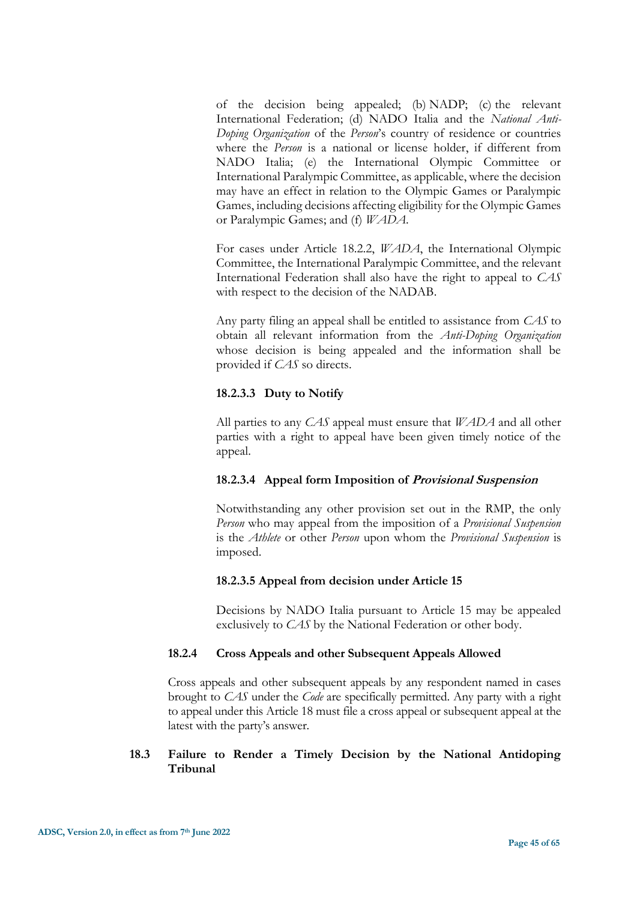of the decision being appealed; (b) NADP; (c) the relevant International Federation; (d) NADO Italia and the *National Anti-Doping Organization* of the *Person*'s country of residence or countries where the *Person* is a national or license holder, if different from NADO Italia; (e) the International Olympic Committee or International Paralympic Committee, as applicable, where the decision may have an effect in relation to the Olympic Games or Paralympic Games, including decisions affecting eligibility for the Olympic Games or Paralympic Games; and (f) *WADA*.

For cases under Article 18.2.2, *WADA*, the International Olympic Committee, the International Paralympic Committee, and the relevant International Federation shall also have the right to appeal to *CAS* with respect to the decision of the NADAB.

Any party filing an appeal shall be entitled to assistance from *CAS* to obtain all relevant information from the *Anti-Doping Organization* whose decision is being appealed and the information shall be provided if *CAS* so directs.

#### 18.2.3.3 Duty to Notify

All parties to any *CAS* appeal must ensure that *WADA* and all other parties with a right to appeal have been given timely notice of the appeal.

#### 18.2.3.4 Appeal form Imposition of *Provisional Suspension*

Notwithstanding any other provision set out in the RMP, the only *Person* who may appeal from the imposition of a *Provisional Suspension* is the *Athlete* or other *Person* upon whom the *Provisional Suspension* is imposed.

#### 18.2.3.5 Appeal from decision under Article 15

Decisions by NADO Italia pursuant to Article 15 may be appealed exclusively to *CAS* by the National Federation or other body.

### 18.2.4 Cross Appeals and other Subsequent Appeals Allowed

Cross appeals and other subsequent appeals by any respondent named in cases brought to *CAS* under the *Code* are specifically permitted. Any party with a right to appeal under this Article 18 must file a cross appeal or subsequent appeal at the latest with the party's answer.

## 18.3 Failure to Render a Timely Decision by the National Antidoping Tribunal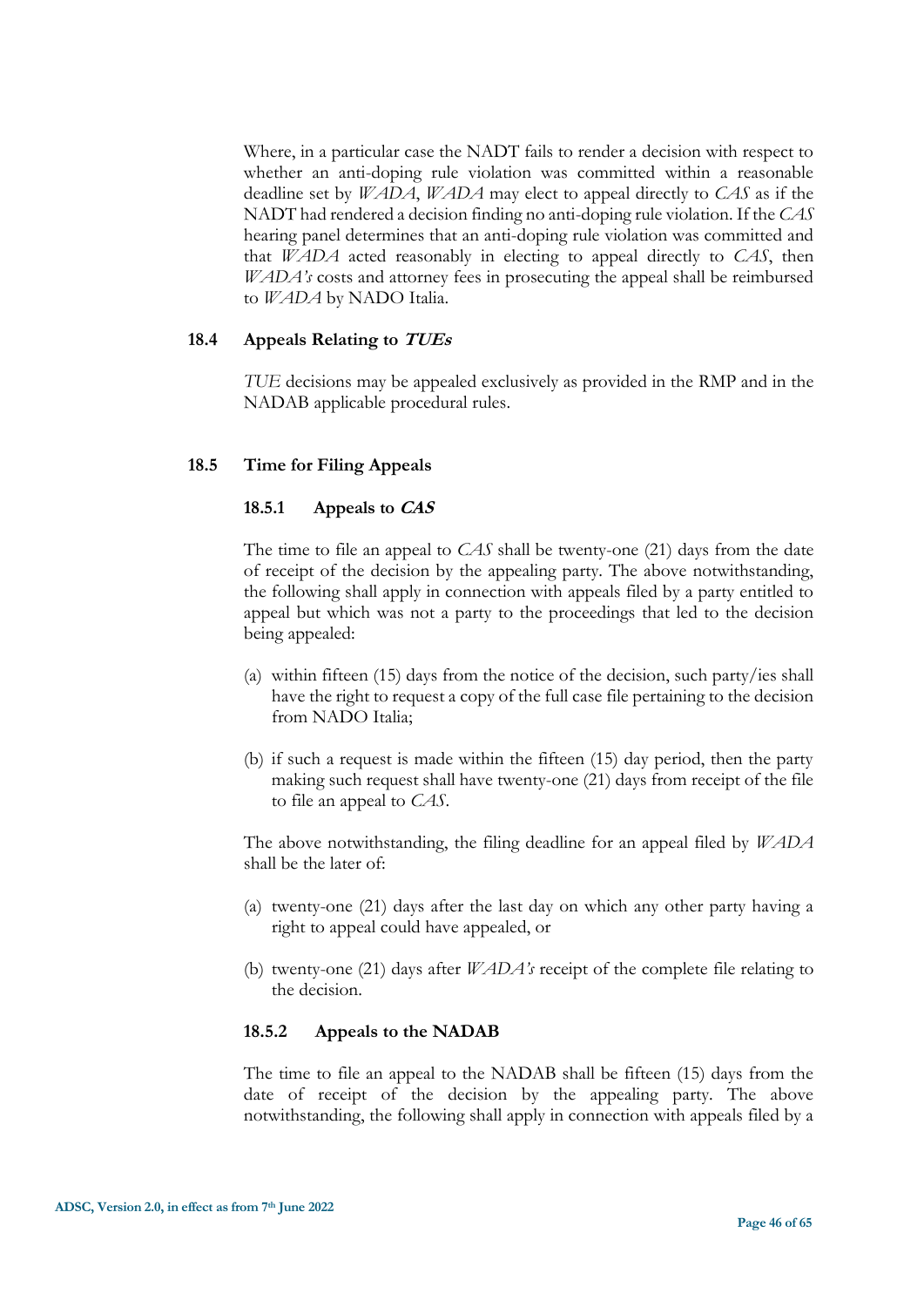Where, in a particular case the NADT fails to render a decision with respect to whether an anti-doping rule violation was committed within a reasonable deadline set by *WADA*, *WADA* may elect to appeal directly to *CAS* as if the NADT had rendered a decision finding no anti-doping rule violation. If the *CAS* hearing panel determines that an anti-doping rule violation was committed and that *WADA* acted reasonably in electing to appeal directly to *CAS*, then *WADA's* costs and attorney fees in prosecuting the appeal shall be reimbursed to *WADA* by NADO Italia.

### 18.4 Appeals Relating to ***TUEs***

*TUE* decisions may be appealed exclusively as provided in the RMP and in the NADAB applicable procedural rules.

### 18.5 Time for Filing Appeals

#### 18.5.1 Appeals to ***CAS***

The time to file an appeal to *CAS* shall be twenty-one (21) days from the date of receipt of the decision by the appealing party. The above notwithstanding, the following shall apply in connection with appeals filed by a party entitled to appeal but which was not a party to the proceedings that led to the decision being appealed:

(a) within fifteen (15) days from the notice of the decision, such party/ies shall have the right to request a copy of the full case file pertaining to the decision from NADO Italia;

(b) if such a request is made within the fifteen (15) day period, then the party making such request shall have twenty-one (21) days from receipt of the file to file an appeal to *CAS*.

The above notwithstanding, the filing deadline for an appeal filed by *WADA* shall be the later of:

(a) twenty-one (21) days after the last day on which any other party having a right to appeal could have appealed, or

(b) twenty-one (21) days after *WADA's* receipt of the complete file relating to the decision.

#### 18.5.2 Appeals to the NADAB

The time to file an appeal to the NADAB shall be fifteen (15) days from the date of receipt of the decision by the appealing party. The above notwithstanding, the following shall apply in connection with appeals filed by a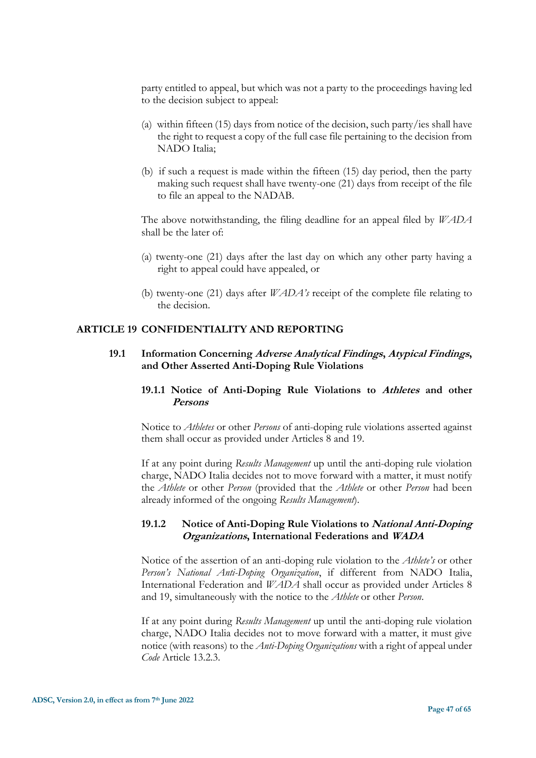party entitled to appeal, but which was not a party to the proceedings having led to the decision subject to appeal:

(a) within fifteen (15) days from notice of the decision, such party/ies shall have the right to request a copy of the full case file pertaining to the decision from NADO Italia;

(b) if such a request is made within the fifteen (15) day period, then the party making such request shall have twenty-one (21) days from receipt of the file to file an appeal to the NADAB.

The above notwithstanding, the filing deadline for an appeal filed by *WADA* shall be the later of:

(a) twenty-one (21) days after the last day on which any other party having a right to appeal could have appealed, or

(b) twenty-one (21) days after *WADA's* receipt of the complete file relating to the decision.

## ARTICLE 19 CONFIDENTIALITY AND REPORTING

### 19.1 Information Concerning *Adverse Analytical Findings*, *Atypical Findings*, and Other Asserted Anti-Doping Rule Violations

#### 19.1.1 Notice of Anti-Doping Rule Violations to *Athletes* and other *Persons*

Notice to *Athletes* or other *Persons* of anti-doping rule violations asserted against them shall occur as provided under Articles 8 and 19.

If at any point during *Results Management* up until the anti-doping rule violation charge, NADO Italia decides not to move forward with a matter, it must notify the *Athlete* or other *Person* (provided that the *Athlete* or other *Person* had been already informed of the ongoing *Results Management*).

#### 19.1.2 Notice of Anti-Doping Rule Violations to *National Anti-Doping Organizations*, International Federations and *WADA*

Notice of the assertion of an anti-doping rule violation to the *Athlete's* or other *Person's National Anti-Doping Organization*, if different from NADO Italia, International Federation and *WADA* shall occur as provided under Articles 8 and 19, simultaneously with the notice to the *Athlete* or other *Person*.

If at any point during *Results Management* up until the anti-doping rule violation charge, NADO Italia decides not to move forward with a matter, it must give notice (with reasons) to the *Anti-Doping Organizations* with a right of appeal under *Code* Article 13.2.3.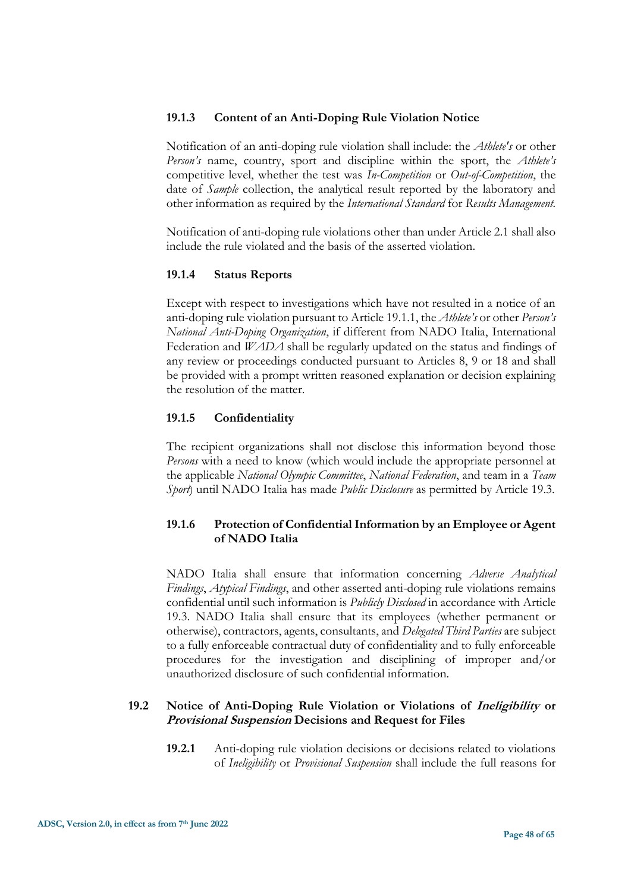#### 19.1.3 Content of an Anti-Doping Rule Violation Notice

Notification of an anti-doping rule violation shall include: the *Athlete's* or other *Person's* name, country, sport and discipline within the sport, the *Athlete's* competitive level, whether the test was *In-Competition* or *Out-of-Competition*, the date of *Sample* collection, the analytical result reported by the laboratory and other information as required by the *International Standard* for *Results Management.*

Notification of anti-doping rule violations other than under Article 2.1 shall also include the rule violated and the basis of the asserted violation.

#### 19.1.4 Status Reports

Except with respect to investigations which have not resulted in a notice of an anti-doping rule violation pursuant to Article 19.1.1, the *Athlete's* or other *Person's National Anti-Doping Organization*, if different from NADO Italia, International Federation and *WADA* shall be regularly updated on the status and findings of any review or proceedings conducted pursuant to Articles 8, 9 or 18 and shall be provided with a prompt written reasoned explanation or decision explaining the resolution of the matter.

#### 19.1.5 Confidentiality

The recipient organizations shall not disclose this information beyond those *Persons* with a need to know (which would include the appropriate personnel at the applicable *National Olympic Committee*, *National Federation*, and team in a *Team Sport*) until NADO Italia has made *Public Disclosure* as permitted by Article 19.3.

#### 19.1.6 Protection of Confidential Information by an Employee or Agent of NADO Italia

NADO Italia shall ensure that information concerning *Adverse Analytical Findings*, *Atypical Findings*, and other asserted anti-doping rule violations remains confidential until such information is *Publicly Disclosed* in accordance with Article 19.3. NADO Italia shall ensure that its employees (whether permanent or otherwise), contractors, agents, consultants, and *Delegated Third Parties* are subject to a fully enforceable contractual duty of confidentiality and to fully enforceable procedures for the investigation and disciplining of improper and/or unauthorized disclosure of such confidential information.

### 19.2 Notice of Anti-Doping Rule Violation or Violations of *Ineligibility* or *Provisional Suspension* Decisions and Request for Files

**19.2.1** Anti-doping rule violation decisions or decisions related to violations of *Ineligibility* or *Provisional Suspension* shall include the full reasons for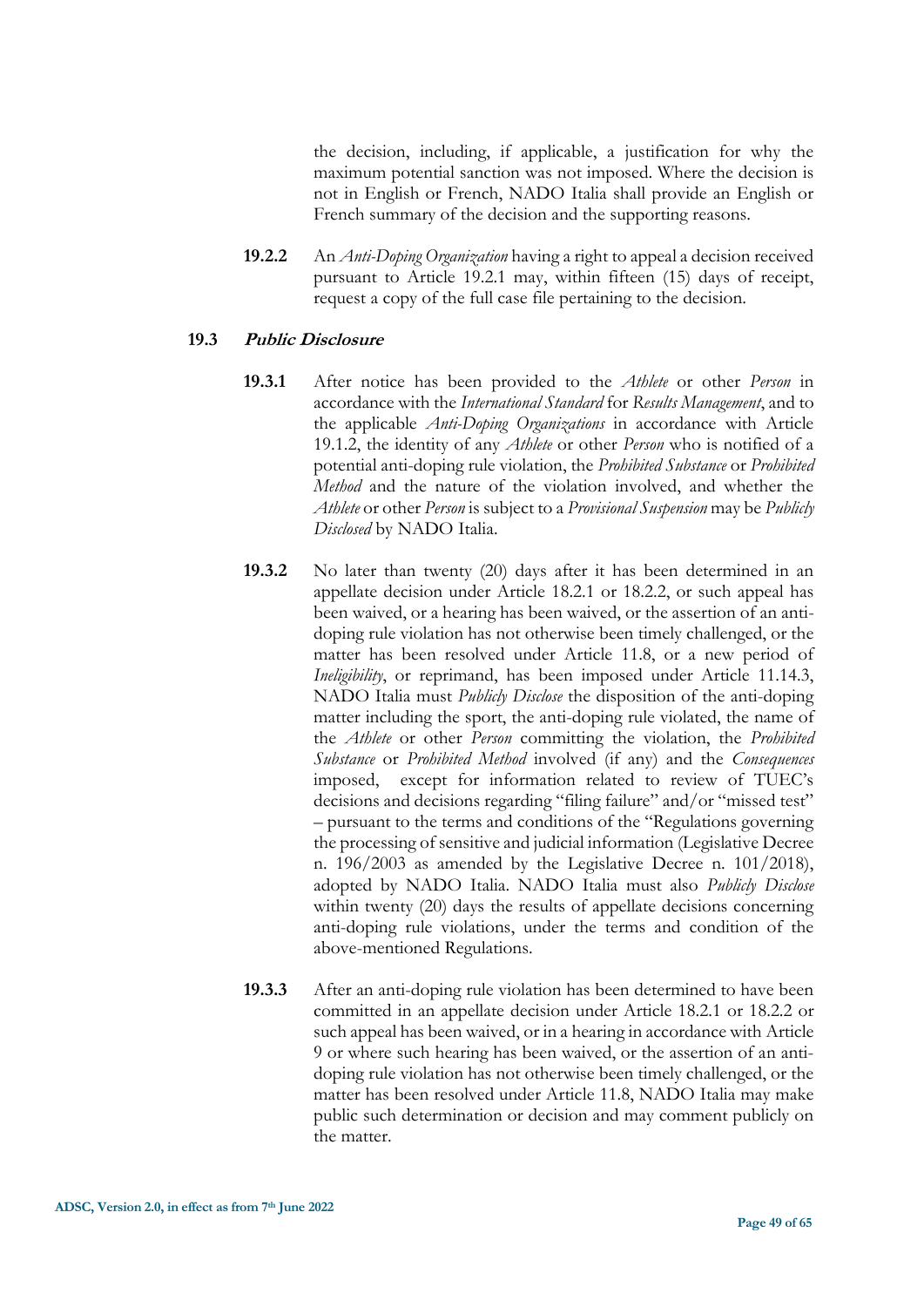the decision, including, if applicable, a justification for why the maximum potential sanction was not imposed. Where the decision is not in English or French, NADO Italia shall provide an English or French summary of the decision and the supporting reasons.

**19.2.2** An *Anti-Doping Organization* having a right to appeal a decision received pursuant to Article 19.2.1 may, within fifteen (15) days of receipt, request a copy of the full case file pertaining to the decision.

### 19.3 *Public Disclosure*

**19.3.1** After notice has been provided to the *Athlete* or other *Person* in accordance with the *International Standard* for *Results Management*, and to the applicable *Anti-Doping Organizations* in accordance with Article 19.1.2, the identity of any *Athlete* or other *Person* who is notified of a potential anti-doping rule violation, the *Prohibited Substance* or *Prohibited Method* and the nature of the violation involved, and whether the *Athlete* or other *Person* is subject to a *Provisional Suspension* may be *Publicly Disclosed* by NADO Italia.

**19.3.2** No later than twenty (20) days after it has been determined in an appellate decision under Article 18.2.1 or 18.2.2, or such appeal has been waived, or a hearing has been waived, or the assertion of an anti-doping rule violation has not otherwise been timely challenged, or the matter has been resolved under Article 11.8, or a new period of *Ineligibility*, or reprimand, has been imposed under Article 11.14.3, NADO Italia must *Publicly Disclose* the disposition of the anti-doping matter including the sport, the anti-doping rule violated, the name of the *Athlete* or other *Person* committing the violation, the *Prohibited Substance* or *Prohibited Method* involved (if any) and the *Consequences* imposed, except for information related to review of TUEC's decisions and decisions regarding "filing failure" and/or "missed test" – pursuant to the terms and conditions of the "Regulations governing the processing of sensitive and judicial information (Legislative Decree n. 196/2003 as amended by the Legislative Decree n. 101/2018), adopted by NADO Italia. NADO Italia must also *Publicly Disclose* within twenty (20) days the results of appellate decisions concerning anti-doping rule violations, under the terms and condition of the above-mentioned Regulations.

**19.3.3** After an anti-doping rule violation has been determined to have been committed in an appellate decision under Article 18.2.1 or 18.2.2 or such appeal has been waived, or in a hearing in accordance with Article 9 or where such hearing has been waived, or the assertion of an anti-doping rule violation has not otherwise been timely challenged, or the matter has been resolved under Article 11.8, NADO Italia may make public such determination or decision and may comment publicly on the matter.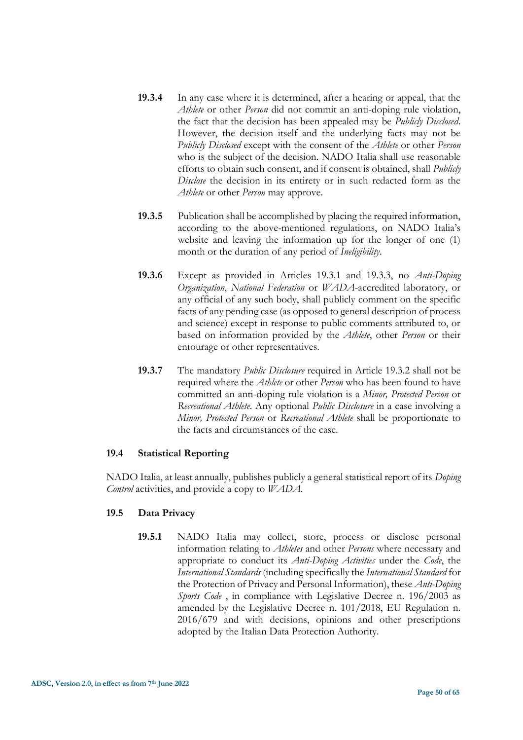**19.3.4** In any case where it is determined, after a hearing or appeal, that the *Athlete* or other *Person* did not commit an anti-doping rule violation, the fact that the decision has been appealed may be *Publicly Disclosed*. However, the decision itself and the underlying facts may not be *Publicly Disclosed* except with the consent of the *Athlete* or other *Person* who is the subject of the decision. NADO Italia shall use reasonable efforts to obtain such consent, and if consent is obtained, shall *Publicly Disclose* the decision in its entirety or in such redacted form as the *Athlete* or other *Person* may approve.

**19.3.5** Publication shall be accomplished by placing the required information, according to the above-mentioned regulations, on NADO Italia's website and leaving the information up for the longer of one (1) month or the duration of any period of *Ineligibility*.

**19.3.6** Except as provided in Articles 19.3.1 and 19.3.3, no *Anti-Doping Organization*, *National Federation* or *WADA*-accredited laboratory, or any official of any such body, shall publicly comment on the specific facts of any pending case (as opposed to general description of process and science) except in response to public comments attributed to, or based on information provided by the *Athlete*, other *Person* or their entourage or other representatives.

**19.3.7** The mandatory *Public Disclosure* required in Article 19.3.2 shall not be required where the *Athlete* or other *Person* who has been found to have committed an anti-doping rule violation is a *Minor, Protected Person* or *Recreational Athlete*. Any optional *Public Disclosure* in a case involving a *Minor, Protected Person* or *Recreational Athlete* shall be proportionate to the facts and circumstances of the case.

### 19.4 Statistical Reporting

NADO Italia, at least annually, publishes publicly a general statistical report of its *Doping Control* activities, and provide a copy to *WADA*.

### 19.5 Data Privacy

**19.5.1** NADO Italia may collect, store, process or disclose personal information relating to *Athletes* and other *Persons* where necessary and appropriate to conduct its *Anti-Doping Activities* under the *Code*, the *International Standards* (including specifically the *International Standard* for the Protection of Privacy and Personal Information), these *Anti-Doping Sports Code* , in compliance with Legislative Decree n. 196/2003 as amended by the Legislative Decree n. 101/2018, EU Regulation n. 2016/679 and with decisions, opinions and other prescriptions adopted by the Italian Data Protection Authority.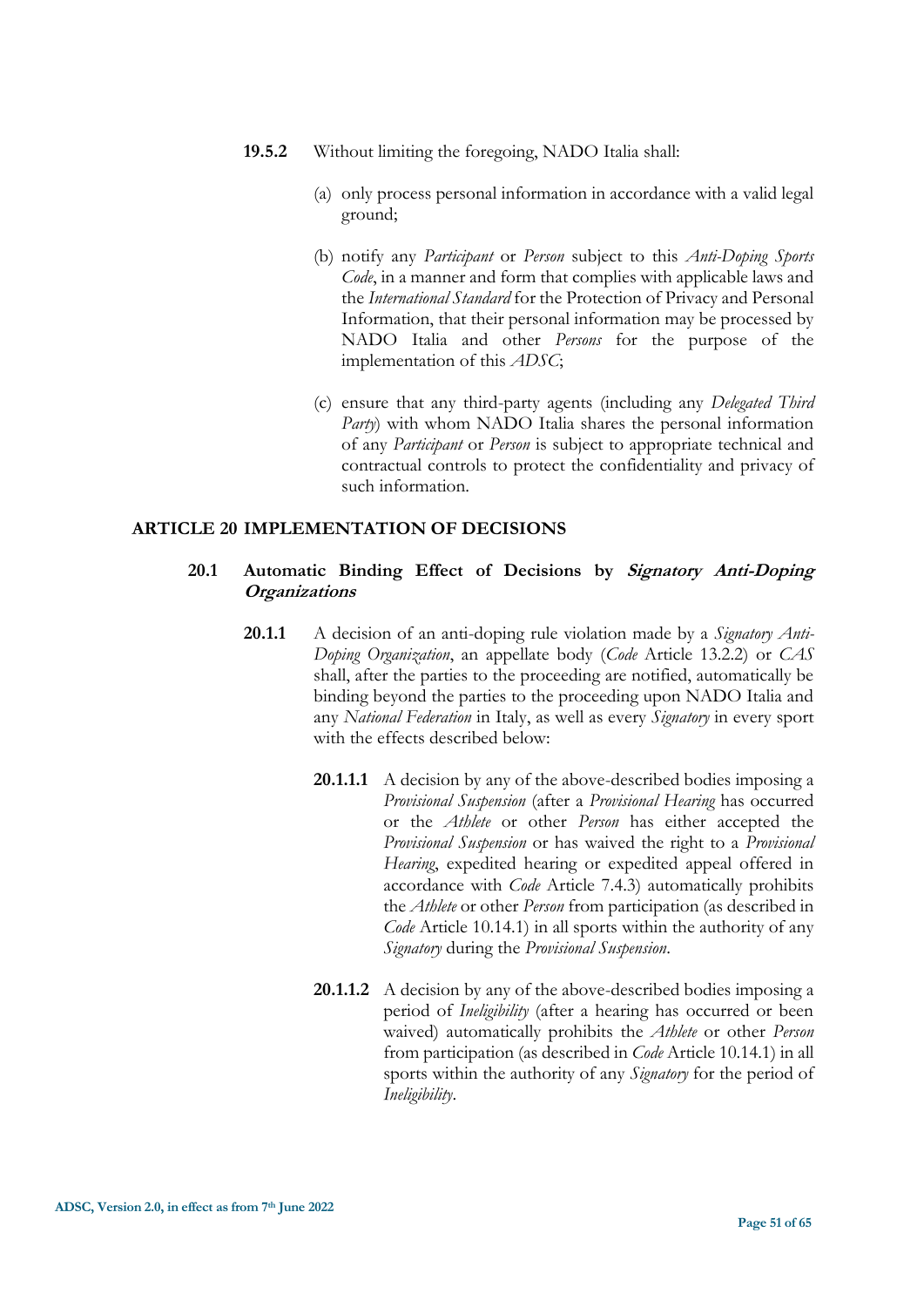**19.5.2** Without limiting the foregoing, NADO Italia shall:

(a) only process personal information in accordance with a valid legal ground;

(b) notify any *Participant* or *Person* subject to this *Anti-Doping Sports Code*, in a manner and form that complies with applicable laws and the *International Standard* for the Protection of Privacy and Personal Information, that their personal information may be processed by NADO Italia and other *Persons* for the purpose of the implementation of this *ADSC*;

(c) ensure that any third-party agents (including any *Delegated Third Party*) with whom NADO Italia shares the personal information of any *Participant* or *Person* is subject to appropriate technical and contractual controls to protect the confidentiality and privacy of such information.

## ARTICLE 20 IMPLEMENTATION OF DECISIONS

### 20.1 Automatic Binding Effect of Decisions by *Signatory Anti-Doping Organizations*

**20.1.1** A decision of an anti-doping rule violation made by a *Signatory Anti-Doping Organization*, an appellate body (*Code* Article 13.2.2) or *CAS* shall, after the parties to the proceeding are notified, automatically be binding beyond the parties to the proceeding upon NADO Italia and any *National Federation* in Italy, as well as every *Signatory* in every sport with the effects described below:

**20.1.1.1** A decision by any of the above-described bodies imposing a *Provisional Suspension* (after a *Provisional Hearing* has occurred or the *Athlete* or other *Person* has either accepted the *Provisional Suspension* or has waived the right to a *Provisional Hearing*, expedited hearing or expedited appeal offered in accordance with *Code* Article 7.4.3) automatically prohibits the *Athlete* or other *Person* from participation (as described in *Code* Article 10.14.1) in all sports within the authority of any *Signatory* during the *Provisional Suspension*.

**20.1.1.2** A decision by any of the above-described bodies imposing a period of *Ineligibility* (after a hearing has occurred or been waived) automatically prohibits the *Athlete* or other *Person* from participation (as described in *Code* Article 10.14.1) in all sports within the authority of any *Signatory* for the period of *Ineligibility*.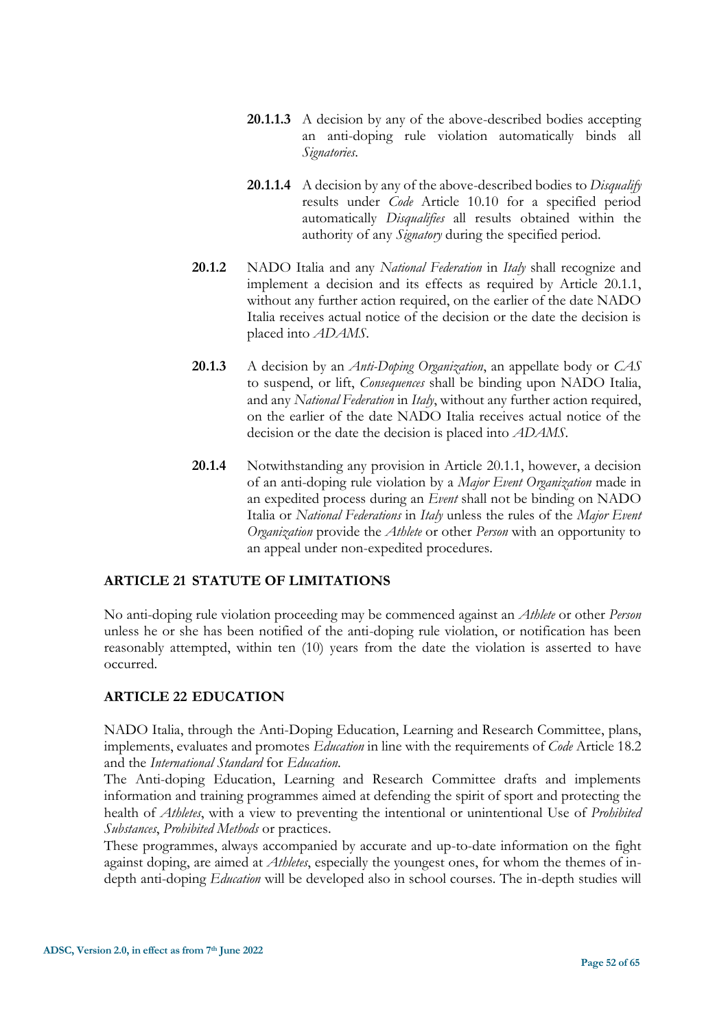**20.1.1.3** A decision by any of the above-described bodies accepting an anti-doping rule violation automatically binds all *Signatories*.

**20.1.1.4** A decision by any of the above-described bodies to *Disqualify* results under *Code* Article 10.10 for a specified period automatically *Disqualifies* all results obtained within the authority of any *Signatory* during the specified period.

**20.1.2** NADO Italia and any *National Federation* in *Italy* shall recognize and implement a decision and its effects as required by Article 20.1.1, without any further action required, on the earlier of the date NADO Italia receives actual notice of the decision or the date the decision is placed into *ADAMS*.

**20.1.3** A decision by an *Anti-Doping Organization*, an appellate body or *CAS* to suspend, or lift, *Consequences* shall be binding upon NADO Italia, and any *National Federation* in *Italy*, without any further action required, on the earlier of the date NADO Italia receives actual notice of the decision or the date the decision is placed into *ADAMS*.

**20.1.4** Notwithstanding any provision in Article 20.1.1, however, a decision of an anti-doping rule violation by a *Major Event Organization* made in an expedited process during an *Event* shall not be binding on NADO Italia or *National Federations* in *Italy* unless the rules of the *Major Event Organization* provide the *Athlete* or other *Person* with an opportunity to an appeal under non-expedited procedures.

## ARTICLE 21 STATUTE OF LIMITATIONS

No anti-doping rule violation proceeding may be commenced against an *Athlete* or other *Person* unless he or she has been notified of the anti-doping rule violation, or notification has been reasonably attempted, within ten (10) years from the date the violation is asserted to have occurred.

## ARTICLE 22 EDUCATION

NADO Italia, through the Anti-Doping Education, Learning and Research Committee, plans, implements, evaluates and promotes *Education* in line with the requirements of *Code* Article 18.2 and the *International Standard* for *Education*.

The Anti-doping Education, Learning and Research Committee drafts and implements information and training programmes aimed at defending the spirit of sport and protecting the health of *Athletes*, with a view to preventing the intentional or unintentional Use of *Prohibited Substances*, *Prohibited Methods* or practices.

These programmes, always accompanied by accurate and up-to-date information on the fight against doping, are aimed at *Athletes*, especially the youngest ones, for whom the themes of in-depth anti-doping *Education* will be developed also in school courses. The in-depth studies will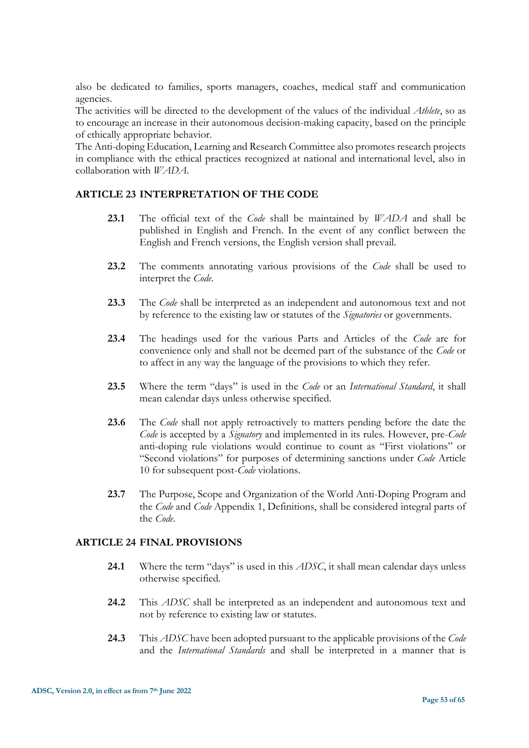also be dedicated to families, sports managers, coaches, medical staff and communication agencies.
The activities will be directed to the development of the values of the individual *Athlete*, so as to encourage an increase in their autonomous decision-making capacity, based on the principle of ethically appropriate behavior.
The Anti-doping Education, Learning and Research Committee also promotes research projects in compliance with the ethical practices recognized at national and international level, also in collaboration with *WADA*.

## ARTICLE 23 INTERPRETATION OF THE CODE

**23.1** The official text of the *Code* shall be maintained by *WADA* and shall be published in English and French. In the event of any conflict between the English and French versions, the English version shall prevail.

**23.2** The comments annotating various provisions of the *Code* shall be used to interpret the *Code*.

**23.3** The *Code* shall be interpreted as an independent and autonomous text and not by reference to the existing law or statutes of the *Signatories* or governments.

**23.4** The headings used for the various Parts and Articles of the *Code* are for convenience only and shall not be deemed part of the substance of the *Code* or to affect in any way the language of the provisions to which they refer.

**23.5** Where the term "days" is used in the *Code* or an *International Standard*, it shall mean calendar days unless otherwise specified.

**23.6** The *Code* shall not apply retroactively to matters pending before the date the *Code* is accepted by a *Signatory* and implemented in its rules. However, pre-*Code* anti-doping rule violations would continue to count as "First violations" or "Second violations" for purposes of determining sanctions under *Code* Article 10 for subsequent post-*Code* violations.

**23.7** The Purpose, Scope and Organization of the World Anti-Doping Program and the *Code* and *Code* Appendix 1, Definitions, shall be considered integral parts of the *Code*.

## ARTICLE 24 FINAL PROVISIONS

**24.1** Where the term "days" is used in this *ADSC*, it shall mean calendar days unless otherwise specified.

**24.2** This *ADSC* shall be interpreted as an independent and autonomous text and not by reference to existing law or statutes.

**24.3** This *ADSC* have been adopted pursuant to the applicable provisions of the *Code* and the *International Standards* and shall be interpreted in a manner that is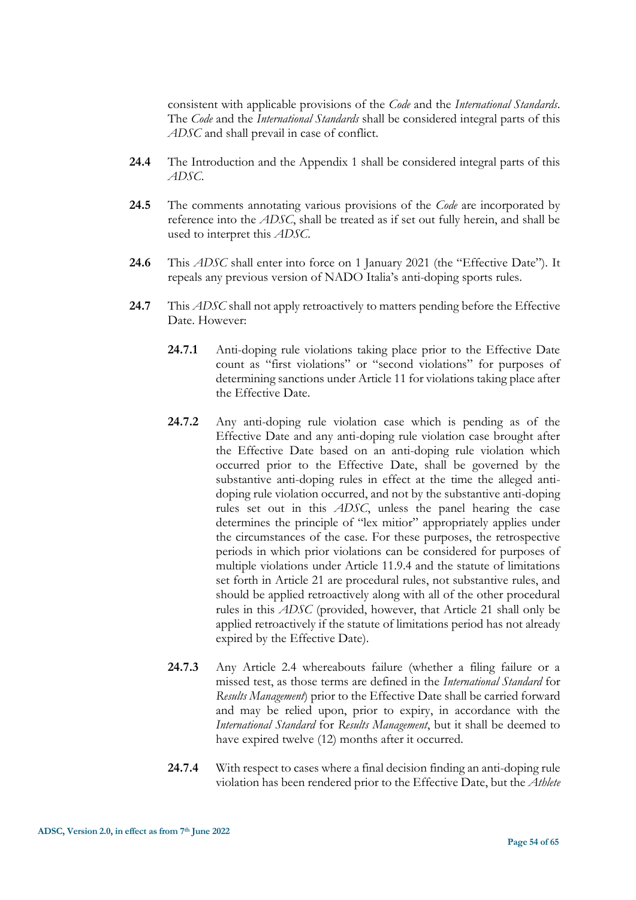consistent with applicable provisions of the *Code* and the *International Standards*. The *Code* and the *International Standards* shall be considered integral parts of this *ADSC* and shall prevail in case of conflict.

**24.4** The Introduction and the Appendix 1 shall be considered integral parts of this *ADSC*.

**24.5** The comments annotating various provisions of the *Code* are incorporated by reference into the *ADSC*, shall be treated as if set out fully herein, and shall be used to interpret this *ADSC*.

**24.6** This *ADSC* shall enter into force on 1 January 2021 (the "Effective Date"). It repeals any previous version of NADO Italia's anti-doping sports rules.

**24.7** This *ADSC* shall not apply retroactively to matters pending before the Effective Date. However:

**24.7.1** Anti-doping rule violations taking place prior to the Effective Date count as "first violations" or "second violations" for purposes of determining sanctions under Article 11 for violations taking place after the Effective Date.

**24.7.2** Any anti-doping rule violation case which is pending as of the Effective Date and any anti-doping rule violation case brought after the Effective Date based on an anti-doping rule violation which occurred prior to the Effective Date, shall be governed by the substantive anti-doping rules in effect at the time the alleged anti-doping rule violation occurred, and not by the substantive anti-doping rules set out in this *ADSC*, unless the panel hearing the case determines the principle of "lex mitior" appropriately applies under the circumstances of the case. For these purposes, the retrospective periods in which prior violations can be considered for purposes of multiple violations under Article 11.9.4 and the statute of limitations set forth in Article 21 are procedural rules, not substantive rules, and should be applied retroactively along with all of the other procedural rules in this *ADSC* (provided, however, that Article 21 shall only be applied retroactively if the statute of limitations period has not already expired by the Effective Date).

**24.7.3** Any Article 2.4 whereabouts failure (whether a filing failure or a missed test, as those terms are defined in the *International Standard* for *Results Management*) prior to the Effective Date shall be carried forward and may be relied upon, prior to expiry, in accordance with the *International Standard* for *Results Management*, but it shall be deemed to have expired twelve (12) months after it occurred.

**24.7.4** With respect to cases where a final decision finding an anti-doping rule violation has been rendered prior to the Effective Date, but the *Athlete*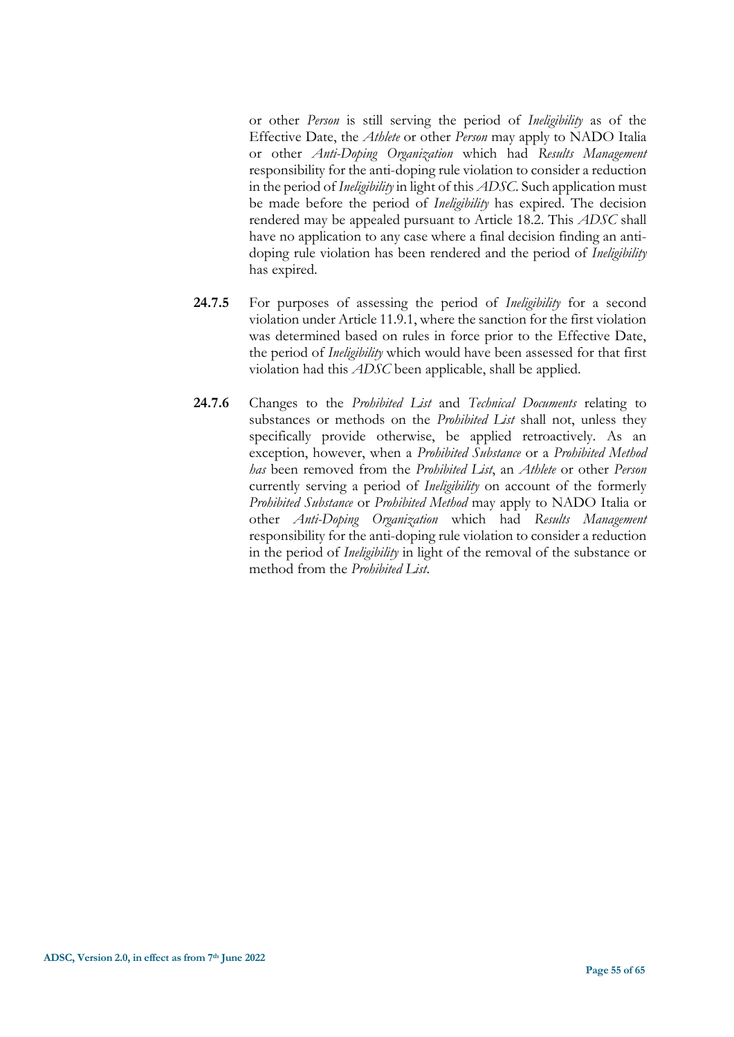or other *Person* is still serving the period of *Ineligibility* as of the Effective Date, the *Athlete* or other *Person* may apply to NADO Italia or other *Anti-Doping Organization* which had *Results Management* responsibility for the anti-doping rule violation to consider a reduction in the period of *Ineligibility* in light of this *ADSC*. Such application must be made before the period of *Ineligibility* has expired. The decision rendered may be appealed pursuant to Article 18.2. This *ADSC* shall have no application to any case where a final decision finding an anti-doping rule violation has been rendered and the period of *Ineligibility* has expired.

**24.7.5** For purposes of assessing the period of *Ineligibility* for a second violation under Article 11.9.1, where the sanction for the first violation was determined based on rules in force prior to the Effective Date, the period of *Ineligibility* which would have been assessed for that first violation had this *ADSC* been applicable, shall be applied.

**24.7.6** Changes to the *Prohibited List* and *Technical Documents* relating to substances or methods on the *Prohibited List* shall not, unless they specifically provide otherwise, be applied retroactively. As an exception, however, when a *Prohibited Substance* or a *Prohibited Method has* been removed from the *Prohibited List*, an *Athlete* or other *Person* currently serving a period of *Ineligibility* on account of the formerly *Prohibited Substance* or *Prohibited Method* may apply to NADO Italia or other *Anti-Doping Organization* which had *Results Management* responsibility for the anti-doping rule violation to consider a reduction in the period of *Ineligibility* in light of the removal of the substance or method from the *Prohibited List*.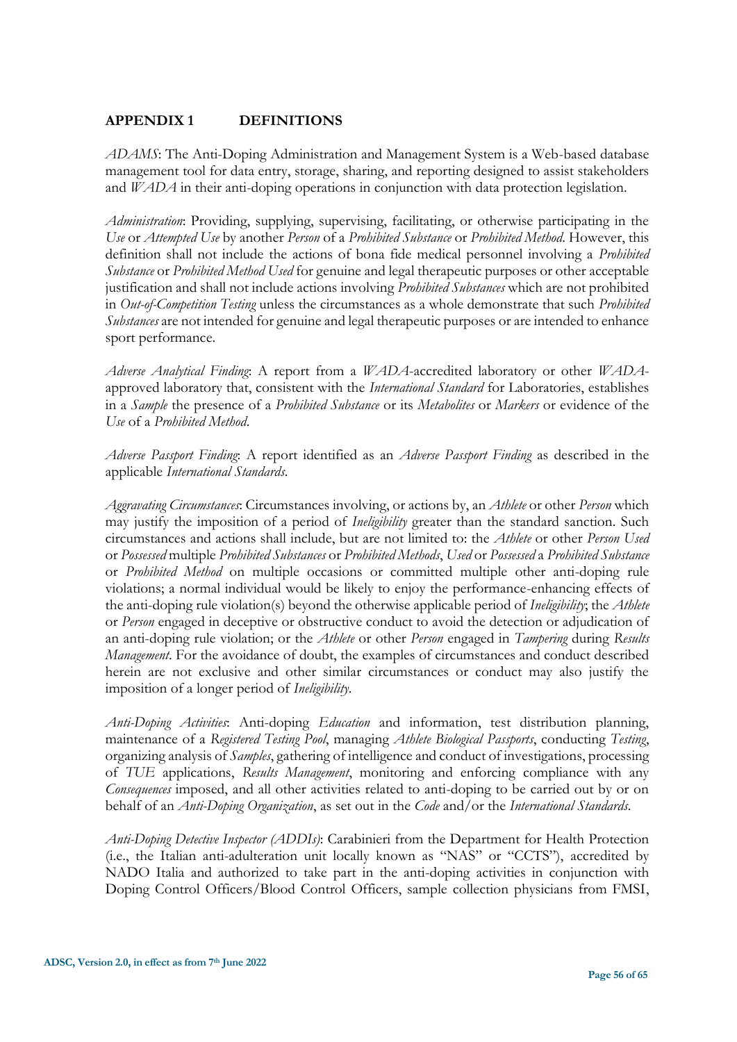## APPENDIX 1 DEFINITIONS

*ADAMS*: The Anti-Doping Administration and Management System is a Web-based database management tool for data entry, storage, sharing, and reporting designed to assist stakeholders and *WADA* in their anti-doping operations in conjunction with data protection legislation.

*Administration*: Providing, supplying, supervising, facilitating, or otherwise participating in the *Use* or *Attempted Use* by another *Person* of a *Prohibited Substance* or *Prohibited Method*. However, this definition shall not include the actions of bona fide medical personnel involving a *Prohibited Substance* or *Prohibited Method Used* for genuine and legal therapeutic purposes or other acceptable justification and shall not include actions involving *Prohibited Substances* which are not prohibited in *Out-of-Competition Testing* unless the circumstances as a whole demonstrate that such *Prohibited Substances* are not intended for genuine and legal therapeutic purposes or are intended to enhance sport performance.

*Adverse Analytical Finding*: A report from a *WADA*-accredited laboratory or other *WADA*-approved laboratory that, consistent with the *International Standard* for Laboratories, establishes in a *Sample* the presence of a *Prohibited Substance* or its *Metabolites* or *Markers* or evidence of the *Use* of a *Prohibited Method*.

*Adverse Passport Finding*: A report identified as an *Adverse Passport Finding* as described in the applicable *International Standards*.

*Aggravating Circumstances*: Circumstances involving, or actions by, an *Athlete* or other *Person* which may justify the imposition of a period of *Ineligibility* greater than the standard sanction. Such circumstances and actions shall include, but are not limited to: the *Athlete* or other *Person Used* or *Possessed* multiple *Prohibited Substances* or *Prohibited Methods*, *Used* or *Possessed* a *Prohibited Substance* or *Prohibited Method* on multiple occasions or committed multiple other anti-doping rule violations; a normal individual would be likely to enjoy the performance-enhancing effects of the anti-doping rule violation(s) beyond the otherwise applicable period of *Ineligibility*; the *Athlete* or *Person* engaged in deceptive or obstructive conduct to avoid the detection or adjudication of an anti-doping rule violation; or the *Athlete* or other *Person* engaged in *Tampering* during *Results Management*. For the avoidance of doubt, the examples of circumstances and conduct described herein are not exclusive and other similar circumstances or conduct may also justify the imposition of a longer period of *Ineligibility*.

*Anti-Doping Activities*: Anti-doping *Education* and information, test distribution planning, maintenance of a *Registered Testing Pool*, managing *Athlete Biological Passports*, conducting *Testing*, organizing analysis of *Samples*, gathering of intelligence and conduct of investigations, processing of *TUE* applications, *Results Management*, monitoring and enforcing compliance with any *Consequences* imposed, and all other activities related to anti-doping to be carried out by or on behalf of an *Anti-Doping Organization*, as set out in the *Code* and/or the *International Standards*.

*Anti-Doping Detective Inspector (ADDIs)*: Carabinieri from the Department for Health Protection (i.e., the Italian anti-adulteration unit locally known as "NAS" or "CCTS"), accredited by NADO Italia and authorized to take part in the anti-doping activities in conjunction with Doping Control Officers/Blood Control Officers, sample collection physicians from FMSI,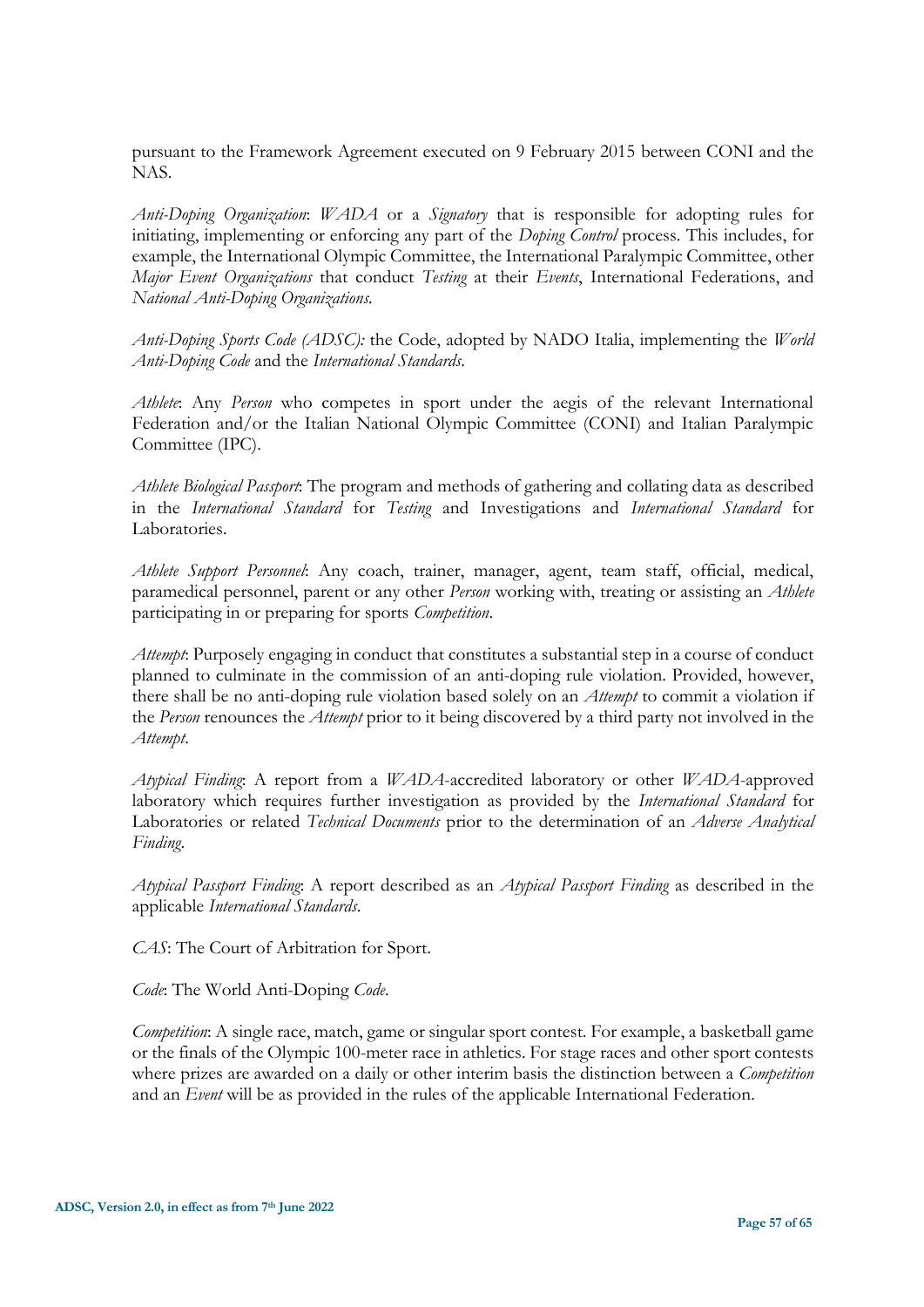pursuant to the Framework Agreement executed on 9 February 2015 between CONI and the NAS.

*Anti-Doping Organization*: *WADA* or a *Signatory* that is responsible for adopting rules for initiating, implementing or enforcing any part of the *Doping Control* process. This includes, for example, the International Olympic Committee, the International Paralympic Committee, other *Major Event Organizations* that conduct *Testing* at their *Events*, International Federations, and *National Anti-Doping Organizations*.

*Anti-Doping Sports Code (ADSC):* the Code, adopted by NADO Italia, implementing the *World Anti-Doping Code* and the *International Standards*.

*Athlete*: Any *Person* who competes in sport under the aegis of the relevant International Federation and/or the Italian National Olympic Committee (CONI) and Italian Paralympic Committee (IPC).

*Athlete Biological Passport*: The program and methods of gathering and collating data as described in the *International Standard* for *Testing* and Investigations and *International Standard* for Laboratories.

*Athlete Support Personnel*: Any coach, trainer, manager, agent, team staff, official, medical, paramedical personnel, parent or any other *Person* working with, treating or assisting an *Athlete* participating in or preparing for sports *Competition*.

*Attempt*: Purposely engaging in conduct that constitutes a substantial step in a course of conduct planned to culminate in the commission of an anti-doping rule violation. Provided, however, there shall be no anti-doping rule violation based solely on an *Attempt* to commit a violation if the *Person* renounces the *Attempt* prior to it being discovered by a third party not involved in the *Attempt*.

*Atypical Finding*: A report from a *WADA*-accredited laboratory or other *WADA*-approved laboratory which requires further investigation as provided by the *International Standard* for Laboratories or related *Technical Documents* prior to the determination of an *Adverse Analytical Finding*.

*Atypical Passport Finding*: A report described as an *Atypical Passport Finding* as described in the applicable *International Standards*.

*CAS*: The Court of Arbitration for Sport.

*Code*: The World Anti-Doping *Code*.

*Competition*: A single race, match, game or singular sport contest. For example, a basketball game or the finals of the Olympic 100-meter race in athletics. For stage races and other sport contests where prizes are awarded on a daily or other interim basis the distinction between a *Competition* and an *Event* will be as provided in the rules of the applicable International Federation.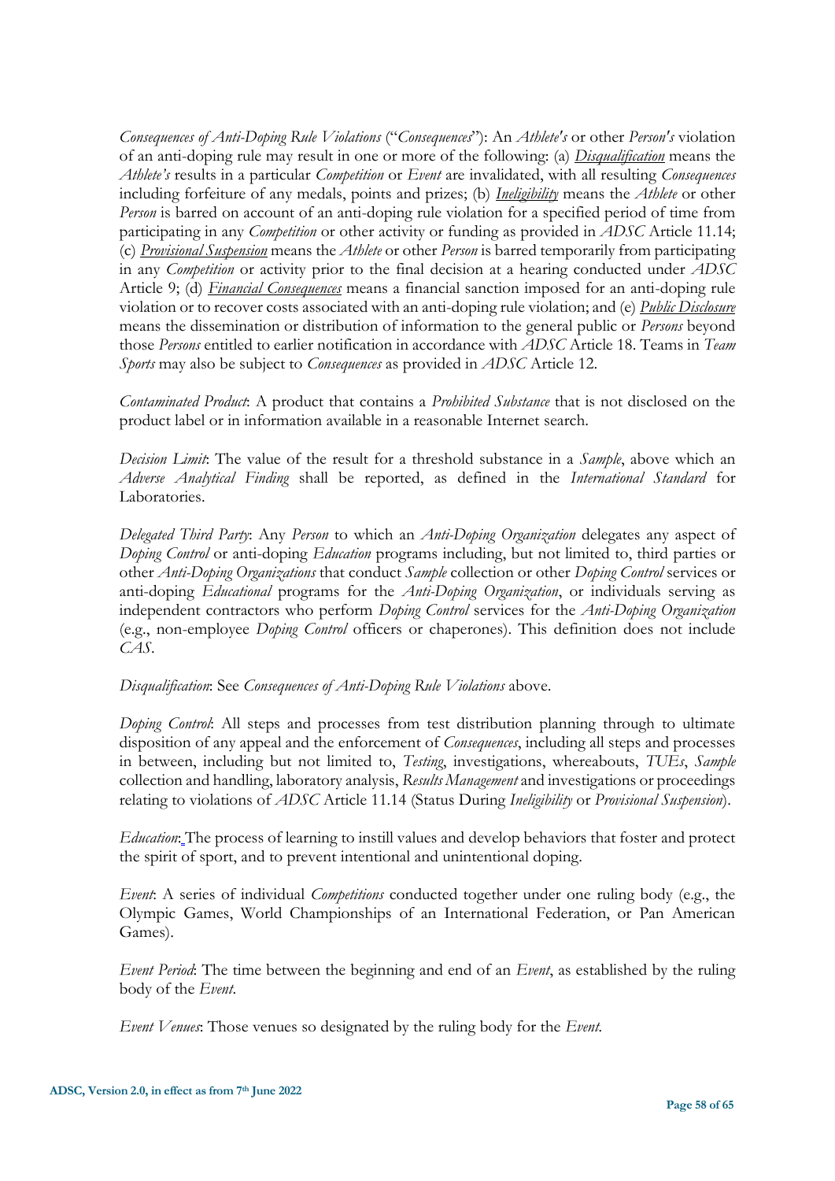*Consequences of Anti-Doping Rule Violations* ("*Consequences*"): An *Athlete's* or other *Person's* violation of an anti-doping rule may result in one or more of the following: (a) ***Disqualification*** means the *Athlete's* results in a particular *Competition* or *Event* are invalidated, with all resulting *Consequences* including forfeiture of any medals, points and prizes; (b) ***Ineligibility*** means the *Athlete* or other *Person* is barred on account of an anti-doping rule violation for a specified period of time from participating in any *Competition* or other activity or funding as provided in *ADSC* Article 11.14; (c) ***Provisional Suspension*** means the *Athlete* or other *Person* is barred temporarily from participating in any *Competition* or activity prior to the final decision at a hearing conducted under *ADSC* Article 9; (d) ***Financial Consequences*** means a financial sanction imposed for an anti-doping rule violation or to recover costs associated with an anti-doping rule violation; and (e) ***Public Disclosure*** means the dissemination or distribution of information to the general public or *Persons* beyond those *Persons* entitled to earlier notification in accordance with *ADSC* Article 18. Teams in *Team Sports* may also be subject to *Consequences* as provided in *ADSC* Article 12.

*Contaminated Product*: A product that contains a *Prohibited Substance* that is not disclosed on the product label or in information available in a reasonable Internet search.

*Decision Limit*: The value of the result for a threshold substance in a *Sample*, above which an *Adverse Analytical Finding* shall be reported, as defined in the *International Standard* for Laboratories.

*Delegated Third Party*: Any *Person* to which an *Anti-Doping Organization* delegates any aspect of *Doping Control* or anti-doping *Education* programs including, but not limited to, third parties or other *Anti-Doping Organizations* that conduct *Sample* collection or other *Doping Control* services or anti-doping *Educational* programs for the *Anti-Doping Organization*, or individuals serving as independent contractors who perform *Doping Control* services for the *Anti-Doping Organization* (e.g., non-employee *Doping Control* officers or chaperones). This definition does not include *CAS*.

*Disqualification*: See *Consequences of Anti-Doping Rule Violations* above.

*Doping Control*: All steps and processes from test distribution planning through to ultimate disposition of any appeal and the enforcement of *Consequences*, including all steps and processes in between, including but not limited to, *Testing*, investigations, whereabouts, *TUEs*, *Sample* collection and handling, laboratory analysis, *Results Management* and investigations or proceedings relating to violations of *ADSC* Article 11.14 (Status During *Ineligibility* or *Provisional Suspension*).

*Education*: The process of learning to instill values and develop behaviors that foster and protect the spirit of sport, and to prevent intentional and unintentional doping.

*Event*: A series of individual *Competitions* conducted together under one ruling body (e.g., the Olympic Games, World Championships of an International Federation, or Pan American Games).

*Event Period*: The time between the beginning and end of an *Event*, as established by the ruling body of the *Event*.

*Event Venues*: Those venues so designated by the ruling body for the *Event*.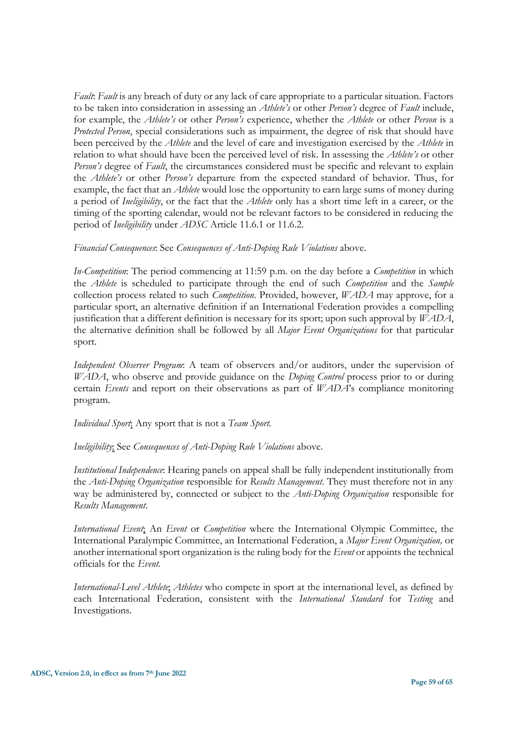*Fault*: *Fault* is any breach of duty or any lack of care appropriate to a particular situation. Factors to be taken into consideration in assessing an *Athlete's* or other *Person's* degree of *Fault* include, for example, the *Athlete's* or other *Person's* experience, whether the *Athlete* or other *Person* is a *Protected Person*, special considerations such as impairment, the degree of risk that should have been perceived by the *Athlete* and the level of care and investigation exercised by the *Athlete* in relation to what should have been the perceived level of risk. In assessing the *Athlete's* or other *Person's* degree of *Fault*, the circumstances considered must be specific and relevant to explain the *Athlete's* or other *Person's* departure from the expected standard of behavior. Thus, for example, the fact that an *Athlete* would lose the opportunity to earn large sums of money during a period of *Ineligibility*, or the fact that the *Athlete* only has a short time left in a career, or the timing of the sporting calendar, would not be relevant factors to be considered in reducing the period of *Ineligibility* under *ADSC* Article 11.6.1 or 11.6.2.

*Financial Consequences*: See *Consequences of Anti-Doping Rule Violations* above.

*In-Competition*: The period commencing at 11:59 p.m. on the day before a *Competition* in which the *Athlete* is scheduled to participate through the end of such *Competition* and the *Sample* collection process related to such *Competition*. Provided, however, *WADA* may approve, for a particular sport, an alternative definition if an International Federation provides a compelling justification that a different definition is necessary for its sport; upon such approval by *WADA*, the alternative definition shall be followed by all *Major Event Organizations* for that particular sport.

*Independent Observer Program*: A team of observers and/or auditors, under the supervision of *WADA*, who observe and provide guidance on the *Doping Control* process prior to or during certain *Events* and report on their observations as part of *WADA*'s compliance monitoring program.

*Individual Sport*: Any sport that is not a *Team Sport*.

*Ineligibility*: See *Consequences of Anti-Doping Rule Violations* above.

*Institutional Independence*: Hearing panels on appeal shall be fully independent institutionally from the *Anti-Doping Organization* responsible for *Results Management*. They must therefore not in any way be administered by, connected or subject to the *Anti-Doping Organization* responsible for *Results Management*.

*International Event*: An *Event* or *Competition* where the International Olympic Committee, the International Paralympic Committee, an International Federation, a *Major Event Organization,* or another international sport organization is the ruling body for the *Event* or appoints the technical officials for the *Event*.

*International-Level Athlete*: *Athletes* who compete in sport at the international level, as defined by each International Federation, consistent with the *International Standard* for *Testing* and Investigations.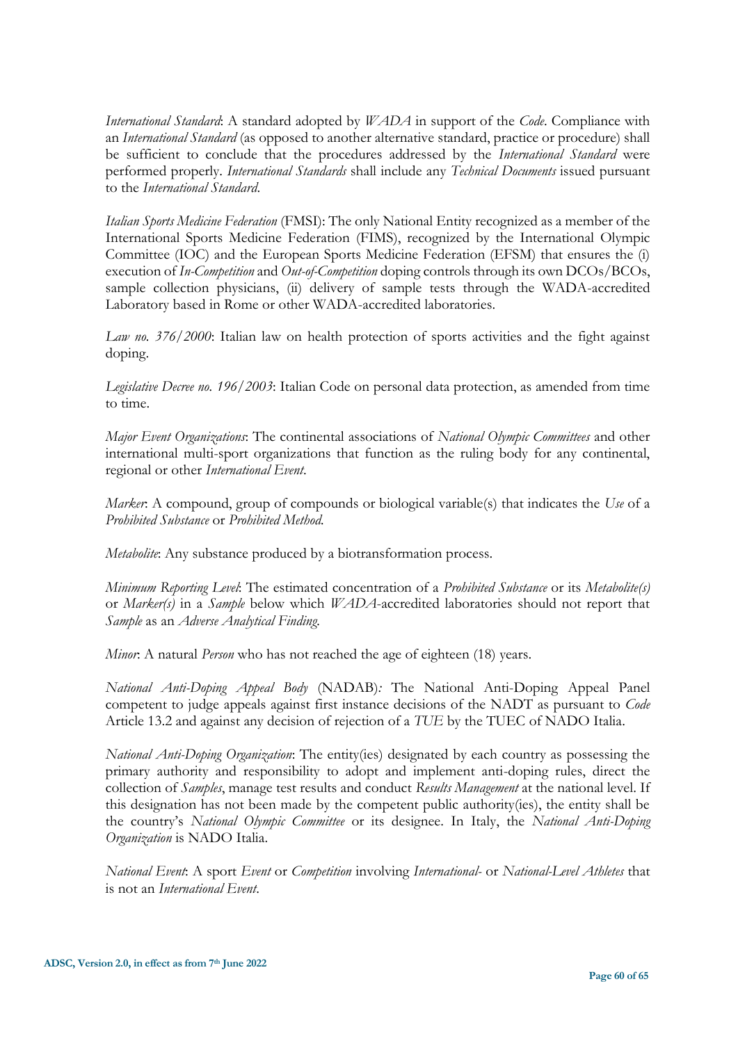*International Standard*: A standard adopted by *WADA* in support of the *Code*. Compliance with an *International Standard* (as opposed to another alternative standard, practice or procedure) shall be sufficient to conclude that the procedures addressed by the *International Standard* were performed properly. *International Standards* shall include any *Technical Documents* issued pursuant to the *International Standard*.

*Italian Sports Medicine Federation* (FMSI): The only National Entity recognized as a member of the International Sports Medicine Federation (FIMS), recognized by the International Olympic Committee (IOC) and the European Sports Medicine Federation (EFSM) that ensures the (i) execution of *In-Competition* and *Out-of-Competition* doping controls through its own DCOs/BCOs, sample collection physicians, (ii) delivery of sample tests through the WADA-accredited Laboratory based in Rome or other WADA-accredited laboratories.

*Law no. 376/2000*: Italian law on health protection of sports activities and the fight against doping.

*Legislative Decree no. 196/2003*: Italian Code on personal data protection, as amended from time to time.

*Major Event Organizations*: The continental associations of *National Olympic Committees* and other international multi-sport organizations that function as the ruling body for any continental, regional or other *International Event*.

*Marker*: A compound, group of compounds or biological variable(s) that indicates the *Use* of a *Prohibited Substance* or *Prohibited Method.*

*Metabolite*: Any substance produced by a biotransformation process.

*Minimum Reporting Level*: The estimated concentration of a *Prohibited Substance* or its *Metabolite(s)* or *Marker(s)* in a *Sample* below which *WADA*-accredited laboratories should not report that *Sample* as an *Adverse Analytical Finding*.

*Minor*: A natural *Person* who has not reached the age of eighteen (18) years.

*National Anti-Doping Appeal Body* (NADAB)*:* The National Anti-Doping Appeal Panel competent to judge appeals against first instance decisions of the NADT as pursuant to *Code* Article 13.2 and against any decision of rejection of a *TUE* by the TUEC of NADO Italia.

*National Anti-Doping Organization*: The entity(ies) designated by each country as possessing the primary authority and responsibility to adopt and implement anti-doping rules, direct the collection of *Samples*, manage test results and conduct *Results Management* at the national level. If this designation has not been made by the competent public authority(ies), the entity shall be the country's *National Olympic Committee* or its designee. In Italy, the *National Anti-Doping Organization* is NADO Italia.

*National Event*: A sport *Event* or *Competition* involving *International-* or *National-Level Athletes* that is not an *International Event*.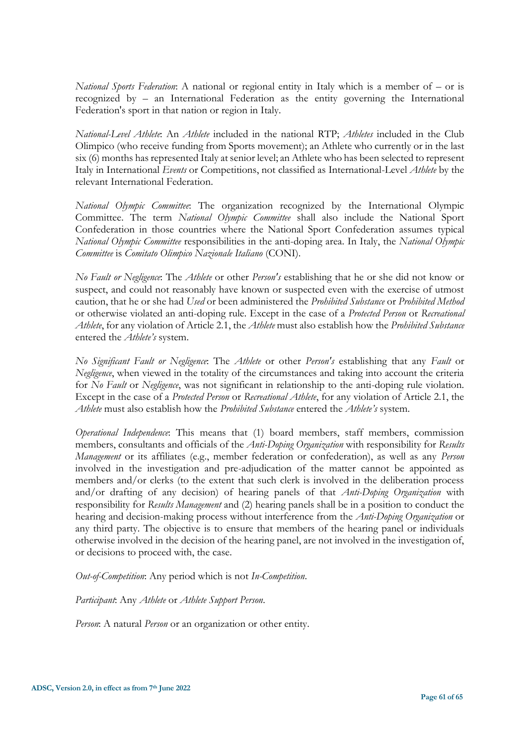*National Sports Federation*: A national or regional entity in Italy which is a member of – or is recognized by – an International Federation as the entity governing the International Federation's sport in that nation or region in Italy.

*National-Level Athlete*: An *Athlete* included in the national RTP; *Athletes* included in the Club Olimpico (who receive funding from Sports movement); an Athlete who currently or in the last six (6) months has represented Italy at senior level; an Athlete who has been selected to represent Italy in International *Events* or Competitions, not classified as International-Level *Athlete* by the relevant International Federation.

*National Olympic Committee*: The organization recognized by the International Olympic Committee. The term *National Olympic Committee* shall also include the National Sport Confederation in those countries where the National Sport Confederation assumes typical *National Olympic Committee* responsibilities in the anti-doping area. In Italy, the *National Olympic Committee* is *Comitato Olimpico Nazionale Italiano* (CONI).

*No Fault or Negligence*: The *Athlete* or other *Person's* establishing that he or she did not know or suspect, and could not reasonably have known or suspected even with the exercise of utmost caution, that he or she had *Used* or been administered the *Prohibited Substance* or *Prohibited Method* or otherwise violated an anti-doping rule. Except in the case of a *Protected Person* or *Recreational Athlete*, for any violation of Article 2.1, the *Athlete* must also establish how the *Prohibited Substance* entered the *Athlete's* system.

*No Significant Fault or Negligence*: The *Athlete* or other *Person's* establishing that any *Fault* or *Negligence*, when viewed in the totality of the circumstances and taking into account the criteria for *No Fault* or *Negligence*, was not significant in relationship to the anti-doping rule violation. Except in the case of a *Protected Person* or *Recreational Athlete*, for any violation of Article 2.1, the *Athlete* must also establish how the *Prohibited Substance* entered the *Athlete's* system.

*Operational Independence*: This means that (1) board members, staff members, commission members, consultants and officials of the *Anti-Doping Organization* with responsibility for *Results Management* or its affiliates (e.g., member federation or confederation), as well as any *Person* involved in the investigation and pre-adjudication of the matter cannot be appointed as members and/or clerks (to the extent that such clerk is involved in the deliberation process and/or drafting of any decision) of hearing panels of that *Anti-Doping Organization* with responsibility for *Results Management* and (2) hearing panels shall be in a position to conduct the hearing and decision-making process without interference from the *Anti-Doping Organization* or any third party. The objective is to ensure that members of the hearing panel or individuals otherwise involved in the decision of the hearing panel, are not involved in the investigation of, or decisions to proceed with, the case.

*Out-of-Competition*: Any period which is not *In-Competition*.

*Participant*: Any *Athlete* or *Athlete Support Person*.

*Person*: A natural *Person* or an organization or other entity.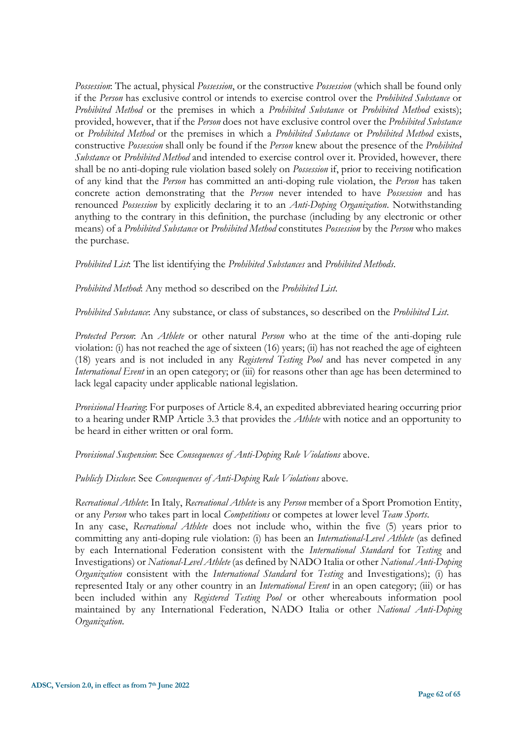*Possession*: The actual, physical *Possession*, or the constructive *Possession* (which shall be found only if the *Person* has exclusive control or intends to exercise control over the *Prohibited Substance* or *Prohibited Method* or the premises in which a *Prohibited Substance* or *Prohibited Method* exists); provided, however, that if the *Person* does not have exclusive control over the *Prohibited Substance* or *Prohibited Method* or the premises in which a *Prohibited Substance* or *Prohibited Method* exists, constructive *Possession* shall only be found if the *Person* knew about the presence of the *Prohibited Substance* or *Prohibited Method* and intended to exercise control over it. Provided, however, there shall be no anti-doping rule violation based solely on *Possession* if, prior to receiving notification of any kind that the *Person* has committed an anti-doping rule violation, the *Person* has taken concrete action demonstrating that the *Person* never intended to have *Possession* and has renounced *Possession* by explicitly declaring it to an *Anti-Doping Organization*. Notwithstanding anything to the contrary in this definition, the purchase (including by any electronic or other means) of a *Prohibited Substance* or *Prohibited Method* constitutes *Possession* by the *Person* who makes the purchase.

*Prohibited List*: The list identifying the *Prohibited Substances* and *Prohibited Methods*.

*Prohibited Method*: Any method so described on the *Prohibited List*.

*Prohibited Substance*: Any substance, or class of substances, so described on the *Prohibited List*.

*Protected Person*: An *Athlete* or other natural *Person* who at the time of the anti-doping rule violation: (i) has not reached the age of sixteen (16) years; (ii) has not reached the age of eighteen (18) years and is not included in any *Registered Testing Pool* and has never competed in any *International Event* in an open category; or (iii) for reasons other than age has been determined to lack legal capacity under applicable national legislation.

*Provisional Hearing*: For purposes of Article 8.4, an expedited abbreviated hearing occurring prior to a hearing under RMP Article 3.3 that provides the *Athlete* with notice and an opportunity to be heard in either written or oral form.

*Provisional Suspension*: See *Consequences of Anti-Doping Rule Violations* above.

*Publicly Disclose*: See *Consequences of Anti-Doping Rule Violations* above.

*Recreational Athlete*: In Italy, *Recreational Athlete* is any *Person* member of a Sport Promotion Entity, or any *Person* who takes part in local *Competitions* or competes at lower level *Team Sports*.
In any case, *Recreational Athlete* does not include who, within the five (5) years prior to committing any anti-doping rule violation: (i) has been an *International-Level Athlete* (as defined by each International Federation consistent with the *International Standard* for *Testing* and Investigations) or *National-Level Athlete* (as defined by NADO Italia or other *National Anti-Doping Organization* consistent with the *International Standard* for *Testing* and Investigations); (i) has represented Italy or any other country in an *International Event* in an open category; (iii) or has been included within any *Registered Testing Pool* or other whereabouts information pool maintained by any International Federation, NADO Italia or other *National Anti-Doping Organization*.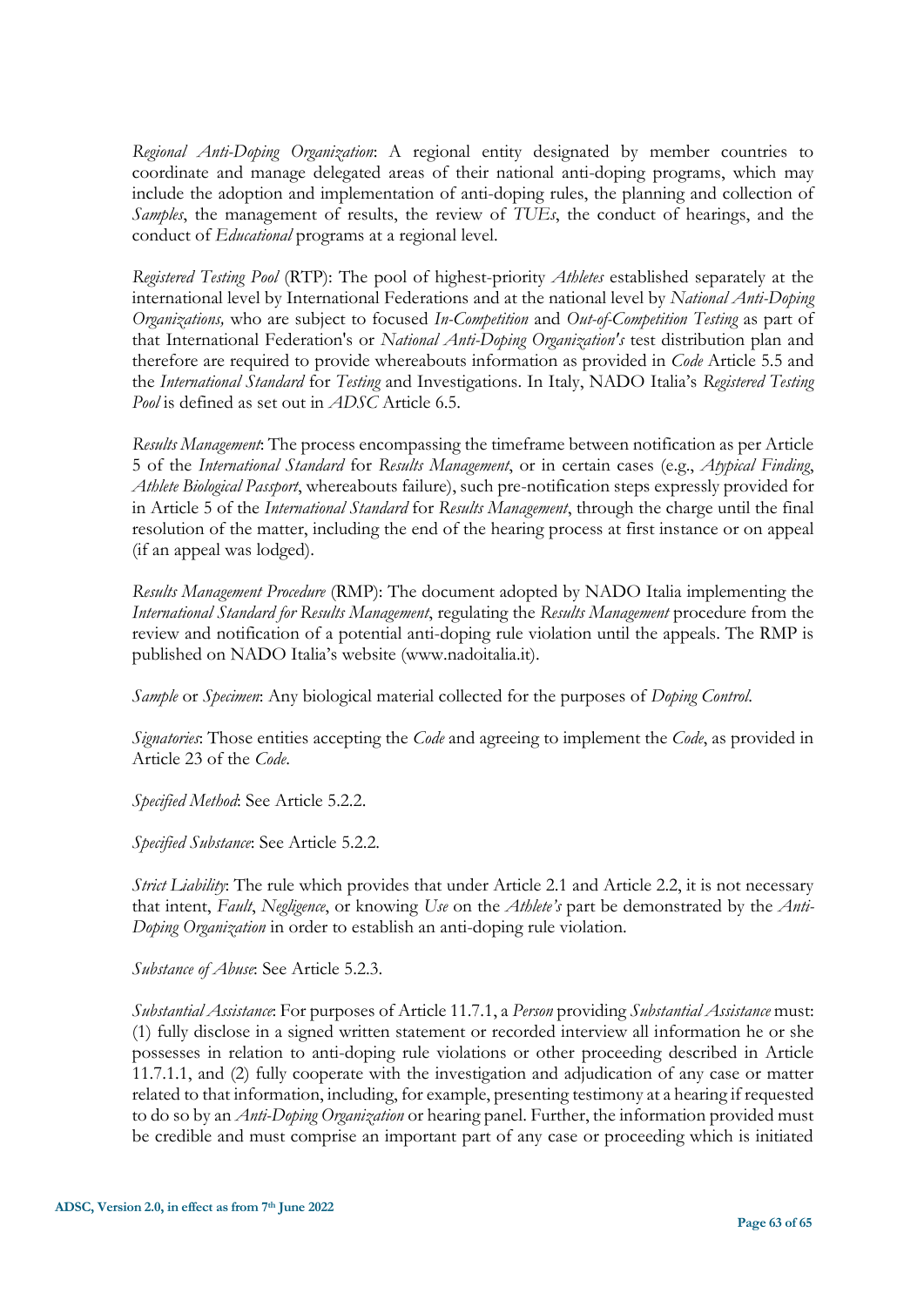*Regional Anti-Doping Organization*: A regional entity designated by member countries to coordinate and manage delegated areas of their national anti-doping programs, which may include the adoption and implementation of anti-doping rules, the planning and collection of *Samples*, the management of results, the review of *TUEs*, the conduct of hearings, and the conduct of *Educational* programs at a regional level.

*Registered Testing Pool* (RTP): The pool of highest-priority *Athletes* established separately at the international level by International Federations and at the national level by *National Anti-Doping Organizations,* who are subject to focused *In-Competition* and *Out-of-Competition Testing* as part of that International Federation's or *National Anti-Doping Organization's* test distribution plan and therefore are required to provide whereabouts information as provided in *Code* Article 5.5 and the *International Standard* for *Testing* and Investigations. In Italy, NADO Italia's *Registered Testing Pool* is defined as set out in *ADSC* Article 6.5.

*Results Management*: The process encompassing the timeframe between notification as per Article 5 of the *International Standard* for *Results Management*, or in certain cases (e.g., *Atypical Finding*, *Athlete Biological Passport*, whereabouts failure), such pre-notification steps expressly provided for in Article 5 of the *International Standard* for *Results Management*, through the charge until the final resolution of the matter, including the end of the hearing process at first instance or on appeal (if an appeal was lodged).

*Results Management Procedure* (RMP): The document adopted by NADO Italia implementing the *International Standard for Results Management*, regulating the *Results Management* procedure from the review and notification of a potential anti-doping rule violation until the appeals. The RMP is published on NADO Italia's website (www.nadoitalia.it).

*Sample* or *Specimen*: Any biological material collected for the purposes of *Doping Control*.

*Signatories*: Those entities accepting the *Code* and agreeing to implement the *Code*, as provided in Article 23 of the *Code*.

*Specified Method*: See Article 5.2.2.

*Specified Substance*: See Article 5.2.2.

*Strict Liability*: The rule which provides that under Article 2.1 and Article 2.2, it is not necessary that intent, *Fault*, *Negligence*, or knowing *Use* on the *Athlete's* part be demonstrated by the *Anti-Doping Organization* in order to establish an anti-doping rule violation.

*Substance of Abuse*: See Article 5.2.3.

*Substantial Assistance*: For purposes of Article 11.7.1, a *Person* providing *Substantial Assistance* must: (1) fully disclose in a signed written statement or recorded interview all information he or she possesses in relation to anti-doping rule violations or other proceeding described in Article 11.7.1.1, and (2) fully cooperate with the investigation and adjudication of any case or matter related to that information, including, for example, presenting testimony at a hearing if requested to do so by an *Anti-Doping Organization* or hearing panel. Further, the information provided must be credible and must comprise an important part of any case or proceeding which is initiated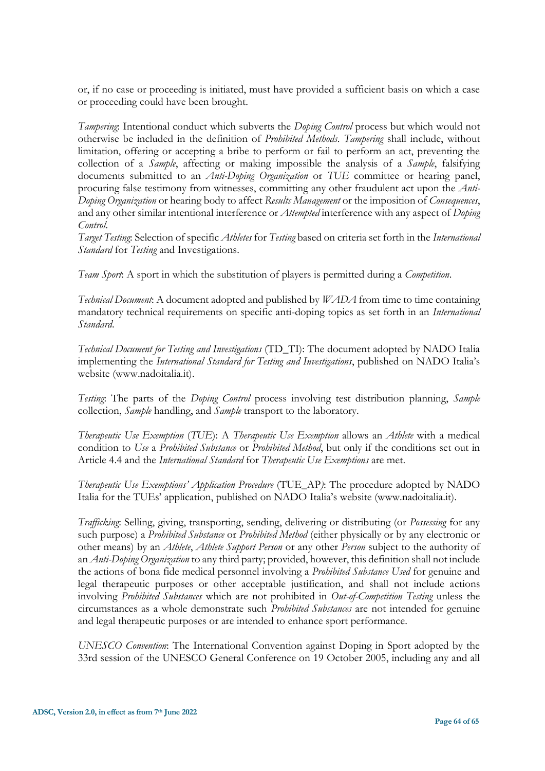or, if no case or proceeding is initiated, must have provided a sufficient basis on which a case or proceeding could have been brought.

*Tampering*: Intentional conduct which subverts the *Doping Control* process but which would not otherwise be included in the definition of *Prohibited Methods*. *Tampering* shall include, without limitation, offering or accepting a bribe to perform or fail to perform an act, preventing the collection of a *Sample*, affecting or making impossible the analysis of a *Sample*, falsifying documents submitted to an *Anti-Doping Organization* or *TUE* committee or hearing panel, procuring false testimony from witnesses, committing any other fraudulent act upon the *Anti-Doping Organization* or hearing body to affect *Results Management* or the imposition of *Consequences*, and any other similar intentional interference or *Attempted* interference with any aspect of *Doping Control*.

*Target Testing*: Selection of specific *Athletes* for *Testing* based on criteria set forth in the *International Standard* for *Testing* and Investigations.

*Team Sport*: A sport in which the substitution of players is permitted during a *Competition*.

*Technical Document*: A document adopted and published by *WADA* from time to time containing mandatory technical requirements on specific anti-doping topics as set forth in an *International Standard*.

*Technical Document for Testing and Investigations* (TD_TI): The document adopted by NADO Italia implementing the *International Standard for Testing and Investigations*, published on NADO Italia's website (www.nadoitalia.it).

*Testing*: The parts of the *Doping Control* process involving test distribution planning, *Sample* collection, *Sample* handling, and *Sample* transport to the laboratory.

*Therapeutic Use Exemption* (*TUE*): A *Therapeutic Use Exemption* allows an *Athlete* with a medical condition to *Use* a *Prohibited Substance* or *Prohibited Method*, but only if the conditions set out in Article 4.4 and the *International Standard* for *Therapeutic Use Exemptions* are met.

*Therapeutic Use Exemptions' Application Procedure* (TUE_AP): The procedure adopted by NADO Italia for the TUEs' application, published on NADO Italia's website (www.nadoitalia.it).

*Trafficking*: Selling, giving, transporting, sending, delivering or distributing (or *Possessing* for any such purpose) a *Prohibited Substance* or *Prohibited Method* (either physically or by any electronic or other means) by an *Athlete*, *Athlete Support Person* or any other *Person* subject to the authority of an *Anti-Doping Organization* to any third party; provided, however, this definition shall not include the actions of bona fide medical personnel involving a *Prohibited Substance Used* for genuine and legal therapeutic purposes or other acceptable justification, and shall not include actions involving *Prohibited Substances* which are not prohibited in *Out-of-Competition Testing* unless the circumstances as a whole demonstrate such *Prohibited Substances* are not intended for genuine and legal therapeutic purposes or are intended to enhance sport performance.

*UNESCO Convention*: The International Convention against Doping in Sport adopted by the 33rd session of the UNESCO General Conference on 19 October 2005, including any and all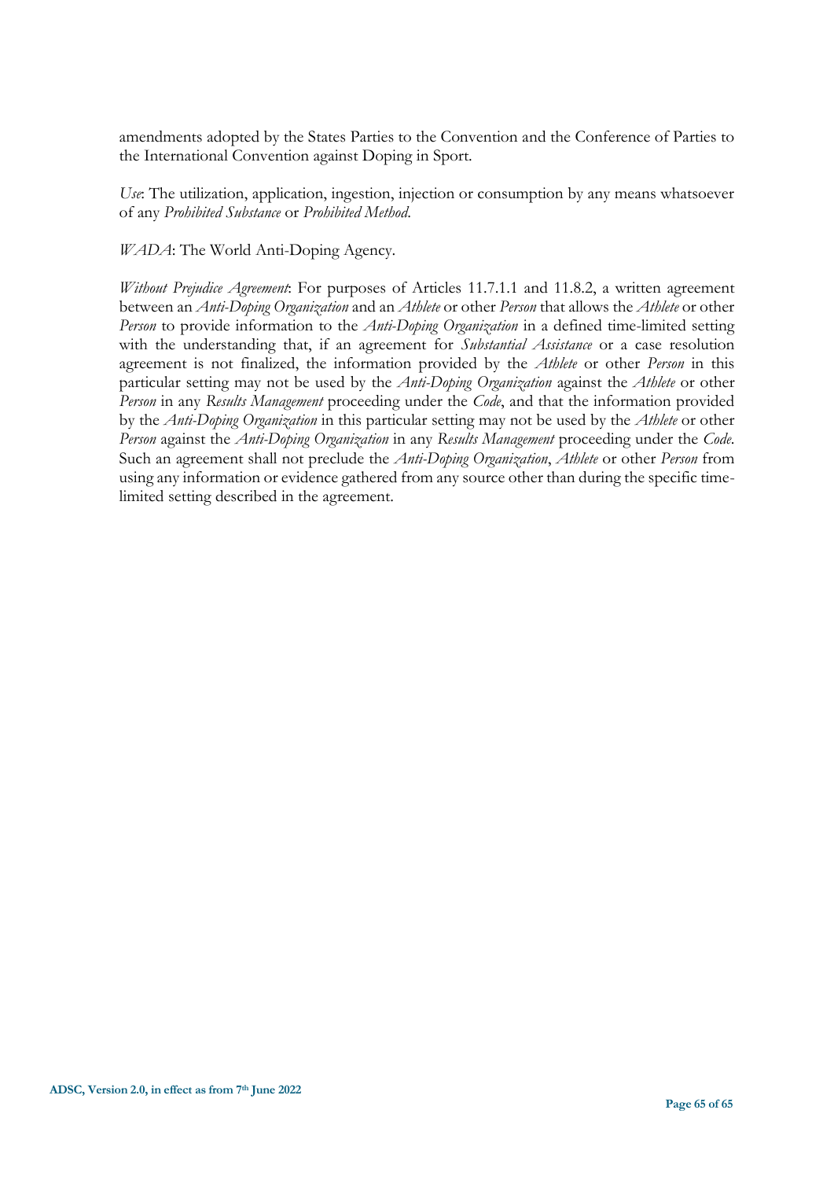amendments adopted by the States Parties to the Convention and the Conference of Parties to the International Convention against Doping in Sport.

*Use*: The utilization, application, ingestion, injection or consumption by any means whatsoever of any *Prohibited Substance* or *Prohibited Method*.

*WADA*: The World Anti-Doping Agency.

*Without Prejudice Agreement*: For purposes of Articles 11.7.1.1 and 11.8.2, a written agreement between an *Anti-Doping Organization* and an *Athlete* or other *Person* that allows the *Athlete* or other *Person* to provide information to the *Anti-Doping Organization* in a defined time-limited setting with the understanding that, if an agreement for *Substantial Assistance* or a case resolution agreement is not finalized, the information provided by the *Athlete* or other *Person* in this particular setting may not be used by the *Anti-Doping Organization* against the *Athlete* or other *Person* in any *Results Management* proceeding under the *Code*, and that the information provided by the *Anti-Doping Organization* in this particular setting may not be used by the *Athlete* or other *Person* against the *Anti-Doping Organization* in any *Results Management* proceeding under the *Code*. Such an agreement shall not preclude the *Anti-Doping Organization*, *Athlete* or other *Person* from using any information or evidence gathered from any source other than during the specific time-limited setting described in the agreement.